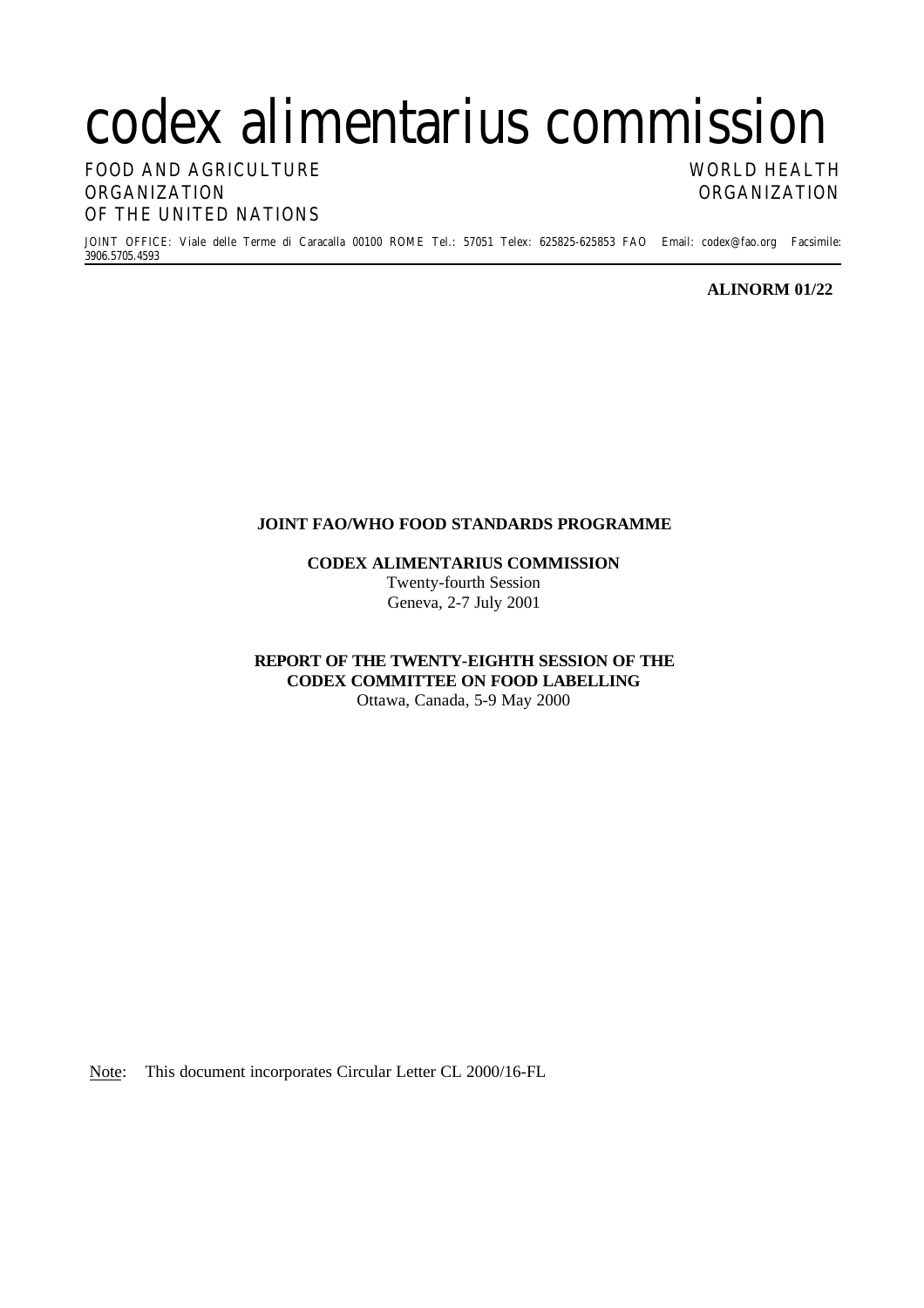# codex alimentarius commission

FOOD AND AGRICULTURE ORGANIZATION OF THE UNITED NATIONS

WORLD HEALTH ORGANIZATION

JOINT OFFICE: Viale delle Terme di Caracalla 00100 ROME Tel.: 57051 Telex: 625825-625853 FAO Email: codex@fao.org Facsimile: 3906.5705.4593

**ALINORM 01/22**

**JOINT FAO/WHO FOOD STANDARDS PROGRAMME**

**CODEX ALIMENTARIUS COMMISSION**
Twenty-fourth Session
Geneva, 2-7 July 2001

**REPORT OF THE TWENTY-EIGHTH SESSION OF THE CODEX COMMITTEE ON FOOD LABELLING**
Ottawa, Canada, 5-9 May 2000

Note: This document incorporates Circular Letter CL 2000/16-FL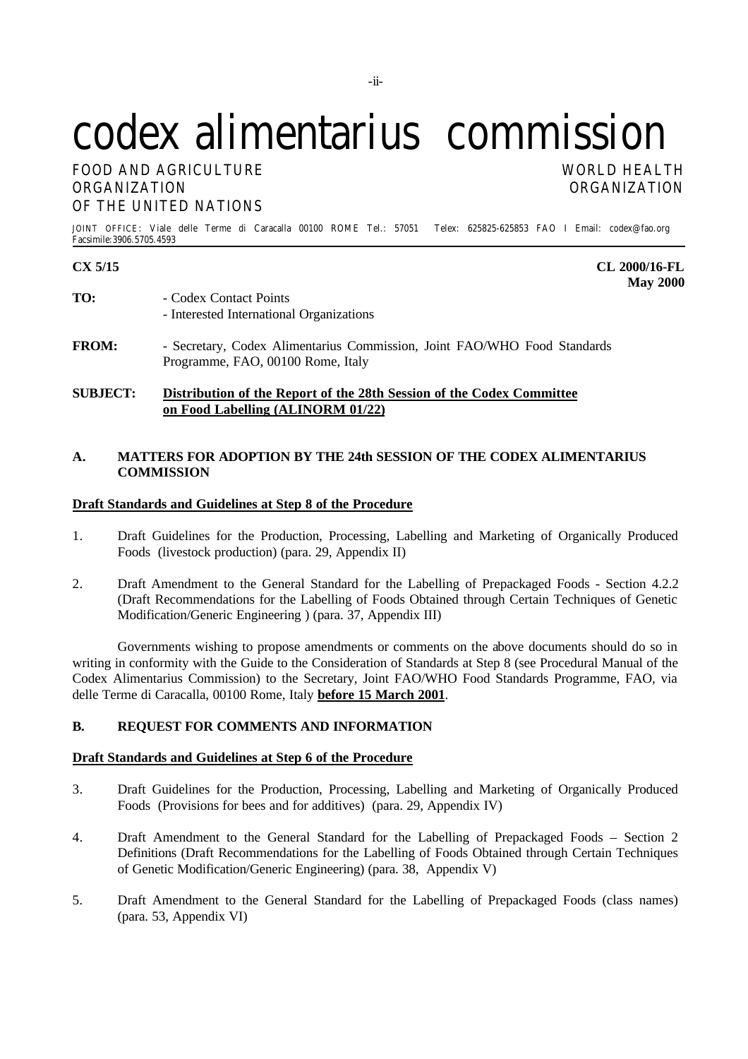# codex alimentarius commission

FOOD AND AGRICULTURE ORGANIZATION OF THE UNITED NATIONS

WORLD HEALTH ORGANIZATION

JOINT OFFICE: Viale delle Terme di Caracalla 00100 ROME Tel.: 57051 Telex: 625825-625853 FAO I Email: codex@fao.org Facsimile:3906.5705.4593

**CX 5/15** **CL 2000/16-FL**
**May 2000**

**TO:** - Codex Contact Points
- Interested International Organizations

**FROM:** - Secretary, Codex Alimentarius Commission, Joint FAO/WHO Food Standards Programme, FAO, 00100 Rome, Italy

**SUBJECT:** **Distribution of the Report of the 28th Session of the Codex Committee on Food Labelling (ALINORM 01/22)**

## A. MATTERS FOR ADOPTION BY THE 24th SESSION OF THE CODEX ALIMENTARIUS COMMISSION

**Draft Standards and Guidelines at Step 8 of the Procedure**

1. Draft Guidelines for the Production, Processing, Labelling and Marketing of Organically Produced Foods (livestock production) (para. 29, Appendix II)

2. Draft Amendment to the General Standard for the Labelling of Prepackaged Foods - Section 4.2.2 (Draft Recommendations for the Labelling of Foods Obtained through Certain Techniques of Genetic Modification/Generic Engineering ) (para. 37, Appendix III)

Governments wishing to propose amendments or comments on the above documents should do so in writing in conformity with the Guide to the Consideration of Standards at Step 8 (see Procedural Manual of the Codex Alimentarius Commission) to the Secretary, Joint FAO/WHO Food Standards Programme, FAO, via delle Terme di Caracalla, 00100 Rome, Italy **before 15 March 2001**.

## B. REQUEST FOR COMMENTS AND INFORMATION

**Draft Standards and Guidelines at Step 6 of the Procedure**

3. Draft Guidelines for the Production, Processing, Labelling and Marketing of Organically Produced Foods (Provisions for bees and for additives) (para. 29, Appendix IV)

4. Draft Amendment to the General Standard for the Labelling of Prepackaged Foods – Section 2 Definitions (Draft Recommendations for the Labelling of Foods Obtained through Certain Techniques of Genetic Modification/Generic Engineering) (para. 38, Appendix V)

5. Draft Amendment to the General Standard for the Labelling of Prepackaged Foods (class names) (para. 53, Appendix VI)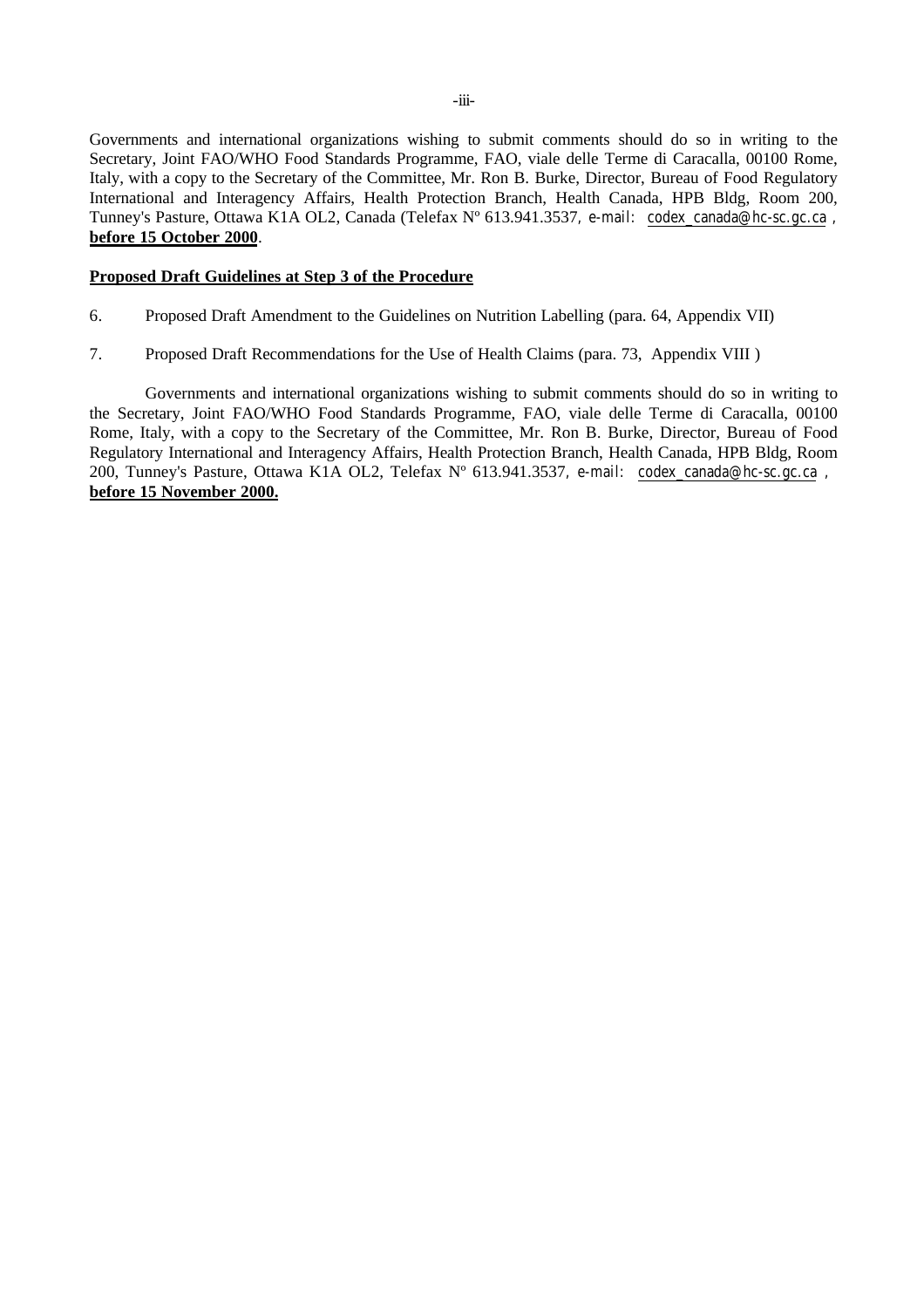Governments and international organizations wishing to submit comments should do so in writing to the Secretary, Joint FAO/WHO Food Standards Programme, FAO, viale delle Terme di Caracalla, 00100 Rome, Italy, with a copy to the Secretary of the Committee, Mr. Ron B. Burke, Director, Bureau of Food Regulatory International and Interagency Affairs, Health Protection Branch, Health Canada, HPB Bldg, Room 200, Tunney's Pasture, Ottawa K1A OL2, Canada (Telefax Nº 613.941.3537, e-mail: codex_canada@hc-sc.gc.ca , **before 15 October 2000**.

**Proposed Draft Guidelines at Step 3 of the Procedure**

6. Proposed Draft Amendment to the Guidelines on Nutrition Labelling (para. 64, Appendix VII)

7. Proposed Draft Recommendations for the Use of Health Claims (para. 73, Appendix VIII )

Governments and international organizations wishing to submit comments should do so in writing to the Secretary, Joint FAO/WHO Food Standards Programme, FAO, viale delle Terme di Caracalla, 00100 Rome, Italy, with a copy to the Secretary of the Committee, Mr. Ron B. Burke, Director, Bureau of Food Regulatory International and Interagency Affairs, Health Protection Branch, Health Canada, HPB Bldg, Room 200, Tunney's Pasture, Ottawa K1A OL2, Telefax Nº 613.941.3537, e-mail: codex_canada@hc-sc.gc.ca , **before 15 November 2000.**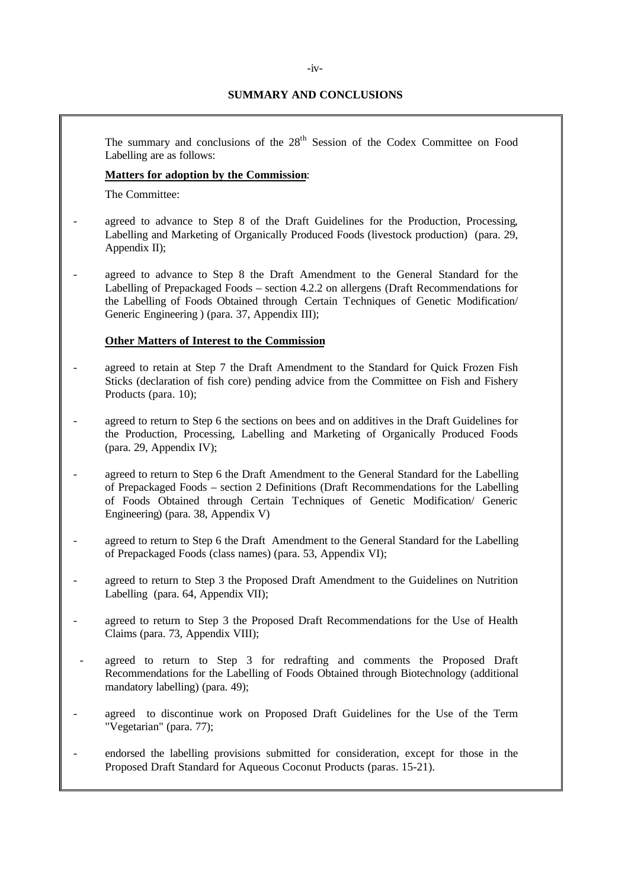## SUMMARY AND CONCLUSIONS

The summary and conclusions of the 28th Session of the Codex Committee on Food Labelling are as follows:

**Matters for adoption by the Commission**:

The Committee:

- agreed to advance to Step 8 of the Draft Guidelines for the Production, Processing, Labelling and Marketing of Organically Produced Foods (livestock production) (para. 29, Appendix II);
- agreed to advance to Step 8 the Draft Amendment to the General Standard for the Labelling of Prepackaged Foods – section 4.2.2 on allergens (Draft Recommendations for the Labelling of Foods Obtained through Certain Techniques of Genetic Modification/ Generic Engineering ) (para. 37, Appendix III);

**Other Matters of Interest to the Commission**

- agreed to retain at Step 7 the Draft Amendment to the Standard for Quick Frozen Fish Sticks (declaration of fish core) pending advice from the Committee on Fish and Fishery Products (para. 10);
- agreed to return to Step 6 the sections on bees and on additives in the Draft Guidelines for the Production, Processing, Labelling and Marketing of Organically Produced Foods (para. 29, Appendix IV);
- agreed to return to Step 6 the Draft Amendment to the General Standard for the Labelling of Prepackaged Foods – section 2 Definitions (Draft Recommendations for the Labelling of Foods Obtained through Certain Techniques of Genetic Modification/ Generic Engineering) (para. 38, Appendix V)
- agreed to return to Step 6 the Draft Amendment to the General Standard for the Labelling of Prepackaged Foods (class names) (para. 53, Appendix VI);
- agreed to return to Step 3 the Proposed Draft Amendment to the Guidelines on Nutrition Labelling (para. 64, Appendix VII);
- agreed to return to Step 3 the Proposed Draft Recommendations for the Use of Health Claims (para. 73, Appendix VIII);
- agreed to return to Step 3 for redrafting and comments the Proposed Draft Recommendations for the Labelling of Foods Obtained through Biotechnology (additional mandatory labelling) (para. 49);
- agreed to discontinue work on Proposed Draft Guidelines for the Use of the Term "Vegetarian" (para. 77);
- endorsed the labelling provisions submitted for consideration, except for those in the Proposed Draft Standard for Aqueous Coconut Products (paras. 15-21).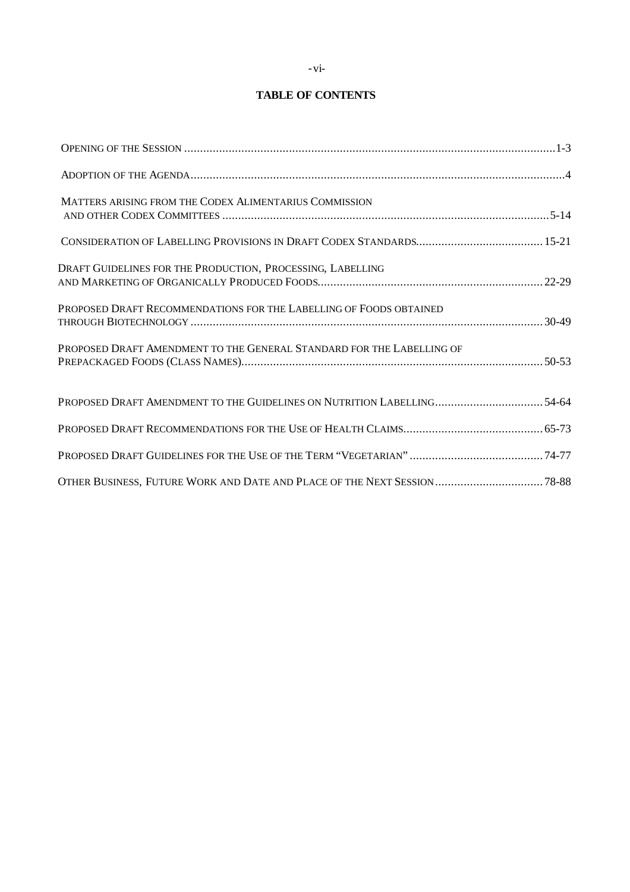# TABLE OF CONTENTS

| | |
|---|---|
| OPENING OF THE SESSION | 1-3 |
| ADOPTION OF THE AGENDA | 4 |
| MATTERS ARISING FROM THE CODEX ALIMENTARIUS COMMISSION AND OTHER CODEX COMMITTEES | 5-14 |
| CONSIDERATION OF LABELLING PROVISIONS IN DRAFT CODEX STANDARDS | 15-21 |
| DRAFT GUIDELINES FOR THE PRODUCTION, PROCESSING, LABELLING AND MARKETING OF ORGANICALLY PRODUCED FOODS | 22-29 |
| PROPOSED DRAFT RECOMMENDATIONS FOR THE LABELLING OF FOODS OBTAINED THROUGH BIOTECHNOLOGY | 30-49 |
| PROPOSED DRAFT AMENDMENT TO THE GENERAL STANDARD FOR THE LABELLING OF PREPACKAGED FOODS (CLASS NAMES) | 50-53 |
| PROPOSED DRAFT AMENDMENT TO THE GUIDELINES ON NUTRITION LABELLING | 54-64 |
| PROPOSED DRAFT RECOMMENDATIONS FOR THE USE OF HEALTH CLAIMS | 65-73 |
| PROPOSED DRAFT GUIDELINES FOR THE USE OF THE TERM "VEGETARIAN" | 74-77 |
| OTHER BUSINESS, FUTURE WORK AND DATE AND PLACE OF THE NEXT SESSION | 78-88 |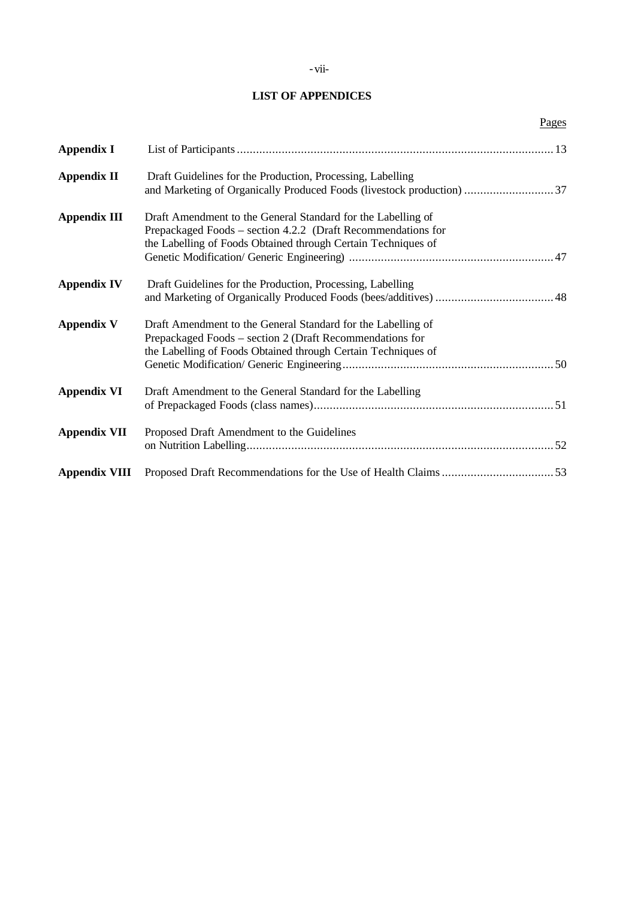## LIST OF APPENDICES

| | | Pages |
|---|---|---|
| **Appendix I** | List of Participants | 13 |
| **Appendix II** | Draft Guidelines for the Production, Processing, Labelling and Marketing of Organically Produced Foods (livestock production) | 37 |
| **Appendix III** | Draft Amendment to the General Standard for the Labelling of Prepackaged Foods – section 4.2.2 (Draft Recommendations for the Labelling of Foods Obtained through Certain Techniques of Genetic Modification/ Generic Engineering) | 47 |
| **Appendix IV** | Draft Guidelines for the Production, Processing, Labelling and Marketing of Organically Produced Foods (bees/additives) | 48 |
| **Appendix V** | Draft Amendment to the General Standard for the Labelling of Prepackaged Foods – section 2 (Draft Recommendations for the Labelling of Foods Obtained through Certain Techniques of Genetic Modification/ Generic Engineering | 50 |
| **Appendix VI** | Draft Amendment to the General Standard for the Labelling of Prepackaged Foods (class names) | 51 |
| **Appendix VII** | Proposed Draft Amendment to the Guidelines on Nutrition Labelling | 52 |
| **Appendix VIII** | Proposed Draft Recommendations for the Use of Health Claims | 53 |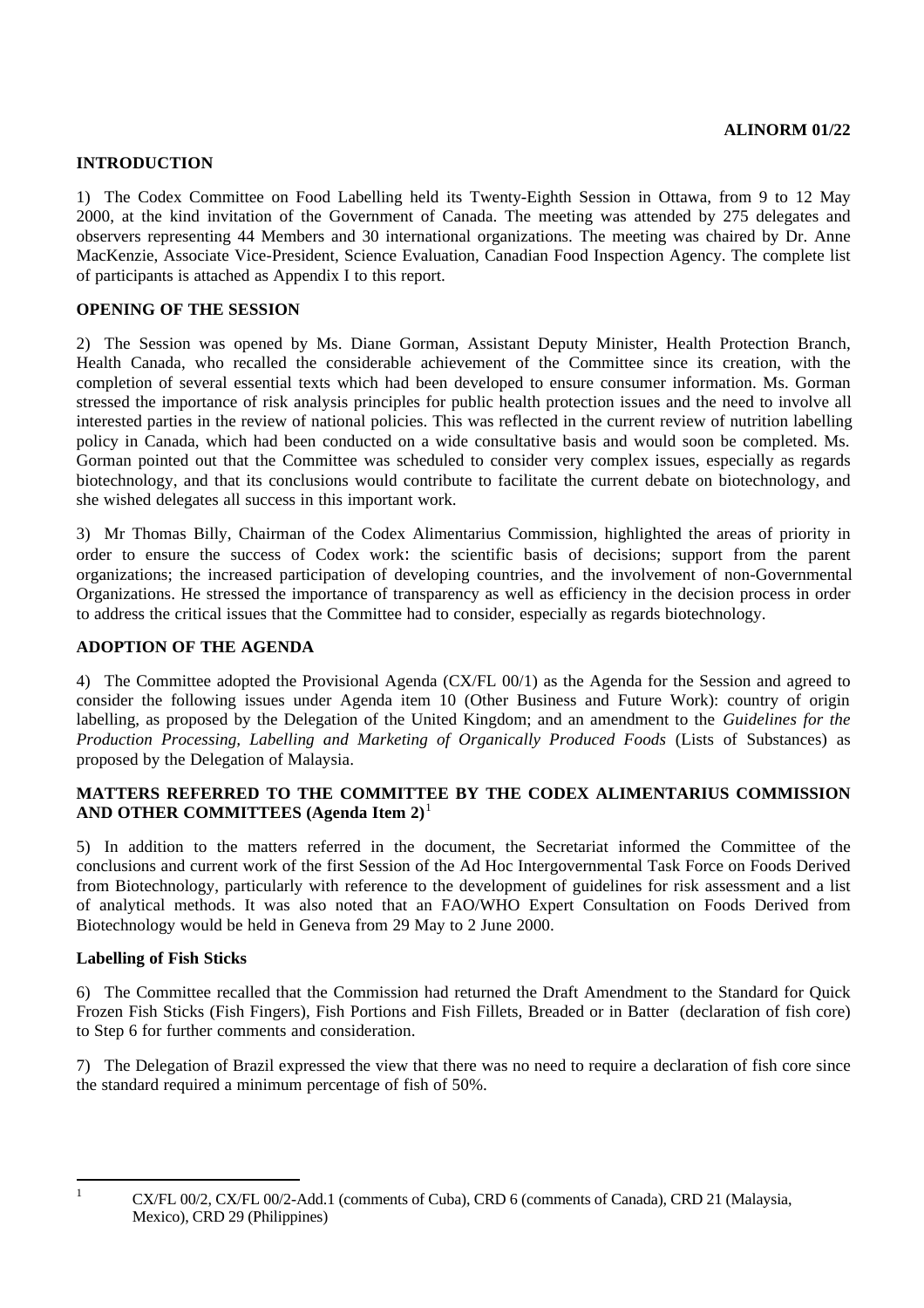**ALINORM 01/22**

## INTRODUCTION

1) The Codex Committee on Food Labelling held its Twenty-Eighth Session in Ottawa, from 9 to 12 May 2000, at the kind invitation of the Government of Canada. The meeting was attended by 275 delegates and observers representing 44 Members and 30 international organizations. The meeting was chaired by Dr. Anne MacKenzie, Associate Vice-President, Science Evaluation, Canadian Food Inspection Agency. The complete list of participants is attached as Appendix I to this report.

## OPENING OF THE SESSION

2) The Session was opened by Ms. Diane Gorman, Assistant Deputy Minister, Health Protection Branch, Health Canada, who recalled the considerable achievement of the Committee since its creation, with the completion of several essential texts which had been developed to ensure consumer information. Ms. Gorman stressed the importance of risk analysis principles for public health protection issues and the need to involve all interested parties in the review of national policies. This was reflected in the current review of nutrition labelling policy in Canada, which had been conducted on a wide consultative basis and would soon be completed. Ms. Gorman pointed out that the Committee was scheduled to consider very complex issues, especially as regards biotechnology, and that its conclusions would contribute to facilitate the current debate on biotechnology, and she wished delegates all success in this important work.

3) Mr Thomas Billy, Chairman of the Codex Alimentarius Commission, highlighted the areas of priority in order to ensure the success of Codex work: the scientific basis of decisions; support from the parent organizations; the increased participation of developing countries, and the involvement of non-Governmental Organizations. He stressed the importance of transparency as well as efficiency in the decision process in order to address the critical issues that the Committee had to consider, especially as regards biotechnology.

## ADOPTION OF THE AGENDA

4) The Committee adopted the Provisional Agenda (CX/FL 00/1) as the Agenda for the Session and agreed to consider the following issues under Agenda item 10 (Other Business and Future Work): country of origin labelling, as proposed by the Delegation of the United Kingdom; and an amendment to the *Guidelines for the Production Processing, Labelling and Marketing of Organically Produced Foods* (Lists of Substances) as proposed by the Delegation of Malaysia.

## MATTERS REFERRED TO THE COMMITTEE BY THE CODEX ALIMENTARIUS COMMISSION AND OTHER COMMITTEES (Agenda Item 2)[1]

5) In addition to the matters referred in the document, the Secretariat informed the Committee of the conclusions and current work of the first Session of the Ad Hoc Intergovernmental Task Force on Foods Derived from Biotechnology, particularly with reference to the development of guidelines for risk assessment and a list of analytical methods. It was also noted that an FAO/WHO Expert Consultation on Foods Derived from Biotechnology would be held in Geneva from 29 May to 2 June 2000.

### Labelling of Fish Sticks

6) The Committee recalled that the Commission had returned the Draft Amendment to the Standard for Quick Frozen Fish Sticks (Fish Fingers), Fish Portions and Fish Fillets, Breaded or in Batter (declaration of fish core) to Step 6 for further comments and consideration.

7) The Delegation of Brazil expressed the view that there was no need to require a declaration of fish core since the standard required a minimum percentage of fish of 50%.

---

[1] CX/FL 00/2, CX/FL 00/2-Add.1 (comments of Cuba), CRD 6 (comments of Canada), CRD 21 (Malaysia, Mexico), CRD 29 (Philippines)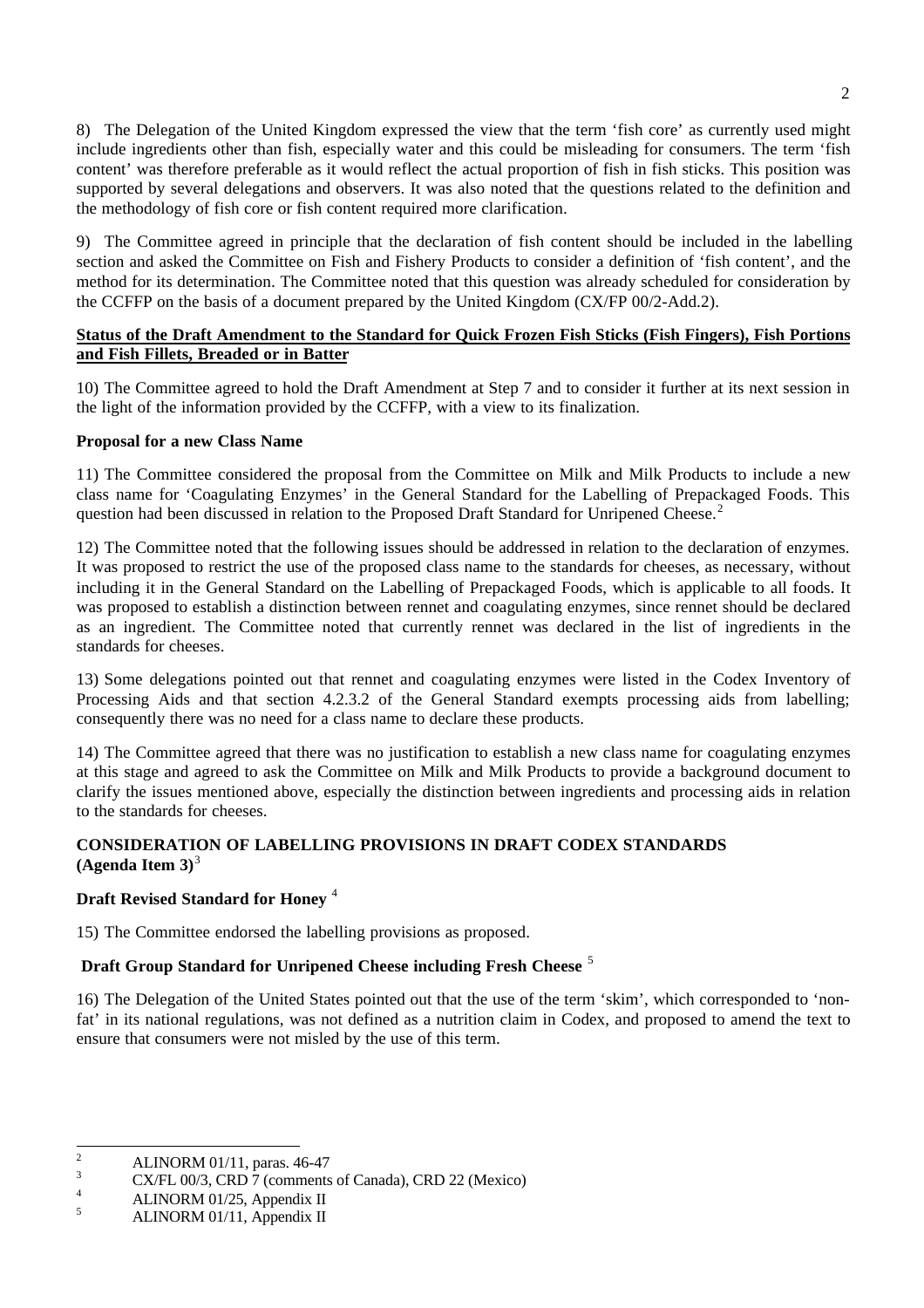8) The Delegation of the United Kingdom expressed the view that the term 'fish core' as currently used might include ingredients other than fish, especially water and this could be misleading for consumers. The term 'fish content' was therefore preferable as it would reflect the actual proportion of fish in fish sticks. This position was supported by several delegations and observers. It was also noted that the questions related to the definition and the methodology of fish core or fish content required more clarification.

9) The Committee agreed in principle that the declaration of fish content should be included in the labelling section and asked the Committee on Fish and Fishery Products to consider a definition of 'fish content', and the method for its determination. The Committee noted that this question was already scheduled for consideration by the CCFFP on the basis of a document prepared by the United Kingdom (CX/FP 00/2-Add.2).

**Status of the Draft Amendment to the Standard for Quick Frozen Fish Sticks (Fish Fingers), Fish Portions and Fish Fillets, Breaded or in Batter**

10) The Committee agreed to hold the Draft Amendment at Step 7 and to consider it further at its next session in the light of the information provided by the CCFFP, with a view to its finalization.

**Proposal for a new Class Name**

11) The Committee considered the proposal from the Committee on Milk and Milk Products to include a new class name for 'Coagulating Enzymes' in the General Standard for the Labelling of Prepackaged Foods. This question had been discussed in relation to the Proposed Draft Standard for Unripened Cheese.[2]

12) The Committee noted that the following issues should be addressed in relation to the declaration of enzymes. It was proposed to restrict the use of the proposed class name to the standards for cheeses, as necessary, without including it in the General Standard on the Labelling of Prepackaged Foods, which is applicable to all foods. It was proposed to establish a distinction between rennet and coagulating enzymes, since rennet should be declared as an ingredient. The Committee noted that currently rennet was declared in the list of ingredients in the standards for cheeses.

13) Some delegations pointed out that rennet and coagulating enzymes were listed in the Codex Inventory of Processing Aids and that section 4.2.3.2 of the General Standard exempts processing aids from labelling; consequently there was no need for a class name to declare these products.

14) The Committee agreed that there was no justification to establish a new class name for coagulating enzymes at this stage and agreed to ask the Committee on Milk and Milk Products to provide a background document to clarify the issues mentioned above, especially the distinction between ingredients and processing aids in relation to the standards for cheeses.

## CONSIDERATION OF LABELLING PROVISIONS IN DRAFT CODEX STANDARDS (Agenda Item 3)[3]

### Draft Revised Standard for Honey [4]

15) The Committee endorsed the labelling provisions as proposed.

### Draft Group Standard for Unripened Cheese including Fresh Cheese [5]

16) The Delegation of the United States pointed out that the use of the term 'skim', which corresponded to 'non-fat' in its national regulations, was not defined as a nutrition claim in Codex, and proposed to amend the text to ensure that consumers were not misled by the use of this term.

---

[2] ALINORM 01/11, paras. 46-47

[3] CX/FL 00/3, CRD 7 (comments of Canada), CRD 22 (Mexico)

[4] ALINORM 01/25, Appendix II

[5] ALINORM 01/11, Appendix II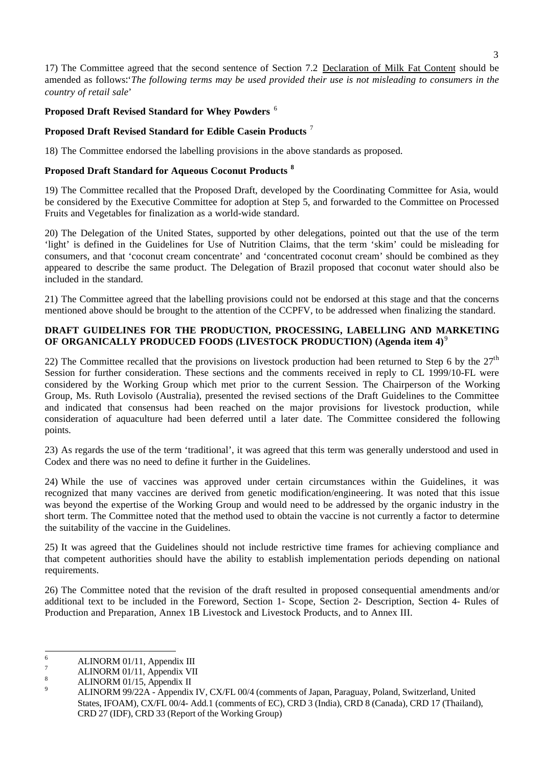17) The Committee agreed that the second sentence of Section 7.2 Declaration of Milk Fat Content should be amended as follows:'*The following terms may be used provided their use is not misleading to consumers in the country of retail sale*'

**Proposed Draft Revised Standard for Whey Powders** [6]

**Proposed Draft Revised Standard for Edible Casein Products** [7]

18) The Committee endorsed the labelling provisions in the above standards as proposed.

**Proposed Draft Standard for Aqueous Coconut Products** [8]

19) The Committee recalled that the Proposed Draft, developed by the Coordinating Committee for Asia, would be considered by the Executive Committee for adoption at Step 5, and forwarded to the Committee on Processed Fruits and Vegetables for finalization as a world-wide standard.

20) The Delegation of the United States, supported by other delegations, pointed out that the use of the term 'light' is defined in the Guidelines for Use of Nutrition Claims, that the term 'skim' could be misleading for consumers, and that 'coconut cream concentrate' and 'concentrated coconut cream' should be combined as they appeared to describe the same product. The Delegation of Brazil proposed that coconut water should also be included in the standard.

21) The Committee agreed that the labelling provisions could not be endorsed at this stage and that the concerns mentioned above should be brought to the attention of the CCPFV, to be addressed when finalizing the standard.

**DRAFT GUIDELINES FOR THE PRODUCTION, PROCESSING, LABELLING AND MARKETING OF ORGANICALLY PRODUCED FOODS (LIVESTOCK PRODUCTION) (Agenda item 4)**[9]

22) The Committee recalled that the provisions on livestock production had been returned to Step 6 by the 27th Session for further consideration. These sections and the comments received in reply to CL 1999/10-FL were considered by the Working Group which met prior to the current Session. The Chairperson of the Working Group, Ms. Ruth Lovisolo (Australia), presented the revised sections of the Draft Guidelines to the Committee and indicated that consensus had been reached on the major provisions for livestock production, while consideration of aquaculture had been deferred until a later date. The Committee considered the following points.

23) As regards the use of the term 'traditional', it was agreed that this term was generally understood and used in Codex and there was no need to define it further in the Guidelines.

24) While the use of vaccines was approved under certain circumstances within the Guidelines, it was recognized that many vaccines are derived from genetic modification/engineering. It was noted that this issue was beyond the expertise of the Working Group and would need to be addressed by the organic industry in the short term. The Committee noted that the method used to obtain the vaccine is not currently a factor to determine the suitability of the vaccine in the Guidelines.

25) It was agreed that the Guidelines should not include restrictive time frames for achieving compliance and that competent authorities should have the ability to establish implementation periods depending on national requirements.

26) The Committee noted that the revision of the draft resulted in proposed consequential amendments and/or additional text to be included in the Foreword, Section 1- Scope, Section 2- Description, Section 4- Rules of Production and Preparation, Annex 1B Livestock and Livestock Products, and to Annex III.

---

[6] ALINORM 01/11, Appendix III

[7] ALINORM 01/11, Appendix VII

[8] ALINORM 01/15, Appendix II

[9] ALINORM 99/22A - Appendix IV, CX/FL 00/4 (comments of Japan, Paraguay, Poland, Switzerland, United States, IFOAM), CX/FL 00/4- Add.1 (comments of EC), CRD 3 (India), CRD 8 (Canada), CRD 17 (Thailand), CRD 27 (IDF), CRD 33 (Report of the Working Group)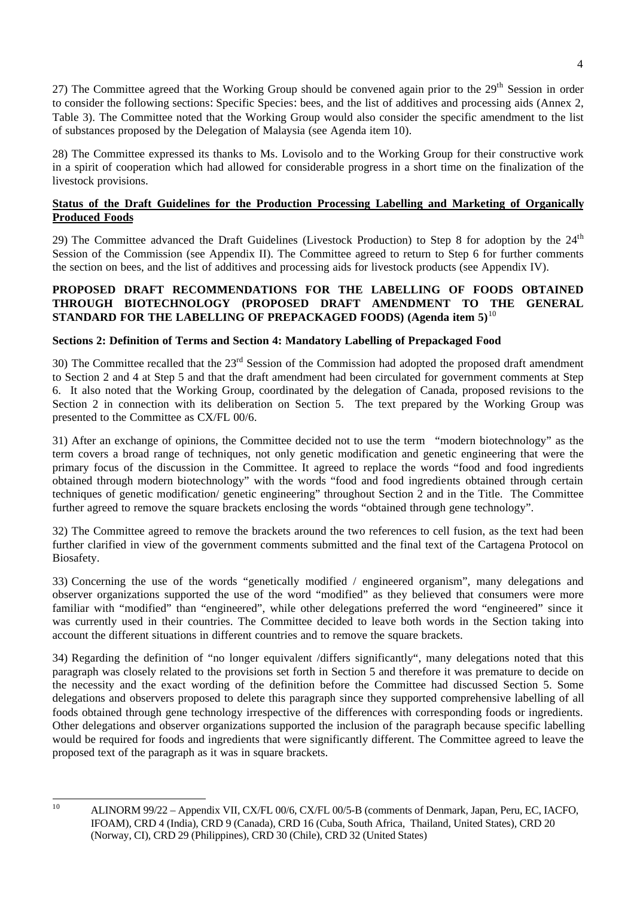27) The Committee agreed that the Working Group should be convened again prior to the 29th Session in order to consider the following sections: Specific Species: bees, and the list of additives and processing aids (Annex 2, Table 3). The Committee noted that the Working Group would also consider the specific amendment to the list of substances proposed by the Delegation of Malaysia (see Agenda item 10).

28) The Committee expressed its thanks to Ms. Lovisolo and to the Working Group for their constructive work in a spirit of cooperation which had allowed for considerable progress in a short time on the finalization of the livestock provisions.

**Status of the Draft Guidelines for the Production Processing Labelling and Marketing of Organically Produced Foods**

29) The Committee advanced the Draft Guidelines (Livestock Production) to Step 8 for adoption by the 24th Session of the Commission (see Appendix II). The Committee agreed to return to Step 6 for further comments the section on bees, and the list of additives and processing aids for livestock products (see Appendix IV).

## PROPOSED DRAFT RECOMMENDATIONS FOR THE LABELLING OF FOODS OBTAINED THROUGH BIOTECHNOLOGY (PROPOSED DRAFT AMENDMENT TO THE GENERAL STANDARD FOR THE LABELLING OF PREPACKAGED FOODS) (Agenda item 5)[10]

### Sections 2: Definition of Terms and Section 4: Mandatory Labelling of Prepackaged Food

30) The Committee recalled that the 23rd Session of the Commission had adopted the proposed draft amendment to Section 2 and 4 at Step 5 and that the draft amendment had been circulated for government comments at Step 6. It also noted that the Working Group, coordinated by the delegation of Canada, proposed revisions to the Section 2 in connection with its deliberation on Section 5. The text prepared by the Working Group was presented to the Committee as CX/FL 00/6.

31) After an exchange of opinions, the Committee decided not to use the term "modern biotechnology" as the term covers a broad range of techniques, not only genetic modification and genetic engineering that were the primary focus of the discussion in the Committee. It agreed to replace the words "food and food ingredients obtained through modern biotechnology" with the words "food and food ingredients obtained through certain techniques of genetic modification/ genetic engineering" throughout Section 2 and in the Title. The Committee further agreed to remove the square brackets enclosing the words "obtained through gene technology".

32) The Committee agreed to remove the brackets around the two references to cell fusion, as the text had been further clarified in view of the government comments submitted and the final text of the Cartagena Protocol on Biosafety.

33) Concerning the use of the words "genetically modified / engineered organism", many delegations and observer organizations supported the use of the word "modified" as they believed that consumers were more familiar with "modified" than "engineered", while other delegations preferred the word "engineered" since it was currently used in their countries. The Committee decided to leave both words in the Section taking into account the different situations in different countries and to remove the square brackets.

34) Regarding the definition of "no longer equivalent /differs significantly", many delegations noted that this paragraph was closely related to the provisions set forth in Section 5 and therefore it was premature to decide on the necessity and the exact wording of the definition before the Committee had discussed Section 5. Some delegations and observers proposed to delete this paragraph since they supported comprehensive labelling of all foods obtained through gene technology irrespective of the differences with corresponding foods or ingredients. Other delegations and observer organizations supported the inclusion of the paragraph because specific labelling would be required for foods and ingredients that were significantly different. The Committee agreed to leave the proposed text of the paragraph as it was in square brackets.

---

[10] ALINORM 99/22 – Appendix VII, CX/FL 00/6, CX/FL 00/5-B (comments of Denmark, Japan, Peru, EC, IACFO, IFOAM), CRD 4 (India), CRD 9 (Canada), CRD 16 (Cuba, South Africa, Thailand, United States), CRD 20 (Norway, CI), CRD 29 (Philippines), CRD 30 (Chile), CRD 32 (United States)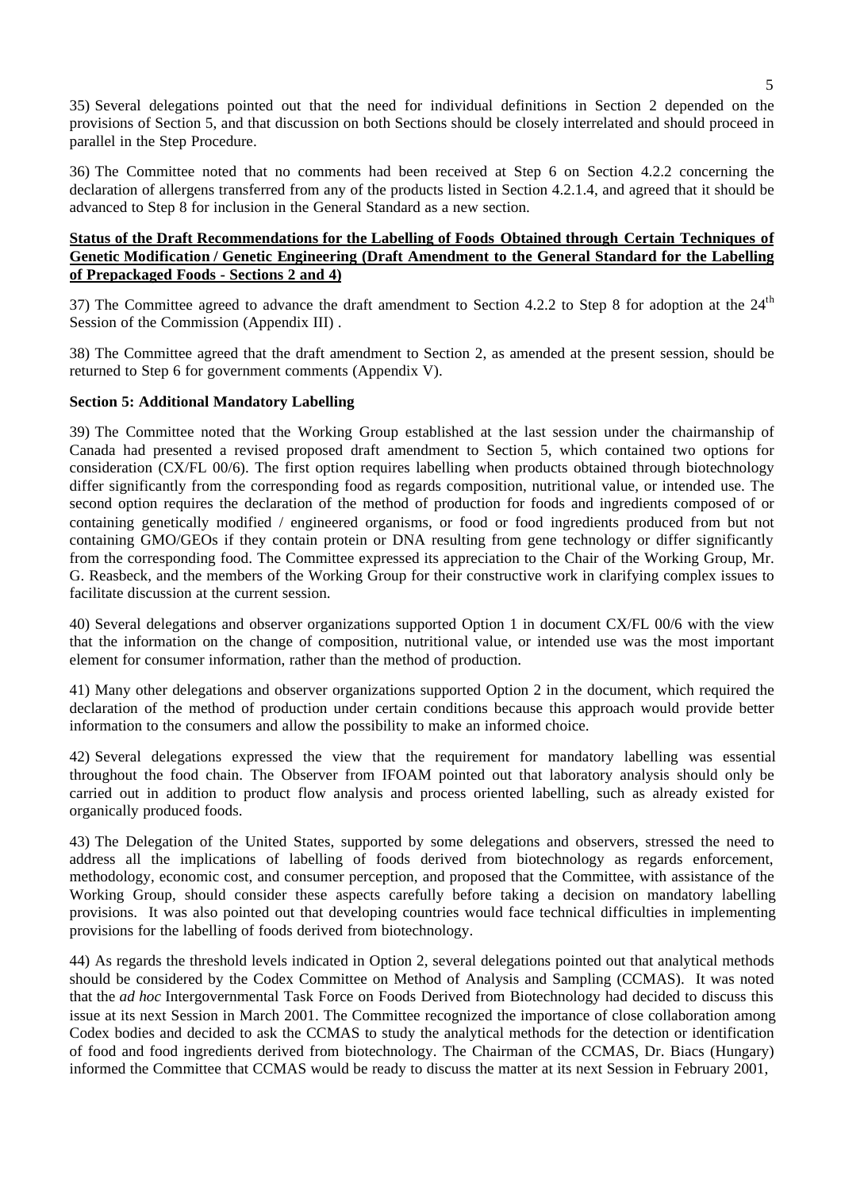35) Several delegations pointed out that the need for individual definitions in Section 2 depended on the provisions of Section 5, and that discussion on both Sections should be closely interrelated and should proceed in parallel in the Step Procedure.

36) The Committee noted that no comments had been received at Step 6 on Section 4.2.2 concerning the declaration of allergens transferred from any of the products listed in Section 4.2.1.4, and agreed that it should be advanced to Step 8 for inclusion in the General Standard as a new section.

**Status of the Draft Recommendations for the Labelling of Foods Obtained through Certain Techniques of Genetic Modification / Genetic Engineering (Draft Amendment to the General Standard for the Labelling of Prepackaged Foods - Sections 2 and 4)**

37) The Committee agreed to advance the draft amendment to Section 4.2.2 to Step 8 for adoption at the 24th Session of the Commission (Appendix III) .

38) The Committee agreed that the draft amendment to Section 2, as amended at the present session, should be returned to Step 6 for government comments (Appendix V).

**Section 5: Additional Mandatory Labelling**

39) The Committee noted that the Working Group established at the last session under the chairmanship of Canada had presented a revised proposed draft amendment to Section 5, which contained two options for consideration (CX/FL 00/6). The first option requires labelling when products obtained through biotechnology differ significantly from the corresponding food as regards composition, nutritional value, or intended use. The second option requires the declaration of the method of production for foods and ingredients composed of or containing genetically modified / engineered organisms, or food or food ingredients produced from but not containing GMO/GEOs if they contain protein or DNA resulting from gene technology or differ significantly from the corresponding food. The Committee expressed its appreciation to the Chair of the Working Group, Mr. G. Reasbeck, and the members of the Working Group for their constructive work in clarifying complex issues to facilitate discussion at the current session.

40) Several delegations and observer organizations supported Option 1 in document CX/FL 00/6 with the view that the information on the change of composition, nutritional value, or intended use was the most important element for consumer information, rather than the method of production.

41) Many other delegations and observer organizations supported Option 2 in the document, which required the declaration of the method of production under certain conditions because this approach would provide better information to the consumers and allow the possibility to make an informed choice.

42) Several delegations expressed the view that the requirement for mandatory labelling was essential throughout the food chain. The Observer from IFOAM pointed out that laboratory analysis should only be carried out in addition to product flow analysis and process oriented labelling, such as already existed for organically produced foods.

43) The Delegation of the United States, supported by some delegations and observers, stressed the need to address all the implications of labelling of foods derived from biotechnology as regards enforcement, methodology, economic cost, and consumer perception, and proposed that the Committee, with assistance of the Working Group, should consider these aspects carefully before taking a decision on mandatory labelling provisions. It was also pointed out that developing countries would face technical difficulties in implementing provisions for the labelling of foods derived from biotechnology.

44) As regards the threshold levels indicated in Option 2, several delegations pointed out that analytical methods should be considered by the Codex Committee on Method of Analysis and Sampling (CCMAS). It was noted that the *ad hoc* Intergovernmental Task Force on Foods Derived from Biotechnology had decided to discuss this issue at its next Session in March 2001. The Committee recognized the importance of close collaboration among Codex bodies and decided to ask the CCMAS to study the analytical methods for the detection or identification of food and food ingredients derived from biotechnology. The Chairman of the CCMAS, Dr. Biacs (Hungary) informed the Committee that CCMAS would be ready to discuss the matter at its next Session in February 2001,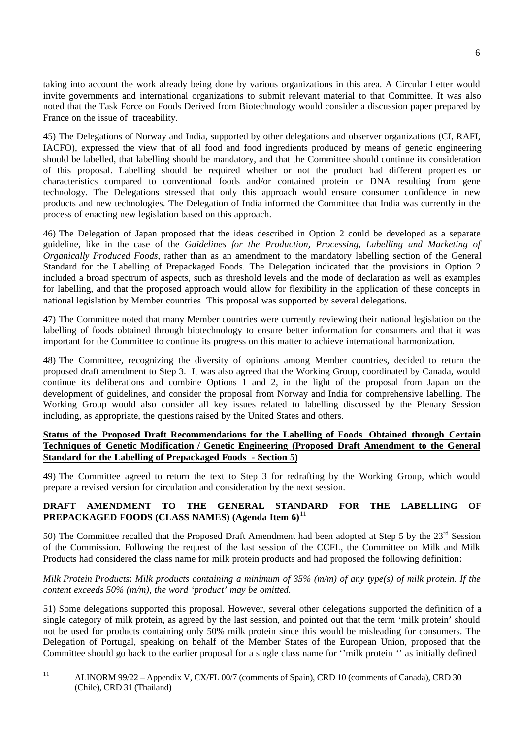taking into account the work already being done by various organizations in this area. A Circular Letter would invite governments and international organizations to submit relevant material to that Committee. It was also noted that the Task Force on Foods Derived from Biotechnology would consider a discussion paper prepared by France on the issue of traceability.

45) The Delegations of Norway and India, supported by other delegations and observer organizations (CI, RAFI, IACFO), expressed the view that of all food and food ingredients produced by means of genetic engineering should be labelled, that labelling should be mandatory, and that the Committee should continue its consideration of this proposal. Labelling should be required whether or not the product had different properties or characteristics compared to conventional foods and/or contained protein or DNA resulting from gene technology. The Delegations stressed that only this approach would ensure consumer confidence in new products and new technologies. The Delegation of India informed the Committee that India was currently in the process of enacting new legislation based on this approach.

46) The Delegation of Japan proposed that the ideas described in Option 2 could be developed as a separate guideline, like in the case of the *Guidelines for the Production, Processing, Labelling and Marketing of Organically Produced Foods*, rather than as an amendment to the mandatory labelling section of the General Standard for the Labelling of Prepackaged Foods. The Delegation indicated that the provisions in Option 2 included a broad spectrum of aspects, such as threshold levels and the mode of declaration as well as examples for labelling, and that the proposed approach would allow for flexibility in the application of these concepts in national legislation by Member countries This proposal was supported by several delegations.

47) The Committee noted that many Member countries were currently reviewing their national legislation on the labelling of foods obtained through biotechnology to ensure better information for consumers and that it was important for the Committee to continue its progress on this matter to achieve international harmonization.

48) The Committee, recognizing the diversity of opinions among Member countries, decided to return the proposed draft amendment to Step 3. It was also agreed that the Working Group, coordinated by Canada, would continue its deliberations and combine Options 1 and 2, in the light of the proposal from Japan on the development of guidelines, and consider the proposal from Norway and India for comprehensive labelling. The Working Group would also consider all key issues related to labelling discussed by the Plenary Session including, as appropriate, the questions raised by the United States and others.

**Status of the Proposed Draft Recommendations for the Labelling of Foods Obtained through Certain Techniques of Genetic Modification / Genetic Engineering (Proposed Draft Amendment to the General Standard for the Labelling of Prepackaged Foods - Section 5)**

49) The Committee agreed to return the text to Step 3 for redrafting by the Working Group, which would prepare a revised version for circulation and consideration by the next session.

## DRAFT AMENDMENT TO THE GENERAL STANDARD FOR THE LABELLING OF PREPACKAGED FOODS (CLASS NAMES) (Agenda Item 6)[11]

50) The Committee recalled that the Proposed Draft Amendment had been adopted at Step 5 by the 23rd Session of the Commission. Following the request of the last session of the CCFL, the Committee on Milk and Milk Products had considered the class name for milk protein products and had proposed the following definition:

*Milk Protein Products*: *Milk products containing a minimum of 35% (m/m) of any type(s) of milk protein. If the content exceeds 50% (m/m), the word 'product' may be omitted.*

51) Some delegations supported this proposal. However, several other delegations supported the definition of a single category of milk protein, as agreed by the last session, and pointed out that the term 'milk protein' should not be used for products containing only 50% milk protein since this would be misleading for consumers. The Delegation of Portugal, speaking on behalf of the Member States of the European Union, proposed that the Committee should go back to the earlier proposal for a single class name for ''milk protein '' as initially defined

[11] ALINORM 99/22 – Appendix V, CX/FL 00/7 (comments of Spain), CRD 10 (comments of Canada), CRD 30 (Chile), CRD 31 (Thailand)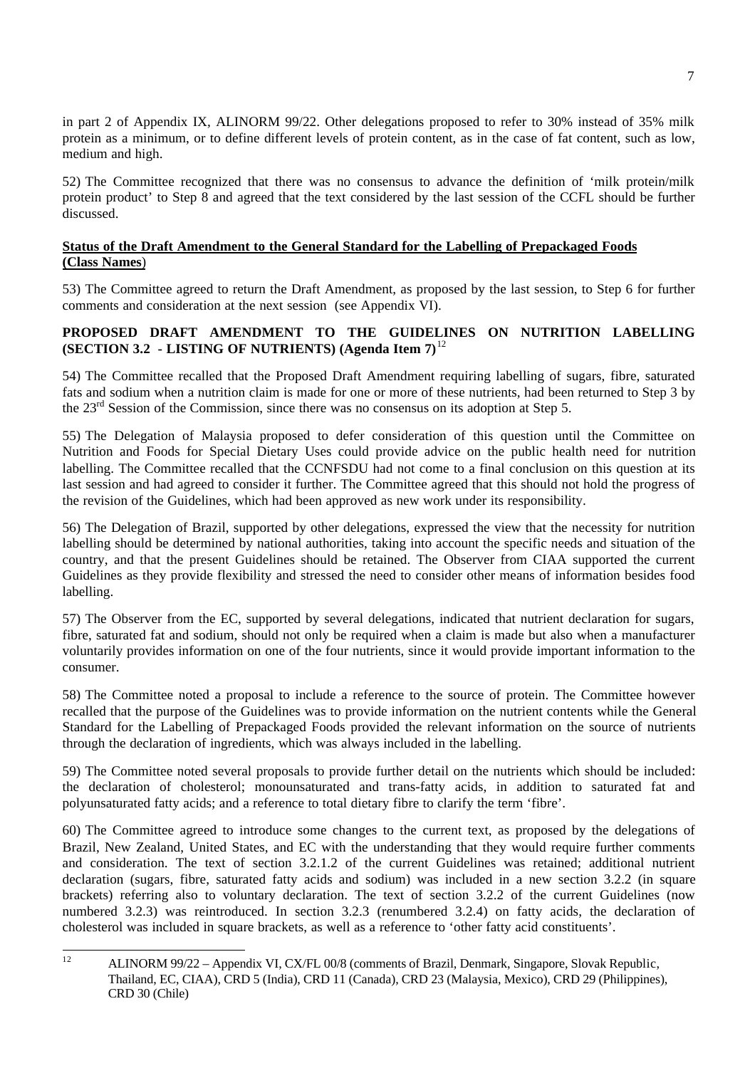in part 2 of Appendix IX, ALINORM 99/22. Other delegations proposed to refer to 30% instead of 35% milk protein as a minimum, or to define different levels of protein content, as in the case of fat content, such as low, medium and high.

52) The Committee recognized that there was no consensus to advance the definition of 'milk protein/milk protein product' to Step 8 and agreed that the text considered by the last session of the CCFL should be further discussed.

**Status of the Draft Amendment to the General Standard for the Labelling of Prepackaged Foods (Class Names)**

53) The Committee agreed to return the Draft Amendment, as proposed by the last session, to Step 6 for further comments and consideration at the next session (see Appendix VI).

### PROPOSED DRAFT AMENDMENT TO THE GUIDELINES ON NUTRITION LABELLING (SECTION 3.2 - LISTING OF NUTRIENTS) (Agenda Item 7)[12]

54) The Committee recalled that the Proposed Draft Amendment requiring labelling of sugars, fibre, saturated fats and sodium when a nutrition claim is made for one or more of these nutrients, had been returned to Step 3 by the 23rd Session of the Commission, since there was no consensus on its adoption at Step 5.

55) The Delegation of Malaysia proposed to defer consideration of this question until the Committee on Nutrition and Foods for Special Dietary Uses could provide advice on the public health need for nutrition labelling. The Committee recalled that the CCNFSDU had not come to a final conclusion on this question at its last session and had agreed to consider it further. The Committee agreed that this should not hold the progress of the revision of the Guidelines, which had been approved as new work under its responsibility.

56) The Delegation of Brazil, supported by other delegations, expressed the view that the necessity for nutrition labelling should be determined by national authorities, taking into account the specific needs and situation of the country, and that the present Guidelines should be retained. The Observer from CIAA supported the current Guidelines as they provide flexibility and stressed the need to consider other means of information besides food labelling.

57) The Observer from the EC, supported by several delegations, indicated that nutrient declaration for sugars, fibre, saturated fat and sodium, should not only be required when a claim is made but also when a manufacturer voluntarily provides information on one of the four nutrients, since it would provide important information to the consumer.

58) The Committee noted a proposal to include a reference to the source of protein. The Committee however recalled that the purpose of the Guidelines was to provide information on the nutrient contents while the General Standard for the Labelling of Prepackaged Foods provided the relevant information on the source of nutrients through the declaration of ingredients, which was always included in the labelling.

59) The Committee noted several proposals to provide further detail on the nutrients which should be included: the declaration of cholesterol; monounsaturated and trans-fatty acids, in addition to saturated fat and polyunsaturated fatty acids; and a reference to total dietary fibre to clarify the term 'fibre'.

60) The Committee agreed to introduce some changes to the current text, as proposed by the delegations of Brazil, New Zealand, United States, and EC with the understanding that they would require further comments and consideration. The text of section 3.2.1.2 of the current Guidelines was retained; additional nutrient declaration (sugars, fibre, saturated fatty acids and sodium) was included in a new section 3.2.2 (in square brackets) referring also to voluntary declaration. The text of section 3.2.2 of the current Guidelines (now numbered 3.2.3) was reintroduced. In section 3.2.3 (renumbered 3.2.4) on fatty acids, the declaration of cholesterol was included in square brackets, as well as a reference to 'other fatty acid constituents'.

---

[12] ALINORM 99/22 – Appendix VI, CX/FL 00/8 (comments of Brazil, Denmark, Singapore, Slovak Republic, Thailand, EC, CIAA), CRD 5 (India), CRD 11 (Canada), CRD 23 (Malaysia, Mexico), CRD 29 (Philippines), CRD 30 (Chile)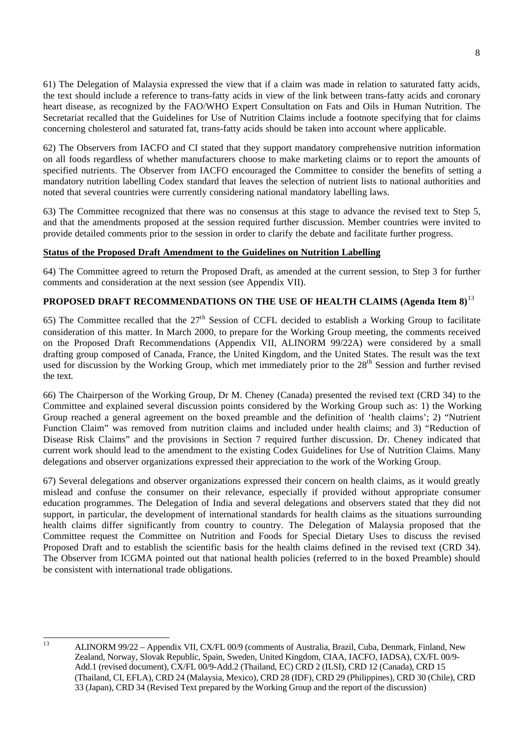61) The Delegation of Malaysia expressed the view that if a claim was made in relation to saturated fatty acids, the text should include a reference to trans-fatty acids in view of the link between trans-fatty acids and coronary heart disease, as recognized by the FAO/WHO Expert Consultation on Fats and Oils in Human Nutrition. The Secretariat recalled that the Guidelines for Use of Nutrition Claims include a footnote specifying that for claims concerning cholesterol and saturated fat, trans-fatty acids should be taken into account where applicable.

62) The Observers from IACFO and CI stated that they support mandatory comprehensive nutrition information on all foods regardless of whether manufacturers choose to make marketing claims or to report the amounts of specified nutrients. The Observer from IACFO encouraged the Committee to consider the benefits of setting a mandatory nutrition labelling Codex standard that leaves the selection of nutrient lists to national authorities and noted that several countries were currently considering national mandatory labelling laws.

63) The Committee recognized that there was no consensus at this stage to advance the revised text to Step 5, and that the amendments proposed at the session required further discussion. Member countries were invited to provide detailed comments prior to the session in order to clarify the debate and facilitate further progress.

**Status of the Proposed Draft Amendment to the Guidelines on Nutrition Labelling**

64) The Committee agreed to return the Proposed Draft, as amended at the current session, to Step 3 for further comments and consideration at the next session (see Appendix VII).

## PROPOSED DRAFT RECOMMENDATIONS ON THE USE OF HEALTH CLAIMS (Agenda Item 8)[13]

65) The Committee recalled that the 27th Session of CCFL decided to establish a Working Group to facilitate consideration of this matter. In March 2000, to prepare for the Working Group meeting, the comments received on the Proposed Draft Recommendations (Appendix VII, ALINORM 99/22A) were considered by a small drafting group composed of Canada, France, the United Kingdom, and the United States. The result was the text used for discussion by the Working Group, which met immediately prior to the 28th Session and further revised the text.

66) The Chairperson of the Working Group, Dr M. Cheney (Canada) presented the revised text (CRD 34) to the Committee and explained several discussion points considered by the Working Group such as: 1) the Working Group reached a general agreement on the boxed preamble and the definition of 'health claims'; 2) "Nutrient Function Claim" was removed from nutrition claims and included under health claims; and 3) "Reduction of Disease Risk Claims" and the provisions in Section 7 required further discussion. Dr. Cheney indicated that current work should lead to the amendment to the existing Codex Guidelines for Use of Nutrition Claims. Many delegations and observer organizations expressed their appreciation to the work of the Working Group.

67) Several delegations and observer organizations expressed their concern on health claims, as it would greatly mislead and confuse the consumer on their relevance, especially if provided without appropriate consumer education programmes. The Delegation of India and several delegations and observers stated that they did not support, in particular, the development of international standards for health claims as the situations surrounding health claims differ significantly from country to country. The Delegation of Malaysia proposed that the Committee request the Committee on Nutrition and Foods for Special Dietary Uses to discuss the revised Proposed Draft and to establish the scientific basis for the health claims defined in the revised text (CRD 34). The Observer from ICGMA pointed out that national health policies (referred to in the boxed Preamble) should be consistent with international trade obligations.

---

[13] ALINORM 99/22 – Appendix VII, CX/FL 00/9 (comments of Australia, Brazil, Cuba, Denmark, Finland, New Zealand, Norway, Slovak Republic, Spain, Sweden, United Kingdom, CIAA, IACFO, IADSA), CX/FL 00/9-Add.1 (revised document), CX/FL 00/9-Add.2 (Thailand, EC) CRD 2 (ILSI), CRD 12 (Canada), CRD 15 (Thailand, CI, EFLA), CRD 24 (Malaysia, Mexico), CRD 28 (IDF), CRD 29 (Philippines), CRD 30 (Chile), CRD 33 (Japan), CRD 34 (Revised Text prepared by the Working Group and the report of the discussion)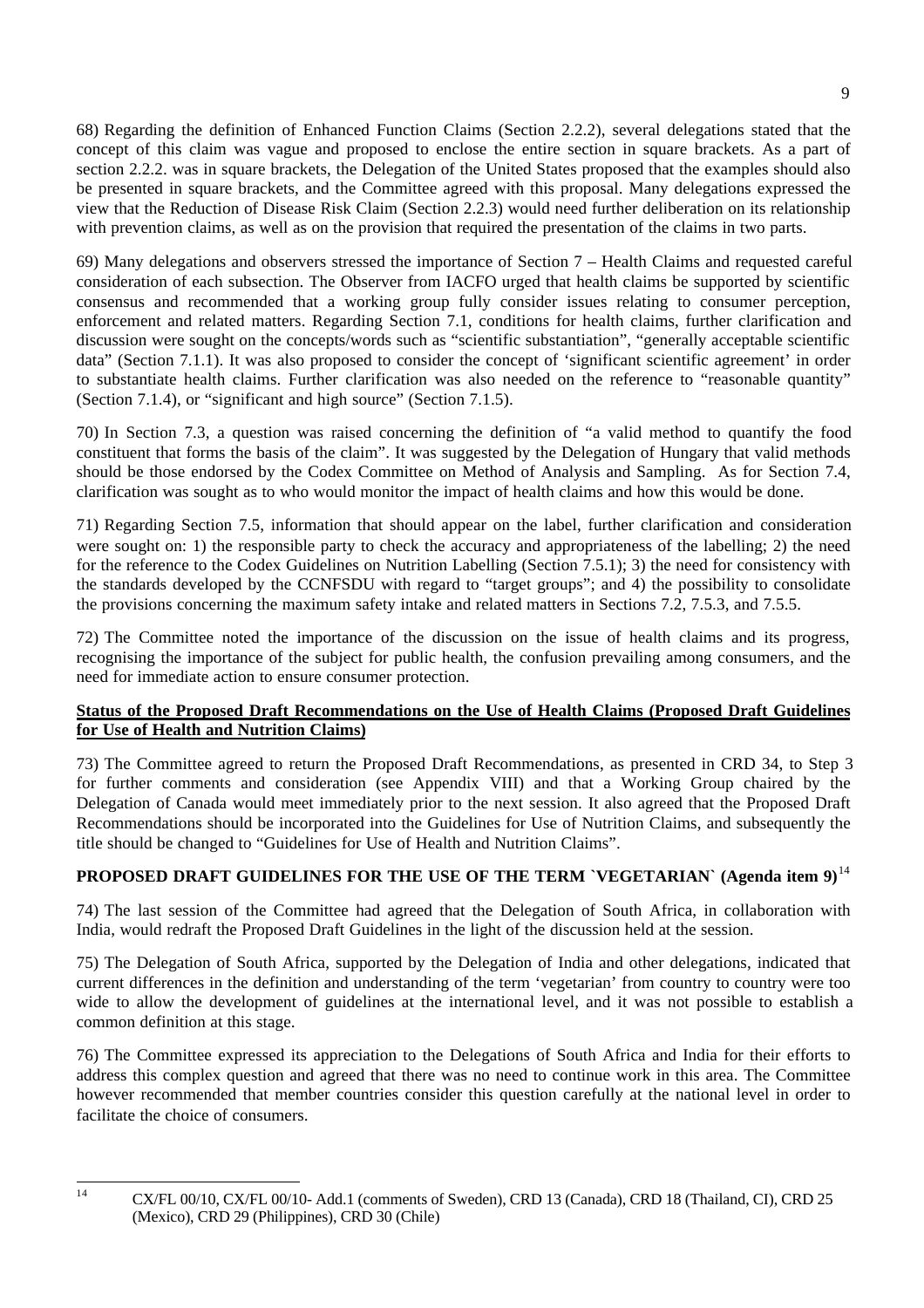68) Regarding the definition of Enhanced Function Claims (Section 2.2.2), several delegations stated that the concept of this claim was vague and proposed to enclose the entire section in square brackets. As a part of section 2.2.2. was in square brackets, the Delegation of the United States proposed that the examples should also be presented in square brackets, and the Committee agreed with this proposal. Many delegations expressed the view that the Reduction of Disease Risk Claim (Section 2.2.3) would need further deliberation on its relationship with prevention claims, as well as on the provision that required the presentation of the claims in two parts.

69) Many delegations and observers stressed the importance of Section 7 – Health Claims and requested careful consideration of each subsection. The Observer from IACFO urged that health claims be supported by scientific consensus and recommended that a working group fully consider issues relating to consumer perception, enforcement and related matters. Regarding Section 7.1, conditions for health claims, further clarification and discussion were sought on the concepts/words such as "scientific substantiation", "generally acceptable scientific data" (Section 7.1.1). It was also proposed to consider the concept of 'significant scientific agreement' in order to substantiate health claims. Further clarification was also needed on the reference to "reasonable quantity" (Section 7.1.4), or "significant and high source" (Section 7.1.5).

70) In Section 7.3, a question was raised concerning the definition of "a valid method to quantify the food constituent that forms the basis of the claim". It was suggested by the Delegation of Hungary that valid methods should be those endorsed by the Codex Committee on Method of Analysis and Sampling. As for Section 7.4, clarification was sought as to who would monitor the impact of health claims and how this would be done.

71) Regarding Section 7.5, information that should appear on the label, further clarification and consideration were sought on: 1) the responsible party to check the accuracy and appropriateness of the labelling; 2) the need for the reference to the Codex Guidelines on Nutrition Labelling (Section 7.5.1); 3) the need for consistency with the standards developed by the CCNFSDU with regard to "target groups"; and 4) the possibility to consolidate the provisions concerning the maximum safety intake and related matters in Sections 7.2, 7.5.3, and 7.5.5.

72) The Committee noted the importance of the discussion on the issue of health claims and its progress, recognising the importance of the subject for public health, the confusion prevailing among consumers, and the need for immediate action to ensure consumer protection.

**Status of the Proposed Draft Recommendations on the Use of Health Claims (Proposed Draft Guidelines for Use of Health and Nutrition Claims)**

73) The Committee agreed to return the Proposed Draft Recommendations, as presented in CRD 34, to Step 3 for further comments and consideration (see Appendix VIII) and that a Working Group chaired by the Delegation of Canada would meet immediately prior to the next session. It also agreed that the Proposed Draft Recommendations should be incorporated into the Guidelines for Use of Nutrition Claims, and subsequently the title should be changed to "Guidelines for Use of Health and Nutrition Claims".

## PROPOSED DRAFT GUIDELINES FOR THE USE OF THE TERM `VEGETARIAN` (Agenda item 9)[14]

74) The last session of the Committee had agreed that the Delegation of South Africa, in collaboration with India, would redraft the Proposed Draft Guidelines in the light of the discussion held at the session.

75) The Delegation of South Africa, supported by the Delegation of India and other delegations, indicated that current differences in the definition and understanding of the term 'vegetarian' from country to country were too wide to allow the development of guidelines at the international level, and it was not possible to establish a common definition at this stage.

76) The Committee expressed its appreciation to the Delegations of South Africa and India for their efforts to address this complex question and agreed that there was no need to continue work in this area. The Committee however recommended that member countries consider this question carefully at the national level in order to facilitate the choice of consumers.

[14] CX/FL 00/10, CX/FL 00/10- Add.1 (comments of Sweden), CRD 13 (Canada), CRD 18 (Thailand, CI), CRD 25 (Mexico), CRD 29 (Philippines), CRD 30 (Chile)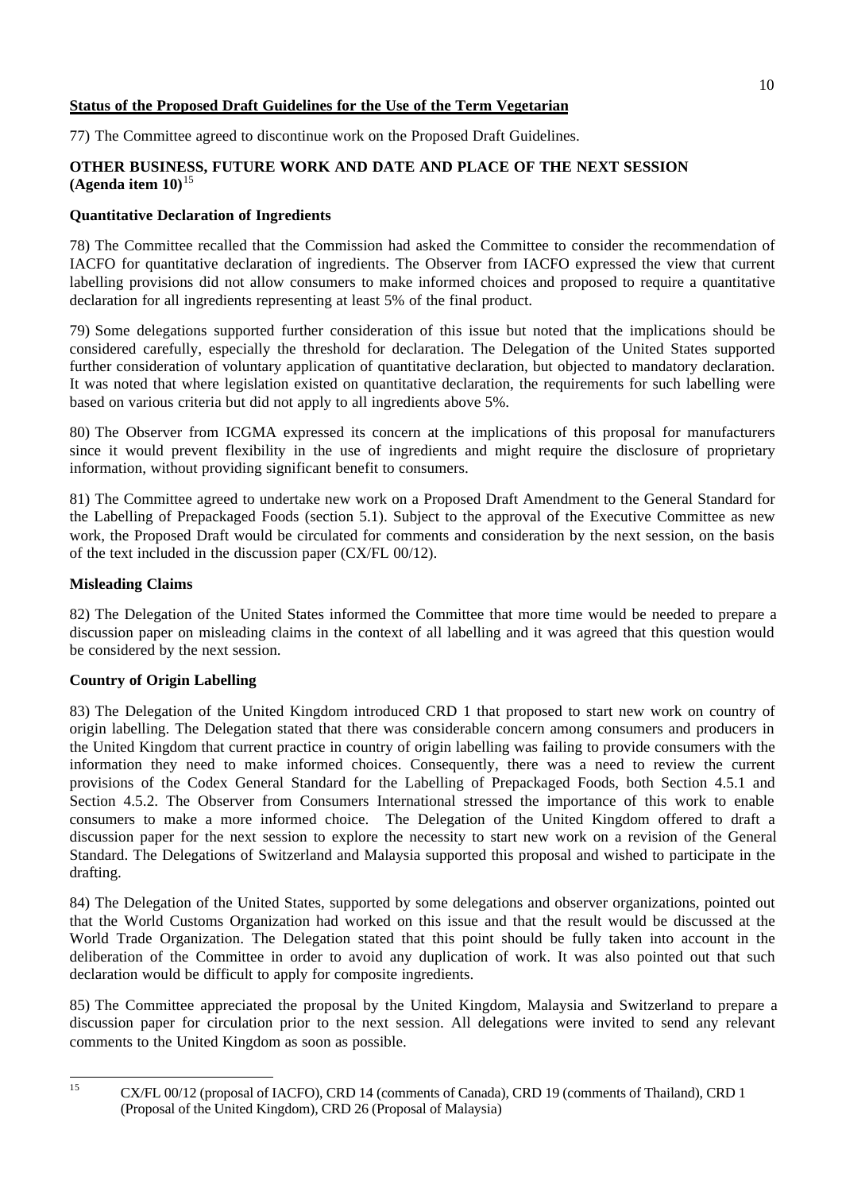**Status of the Proposed Draft Guidelines for the Use of the Term Vegetarian**

77) The Committee agreed to discontinue work on the Proposed Draft Guidelines.

**OTHER BUSINESS, FUTURE WORK AND DATE AND PLACE OF THE NEXT SESSION (Agenda item 10)**[15]

**Quantitative Declaration of Ingredients**

78) The Committee recalled that the Commission had asked the Committee to consider the recommendation of IACFO for quantitative declaration of ingredients. The Observer from IACFO expressed the view that current labelling provisions did not allow consumers to make informed choices and proposed to require a quantitative declaration for all ingredients representing at least 5% of the final product.

79) Some delegations supported further consideration of this issue but noted that the implications should be considered carefully, especially the threshold for declaration. The Delegation of the United States supported further consideration of voluntary application of quantitative declaration, but objected to mandatory declaration. It was noted that where legislation existed on quantitative declaration, the requirements for such labelling were based on various criteria but did not apply to all ingredients above 5%.

80) The Observer from ICGMA expressed its concern at the implications of this proposal for manufacturers since it would prevent flexibility in the use of ingredients and might require the disclosure of proprietary information, without providing significant benefit to consumers.

81) The Committee agreed to undertake new work on a Proposed Draft Amendment to the General Standard for the Labelling of Prepackaged Foods (section 5.1). Subject to the approval of the Executive Committee as new work, the Proposed Draft would be circulated for comments and consideration by the next session, on the basis of the text included in the discussion paper (CX/FL 00/12).

**Misleading Claims**

82) The Delegation of the United States informed the Committee that more time would be needed to prepare a discussion paper on misleading claims in the context of all labelling and it was agreed that this question would be considered by the next session.

**Country of Origin Labelling**

83) The Delegation of the United Kingdom introduced CRD 1 that proposed to start new work on country of origin labelling. The Delegation stated that there was considerable concern among consumers and producers in the United Kingdom that current practice in country of origin labelling was failing to provide consumers with the information they need to make informed choices. Consequently, there was a need to review the current provisions of the Codex General Standard for the Labelling of Prepackaged Foods, both Section 4.5.1 and Section 4.5.2. The Observer from Consumers International stressed the importance of this work to enable consumers to make a more informed choice. The Delegation of the United Kingdom offered to draft a discussion paper for the next session to explore the necessity to start new work on a revision of the General Standard. The Delegations of Switzerland and Malaysia supported this proposal and wished to participate in the drafting.

84) The Delegation of the United States, supported by some delegations and observer organizations, pointed out that the World Customs Organization had worked on this issue and that the result would be discussed at the World Trade Organization. The Delegation stated that this point should be fully taken into account in the deliberation of the Committee in order to avoid any duplication of work. It was also pointed out that such declaration would be difficult to apply for composite ingredients.

85) The Committee appreciated the proposal by the United Kingdom, Malaysia and Switzerland to prepare a discussion paper for circulation prior to the next session. All delegations were invited to send any relevant comments to the United Kingdom as soon as possible.

---

[15] CX/FL 00/12 (proposal of IACFO), CRD 14 (comments of Canada), CRD 19 (comments of Thailand), CRD 1 (Proposal of the United Kingdom), CRD 26 (Proposal of Malaysia)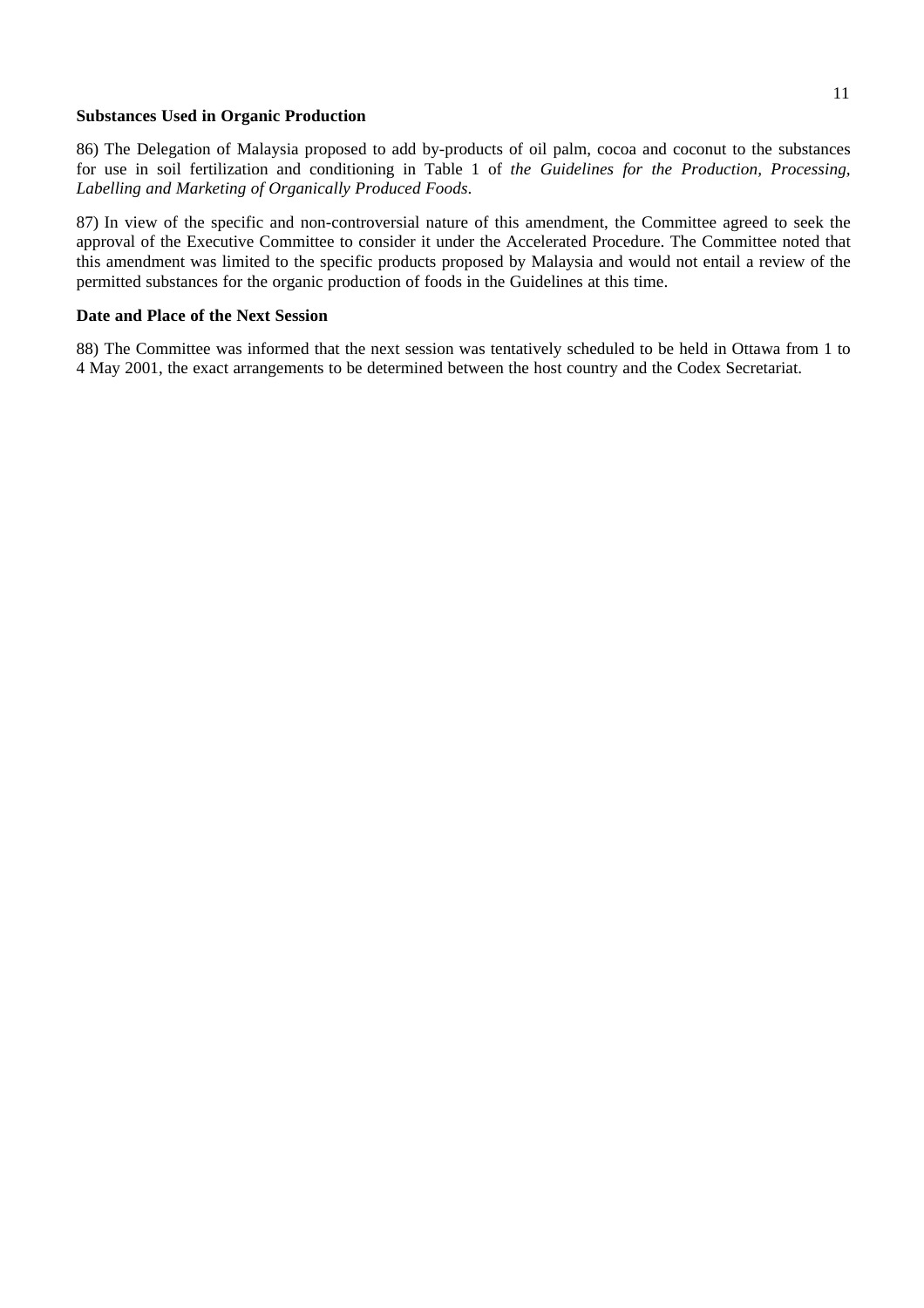**Substances Used in Organic Production**

86) The Delegation of Malaysia proposed to add by-products of oil palm, cocoa and coconut to the substances for use in soil fertilization and conditioning in Table 1 of *the Guidelines for the Production, Processing, Labelling and Marketing of Organically Produced Foods*.

87) In view of the specific and non-controversial nature of this amendment, the Committee agreed to seek the approval of the Executive Committee to consider it under the Accelerated Procedure. The Committee noted that this amendment was limited to the specific products proposed by Malaysia and would not entail a review of the permitted substances for the organic production of foods in the Guidelines at this time.

**Date and Place of the Next Session**

88) The Committee was informed that the next session was tentatively scheduled to be held in Ottawa from 1 to 4 May 2001, the exact arrangements to be determined between the host country and the Codex Secretariat.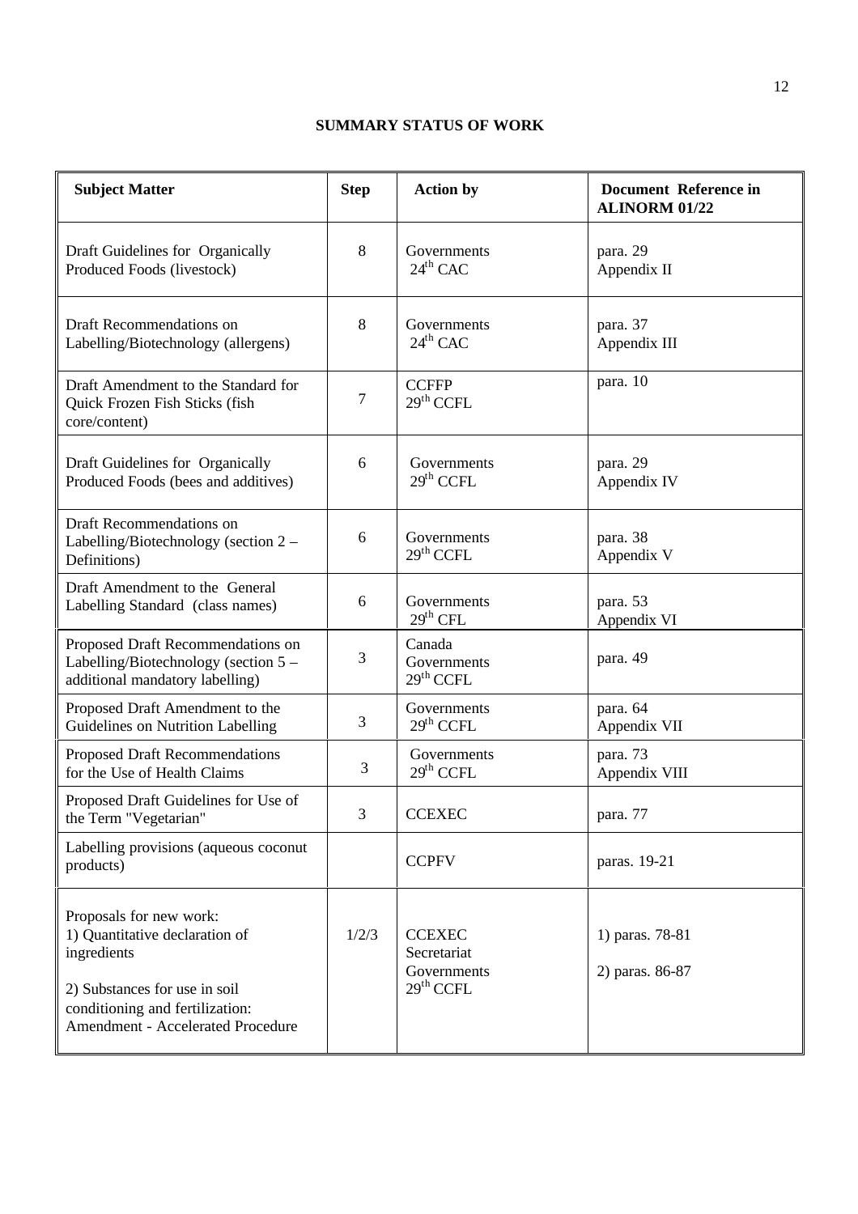## SUMMARY STATUS OF WORK

| Subject Matter | Step | Action by | Document Reference in ALINORM 01/22 |
|---|---|---|---|
| Draft Guidelines for Organically Produced Foods (livestock) | 8 | Governments<br>24th CAC | para. 29<br>Appendix II |
| Draft Recommendations on Labelling/Biotechnology (allergens) | 8 | Governments<br>24th CAC | para. 37<br>Appendix III |
| Draft Amendment to the Standard for Quick Frozen Fish Sticks (fish core/content) | 7 | CCFFP<br>29th CCFL | para. 10 |
| Draft Guidelines for Organically Produced Foods (bees and additives) | 6 | Governments<br>29th CCFL | para. 29<br>Appendix IV |
| Draft Recommendations on Labelling/Biotechnology (section 2 – Definitions) | 6 | Governments<br>29th CCFL | para. 38<br>Appendix V |
| Draft Amendment to the General Labelling Standard (class names) | 6 | Governments<br>29th CFL | para. 53<br>Appendix VI |
| Proposed Draft Recommendations on Labelling/Biotechnology (section 5 – additional mandatory labelling) | 3 | Canada<br>Governments<br>29th CCFL | para. 49 |
| Proposed Draft Amendment to the Guidelines on Nutrition Labelling | 3 | Governments<br>29th CCFL | para. 64<br>Appendix VII |
| Proposed Draft Recommendations for the Use of Health Claims | 3 | Governments<br>29th CCFL | para. 73<br>Appendix VIII |
| Proposed Draft Guidelines for Use of the Term "Vegetarian" | 3 | CCEXEC | para. 77 |
| Labelling provisions (aqueous coconut products) | | CCPFV | paras. 19-21 |
| Proposals for new work:<br>1) Quantitative declaration of ingredients<br>2) Substances for use in soil conditioning and fertilization: Amendment - Accelerated Procedure | 1/2/3 | CCEXEC<br>Secretariat<br>Governments<br>29th CCFL | 1) paras. 78-81<br>2) paras. 86-87 |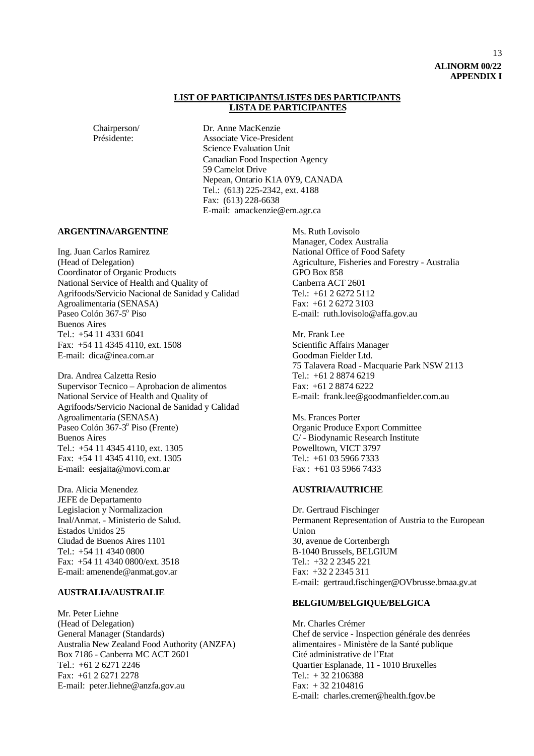**ALINORM 00/22**
**APPENDIX I**

**LIST OF PARTICIPANTS/LISTES DES PARTICIPANTS**
**LISTA DE PARTICIPANTES**

Chairperson/
Présidente:

Dr. Anne MacKenzie
Associate Vice-President
Science Evaluation Unit
Canadian Food Inspection Agency
59 Camelot Drive
Nepean, Ontario K1A 0Y9, CANADA
Tel.: (613) 225-2342, ext. 4188
Fax: (613) 228-6638
E-mail: amackenzie@em.agr.ca

**ARGENTINA/ARGENTINE**

Ing. Juan Carlos Ramirez
(Head of Delegation)
Coordinator of Organic Products
National Service of Health and Quality of Agrifoods/Servicio Nacional de Sanidad y Calidad Agroalimentaria (SENASA)
Paseo Colón 367-5º Piso
Buenos Aires
Tel.: +54 11 4331 6041
Fax: +54 11 4345 4110, ext. 1508
E-mail: dica@inea.com.ar

Dra. Andrea Calzetta Resio
Supervisor Tecnico – Aprobacion de alimentos
National Service of Health and Quality of Agrifoods/Servicio Nacional de Sanidad y Calidad Agroalimentaria (SENASA)
Paseo Colón 367-3º Piso (Frente)
Buenos Aires
Tel.: +54 11 4345 4110, ext. 1305
Fax: +54 11 4345 4110, ext. 1305
E-mail: eesjaita@movi.com.ar

Dra. Alicia Menendez
JEFE de Departamento
Legislacion y Normalizacion
Inal/Anmat. - Ministerio de Salud.
Estados Unidos 25
Ciudad de Buenos Aires 1101
Tel.: +54 11 4340 0800
Fax: +54 11 4340 0800/ext. 3518
E-mail: amenende@anmat.gov.ar

**AUSTRALIA/AUSTRALIE**

Mr. Peter Liehne
(Head of Delegation)
General Manager (Standards)
Australia New Zealand Food Authority (ANZFA)
Box 7186 - Canberra MC ACT 2601
Tel.: +61 2 6271 2246
Fax: +61 2 6271 2278
E-mail: peter.liehne@anzfa.gov.au

Ms. Ruth Lovisolo
Manager, Codex Australia
National Office of Food Safety
Agriculture, Fisheries and Forestry - Australia
GPO Box 858
Canberra ACT 2601
Tel.: +61 2 6272 5112
Fax: +61 2 6272 3103
E-mail: ruth.lovisolo@affa.gov.au

Mr. Frank Lee
Scientific Affairs Manager
Goodman Fielder Ltd.
75 Talavera Road - Macquarie Park NSW 2113
Tel.: +61 2 8874 6219
Fax: +61 2 8874 6222
E-mail: frank.lee@goodmanfielder.com.au

Ms. Frances Porter
Organic Produce Export Committee
C/ - Biodynamic Research Institute
Powelltown, VICT 3797
Tel.: +61 03 5966 7333
Fax : +61 03 5966 7433

**AUSTRIA/AUTRICHE**

Dr. Gertraud Fischinger
Permanent Representation of Austria to the European Union
30, avenue de Cortenbergh
B-1040 Brussels, BELGIUM
Tel.: +32 2 2345 221
Fax: +32 2 2345 311
E-mail: gertraud.fischinger@OVbrusse.bmaa.gv.at

**BELGIUM/BELGIQUE/BELGICA**

Mr. Charles Crémer
Chef de service - Inspection générale des denrées alimentaires - Ministère de la Santé publique
Cité administrative de l'Etat
Quartier Esplanade, 11 - 1010 Bruxelles
Tel.: + 32 2106388
Fax: + 32 2104816
E-mail: charles.cremer@health.fgov.be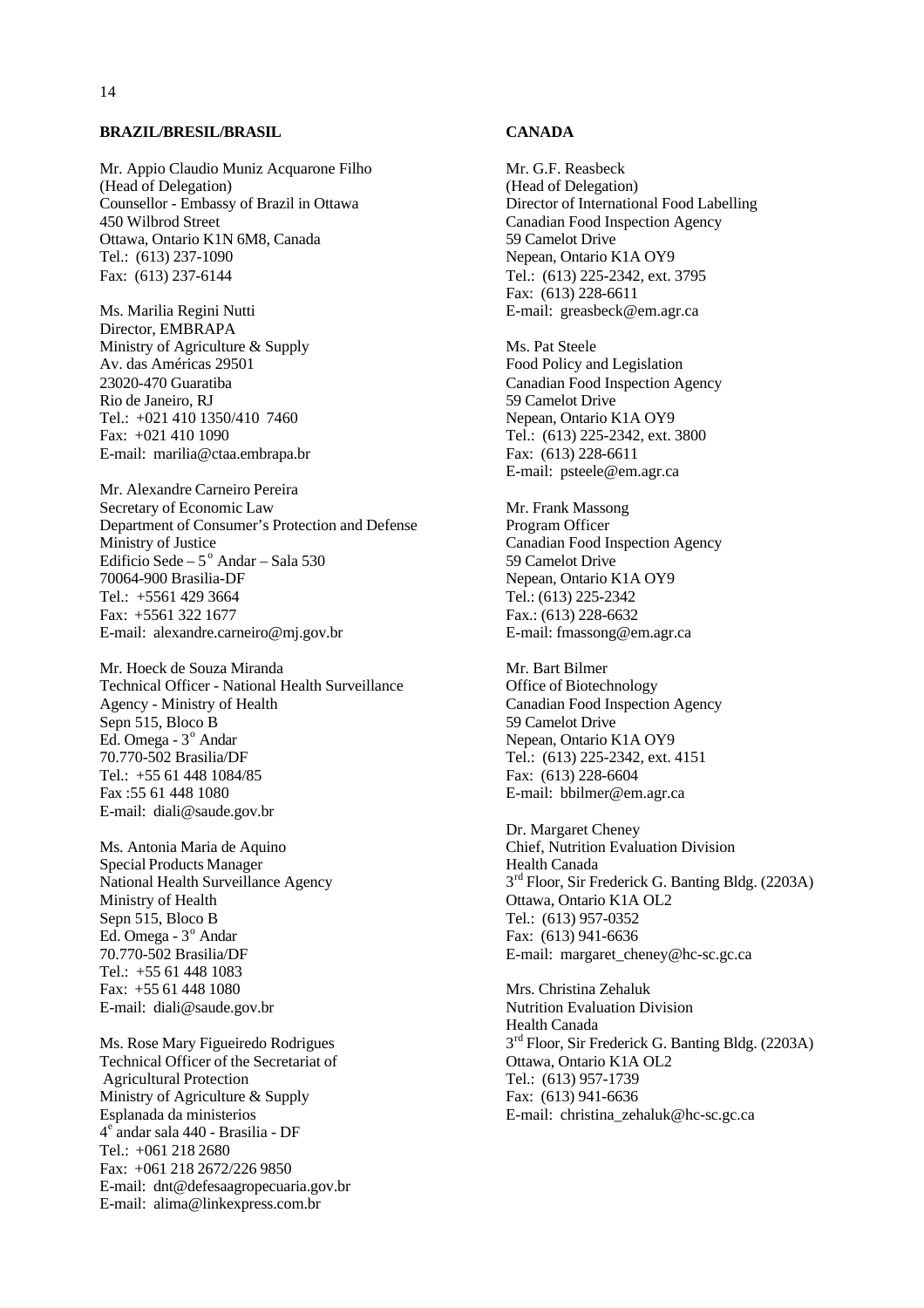**BRAZIL/BRESIL/BRASIL**

Mr. Appio Claudio Muniz Acquarone Filho
(Head of Delegation)
Counsellor - Embassy of Brazil in Ottawa
450 Wilbrod Street
Ottawa, Ontario K1N 6M8, Canada
Tel.: (613) 237-1090
Fax: (613) 237-6144

Ms. Marilia Regini Nutti
Director, EMBRAPA
Ministry of Agriculture & Supply
Av. das Américas 29501
23020-470 Guaratiba
Rio de Janeiro, RJ
Tel.: +021 410 1350/410 7460
Fax: +021 410 1090
E-mail: marilia@ctaa.embrapa.br

Mr. Alexandre Carneiro Pereira
Secretary of Economic Law
Department of Consumer's Protection and Defense
Ministry of Justice
Edificio Sede – 5º Andar – Sala 530
70064-900 Brasilia-DF
Tel.: +5561 429 3664
Fax: +5561 322 1677
E-mail: alexandre.carneiro@mj.gov.br

Mr. Hoeck de Souza Miranda
Technical Officer - National Health Surveillance Agency - Ministry of Health
Sepn 515, Bloco B
Ed. Omega - 3º Andar
70.770-502 Brasilia/DF
Tel.: +55 61 448 1084/85
Fax :55 61 448 1080
E-mail: diali@saude.gov.br

Ms. Antonia Maria de Aquino
Special Products Manager
National Health Surveillance Agency
Ministry of Health
Sepn 515, Bloco B
Ed. Omega - 3º Andar
70.770-502 Brasilia/DF
Tel.: +55 61 448 1083
Fax: +55 61 448 1080
E-mail: diali@saude.gov.br

Ms. Rose Mary Figueiredo Rodrigues
Technical Officer of the Secretariat of Agricultural Protection
Ministry of Agriculture & Supply
Esplanada da ministerios
4ª andar sala 440 - Brasilia - DF
Tel.: +061 218 2680
Fax: +061 218 2672/226 9850
E-mail: dnt@defesaagropecuaria.gov.br
E-mail: alima@linkexpress.com.br

**CANADA**

Mr. G.F. Reasbeck
(Head of Delegation)
Director of International Food Labelling
Canadian Food Inspection Agency
59 Camelot Drive
Nepean, Ontario K1A OY9
Tel.: (613) 225-2342, ext. 3795
Fax: (613) 228-6611
E-mail: greasbeck@em.agr.ca

Ms. Pat Steele
Food Policy and Legislation
Canadian Food Inspection Agency
59 Camelot Drive
Nepean, Ontario K1A OY9
Tel.: (613) 225-2342, ext. 3800
Fax: (613) 228-6611
E-mail: psteele@em.agr.ca

Mr. Frank Massong
Program Officer
Canadian Food Inspection Agency
59 Camelot Drive
Nepean, Ontario K1A OY9
Tel.: (613) 225-2342
Fax.: (613) 228-6632
E-mail: fmassong@em.agr.ca

Mr. Bart Bilmer
Office of Biotechnology
Canadian Food Inspection Agency
59 Camelot Drive
Nepean, Ontario K1A OY9
Tel.: (613) 225-2342, ext. 4151
Fax: (613) 228-6604
E-mail: bbilmer@em.agr.ca

Dr. Margaret Cheney
Chief, Nutrition Evaluation Division
Health Canada
3rd Floor, Sir Frederick G. Banting Bldg. (2203A)
Ottawa, Ontario K1A OL2
Tel.: (613) 957-0352
Fax: (613) 941-6636
E-mail: margaret_cheney@hc-sc.gc.ca

Mrs. Christina Zehaluk
Nutrition Evaluation Division
Health Canada
3rd Floor, Sir Frederick G. Banting Bldg. (2203A)
Ottawa, Ontario K1A OL2
Tel.: (613) 957-1739
Fax: (613) 941-6636
E-mail: christina_zehaluk@hc-sc.gc.ca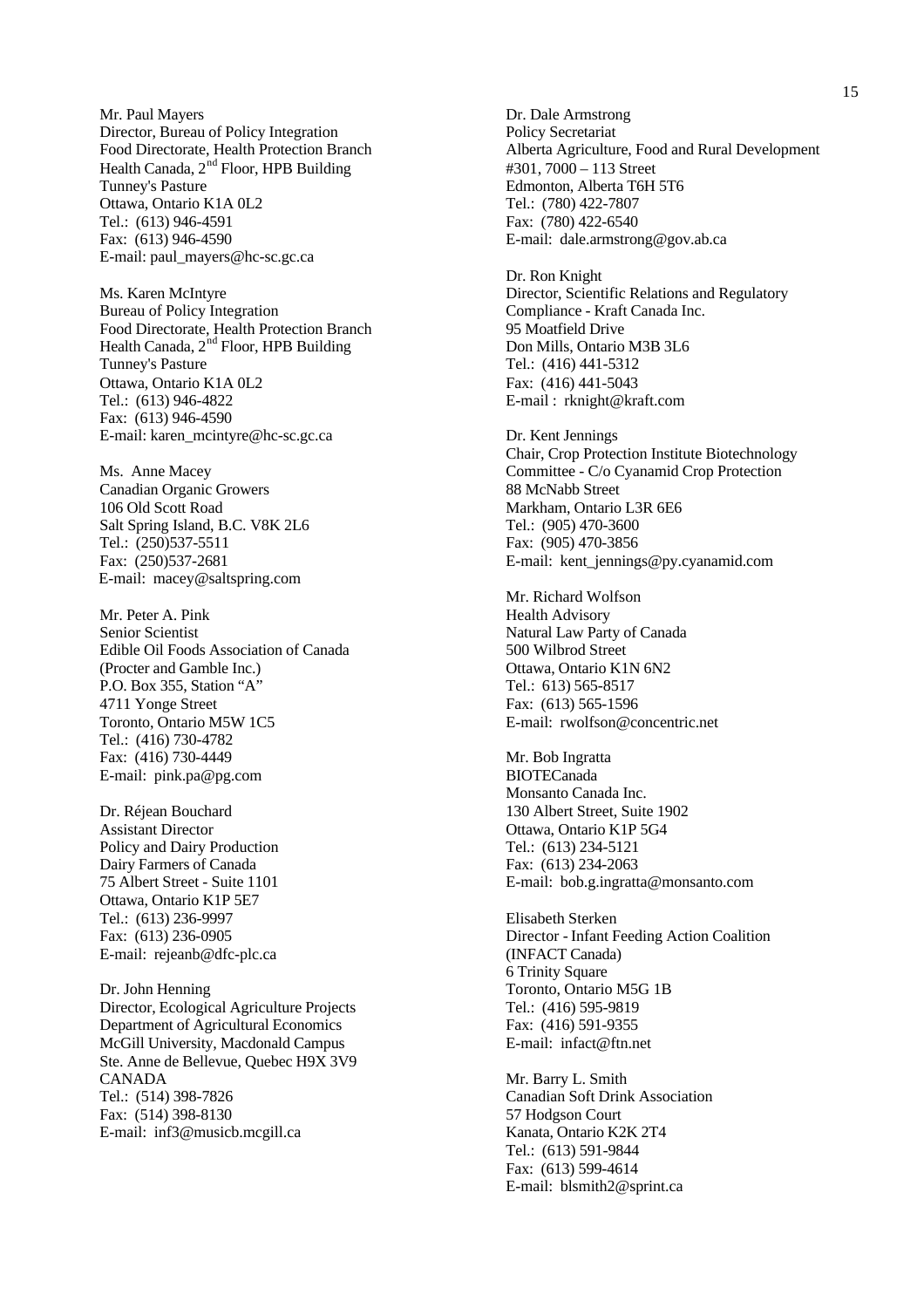Mr. Paul Mayers
Director, Bureau of Policy Integration
Food Directorate, Health Protection Branch
Health Canada, 2nd Floor, HPB Building
Tunney's Pasture
Ottawa, Ontario K1A 0L2
Tel.: (613) 946-4591
Fax: (613) 946-4590
E-mail: paul_mayers@hc-sc.gc.ca

Ms. Karen McIntyre
Bureau of Policy Integration
Food Directorate, Health Protection Branch
Health Canada, 2nd Floor, HPB Building
Tunney's Pasture
Ottawa, Ontario K1A 0L2
Tel.: (613) 946-4822
Fax: (613) 946-4590
E-mail: karen_mcintyre@hc-sc.gc.ca

Ms. Anne Macey
Canadian Organic Growers
106 Old Scott Road
Salt Spring Island, B.C. V8K 2L6
Tel.: (250)537-5511
Fax: (250)537-2681
E-mail: macey@saltspring.com

Mr. Peter A. Pink
Senior Scientist
Edible Oil Foods Association of Canada
(Procter and Gamble Inc.)
P.O. Box 355, Station "A"
4711 Yonge Street
Toronto, Ontario M5W 1C5
Tel.: (416) 730-4782
Fax: (416) 730-4449
E-mail: pink.pa@pg.com

Dr. Réjean Bouchard
Assistant Director
Policy and Dairy Production
Dairy Farmers of Canada
75 Albert Street - Suite 1101
Ottawa, Ontario K1P 5E7
Tel.: (613) 236-9997
Fax: (613) 236-0905
E-mail: rejeanb@dfc-plc.ca

Dr. John Henning
Director, Ecological Agriculture Projects
Department of Agricultural Economics
McGill University, Macdonald Campus
Ste. Anne de Bellevue, Quebec H9X 3V9
CANADA
Tel.: (514) 398-7826
Fax: (514) 398-8130
E-mail: inf3@musicb.mcgill.ca

Dr. Dale Armstrong
Policy Secretariat
Alberta Agriculture, Food and Rural Development
#301, 7000 – 113 Street
Edmonton, Alberta T6H 5T6
Tel.: (780) 422-7807
Fax: (780) 422-6540
E-mail: dale.armstrong@gov.ab.ca

Dr. Ron Knight
Director, Scientific Relations and Regulatory
Compliance - Kraft Canada Inc.
95 Moatfield Drive
Don Mills, Ontario M3B 3L6
Tel.: (416) 441-5312
Fax: (416) 441-5043
E-mail : rknight@kraft.com

Dr. Kent Jennings
Chair, Crop Protection Institute Biotechnology
Committee - C/o Cyanamid Crop Protection
88 McNabb Street
Markham, Ontario L3R 6E6
Tel.: (905) 470-3600
Fax: (905) 470-3856
E-mail: kent_jennings@py.cyanamid.com

Mr. Richard Wolfson
Health Advisory
Natural Law Party of Canada
500 Wilbrod Street
Ottawa, Ontario K1N 6N2
Tel.: 613) 565-8517
Fax: (613) 565-1596
E-mail: rwolfson@concentric.net

Mr. Bob Ingratta
BIOTECanada
Monsanto Canada Inc.
130 Albert Street, Suite 1902
Ottawa, Ontario K1P 5G4
Tel.: (613) 234-5121
Fax: (613) 234-2063
E-mail: bob.g.ingratta@monsanto.com

Elisabeth Sterken
Director - Infant Feeding Action Coalition
(INFACT Canada)
6 Trinity Square
Toronto, Ontario M5G 1B
Tel.: (416) 595-9819
Fax: (416) 591-9355
E-mail: infact@ftn.net

Mr. Barry L. Smith
Canadian Soft Drink Association
57 Hodgson Court
Kanata, Ontario K2K 2T4
Tel.: (613) 591-9844
Fax: (613) 599-4614
E-mail: blsmith2@sprint.ca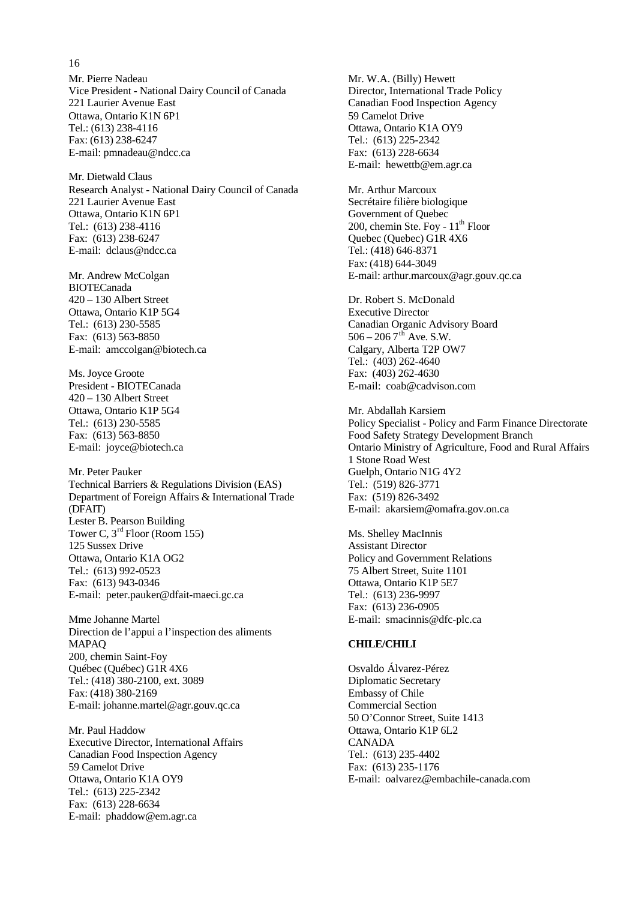Mr. Pierre Nadeau
Vice President - National Dairy Council of Canada
221 Laurier Avenue East
Ottawa, Ontario K1N 6P1
Tel.: (613) 238-4116
Fax: (613) 238-6247
E-mail: pmnadeau@ndcc.ca

Mr. Dietwald Claus
Research Analyst - National Dairy Council of Canada
221 Laurier Avenue East
Ottawa, Ontario K1N 6P1
Tel.: (613) 238-4116
Fax: (613) 238-6247
E-mail: dclaus@ndcc.ca

Mr. Andrew McColgan
BIOTECanada
420 – 130 Albert Street
Ottawa, Ontario K1P 5G4
Tel.: (613) 230-5585
Fax: (613) 563-8850
E-mail: amccolgan@biotech.ca

Ms. Joyce Groote
President - BIOTECanada
420 – 130 Albert Street
Ottawa, Ontario K1P 5G4
Tel.: (613) 230-5585
Fax: (613) 563-8850
E-mail: joyce@biotech.ca

Mr. Peter Pauker
Technical Barriers & Regulations Division (EAS)
Department of Foreign Affairs & International Trade (DFAIT)
Lester B. Pearson Building
Tower C, 3rd Floor (Room 155)
125 Sussex Drive
Ottawa, Ontario K1A OG2
Tel.: (613) 992-0523
Fax: (613) 943-0346
E-mail: peter.pauker@dfait-maeci.gc.ca

Mme Johanne Martel
Direction de l'appui a l'inspection des aliments
MAPAQ
200, chemin Saint-Foy
Québec (Québec) G1R 4X6
Tel.: (418) 380-2100, ext. 3089
Fax: (418) 380-2169
E-mail: johanne.martel@agr.gouv.qc.ca

Mr. Paul Haddow
Executive Director, International Affairs
Canadian Food Inspection Agency
59 Camelot Drive
Ottawa, Ontario K1A OY9
Tel.: (613) 225-2342
Fax: (613) 228-6634
E-mail: phaddow@em.agr.ca

Mr. W.A. (Billy) Hewett
Director, International Trade Policy
Canadian Food Inspection Agency
59 Camelot Drive
Ottawa, Ontario K1A OY9
Tel.: (613) 225-2342
Fax: (613) 228-6634
E-mail: hewettb@em.agr.ca

Mr. Arthur Marcoux
Secrétaire filière biologique
Government of Quebec
200, chemin Ste. Foy - 11th Floor
Quebec (Quebec) G1R 4X6
Tel.: (418) 646-8371
Fax: (418) 644-3049
E-mail: arthur.marcoux@agr.gouv.qc.ca

Dr. Robert S. McDonald
Executive Director
Canadian Organic Advisory Board
506 – 206 7th Ave. S.W.
Calgary, Alberta T2P OW7
Tel.: (403) 262-4640
Fax: (403) 262-4630
E-mail: coab@cadvison.com

Mr. Abdallah Karsiem
Policy Specialist - Policy and Farm Finance Directorate
Food Safety Strategy Development Branch
Ontario Ministry of Agriculture, Food and Rural Affairs
1 Stone Road West
Guelph, Ontario N1G 4Y2
Tel.: (519) 826-3771
Fax: (519) 826-3492
E-mail: akarsiem@omafra.gov.on.ca

Ms. Shelley MacInnis
Assistant Director
Policy and Government Relations
75 Albert Street, Suite 1101
Ottawa, Ontario K1P 5E7
Tel.: (613) 236-9997
Fax: (613) 236-0905
E-mail: smacinnis@dfc-plc.ca

**CHILE/CHILI**

Osvaldo Álvarez-Pérez
Diplomatic Secretary
Embassy of Chile
Commercial Section
50 O'Connor Street, Suite 1413
Ottawa, Ontario K1P 6L2
CANADA
Tel.: (613) 235-4402
Fax: (613) 235-1176
E-mail: oalvarez@embachile-canada.com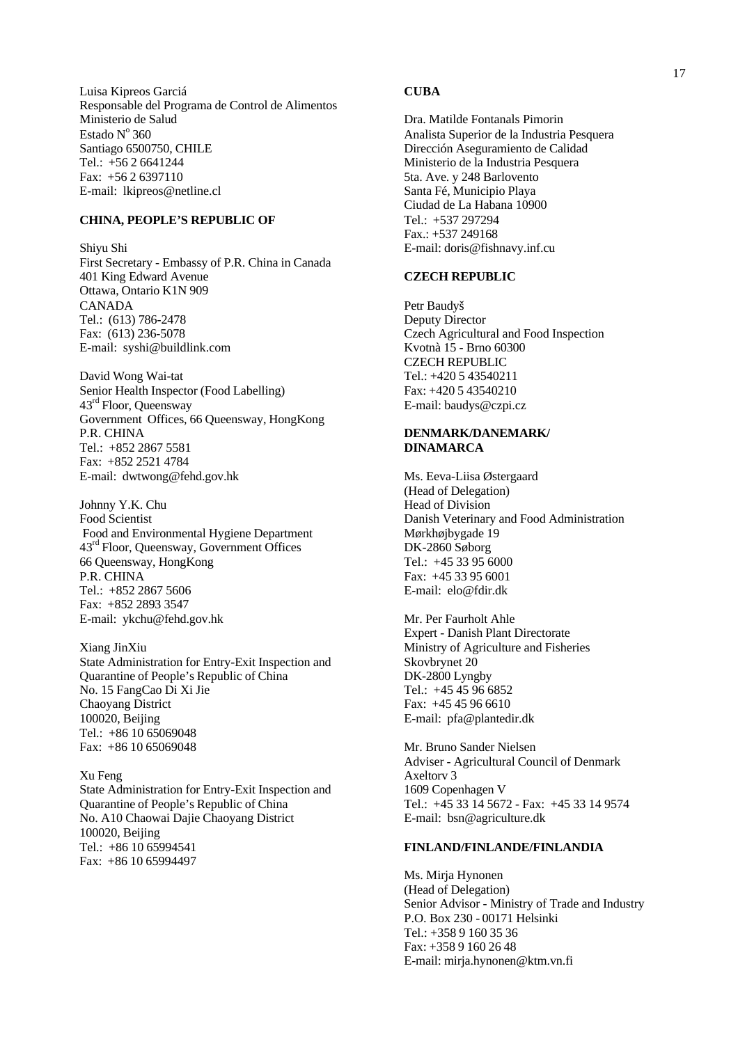Luisa Kipreos Garciá
Responsable del Programa de Control de Alimentos
Ministerio de Salud
Estado N° 360
Santiago 6500750, CHILE
Tel.: +56 2 6641244
Fax: +56 2 6397110
E-mail: lkipreos@netline.cl

**CHINA, PEOPLE'S REPUBLIC OF**

Shiyu Shi
First Secretary - Embassy of P.R. China in Canada
401 King Edward Avenue
Ottawa, Ontario K1N 909
CANADA
Tel.: (613) 786-2478
Fax: (613) 236-5078
E-mail: syshi@buildlink.com

David Wong Wai-tat
Senior Health Inspector (Food Labelling)
43rd Floor, Queensway
Government Offices, 66 Queensway, HongKong
P.R. CHINA
Tel.: +852 2867 5581
Fax: +852 2521 4784
E-mail: dwtwong@fehd.gov.hk

Johnny Y.K. Chu
Food Scientist
Food and Environmental Hygiene Department
43rd Floor, Queensway, Government Offices
66 Queensway, HongKong
P.R. CHINA
Tel.: +852 2867 5606
Fax: +852 2893 3547
E-mail: ykchu@fehd.gov.hk

Xiang JinXiu
State Administration for Entry-Exit Inspection and Quarantine of People's Republic of China
No. 15 FangCao Di Xi Jie
Chaoyang District
100020, Beijing
Tel.: +86 10 65069048
Fax: +86 10 65069048

Xu Feng
State Administration for Entry-Exit Inspection and Quarantine of People's Republic of China
No. A10 Chaowai Dajie Chaoyang District
100020, Beijing
Tel.: +86 10 65994541
Fax: +86 10 65994497

**CUBA**

Dra. Matilde Fontanals Pimorin
Analista Superior de la Industria Pesquera
Dirección Aseguramiento de Calidad
Ministerio de la Industria Pesquera
5ta. Ave. y 248 Barlovento
Santa Fé, Municipio Playa
Ciudad de La Habana 10900
Tel.: +537 297294
Fax.: +537 249168
E-mail: doris@fishnavy.inf.cu

**CZECH REPUBLIC**

Petr Baudyš
Deputy Director
Czech Agricultural and Food Inspection
Kvotnà 15 - Brno 60300
CZECH REPUBLIC
Tel.: +420 5 43540211
Fax: +420 5 43540210
E-mail: baudys@czpi.cz

**DENMARK/DANEMARK/ DINAMARCA**

Ms. Eeva-Liisa Østergaard
(Head of Delegation)
Head of Division
Danish Veterinary and Food Administration
Mørkhøjbygade 19
DK-2860 Søborg
Tel.: +45 33 95 6000
Fax: +45 33 95 6001
E-mail: elo@fdir.dk

Mr. Per Faurholt Ahle
Expert - Danish Plant Directorate
Ministry of Agriculture and Fisheries
Skovbrynet 20
DK-2800 Lyngby
Tel.: +45 45 96 6852
Fax: +45 45 96 6610
E-mail: pfa@plantedir.dk

Mr. Bruno Sander Nielsen
Adviser - Agricultural Council of Denmark
Axeltorv 3
1609 Copenhagen V
Tel.: +45 33 14 5672 - Fax: +45 33 14 9574
E-mail: bsn@agriculture.dk

**FINLAND/FINLANDE/FINLANDIA**

Ms. Mirja Hynonen
(Head of Delegation)
Senior Advisor - Ministry of Trade and Industry
P.O. Box 230 - 00171 Helsinki
Tel.: +358 9 160 35 36
Fax: +358 9 160 26 48
E-mail: mirja.hynonen@ktm.vn.fi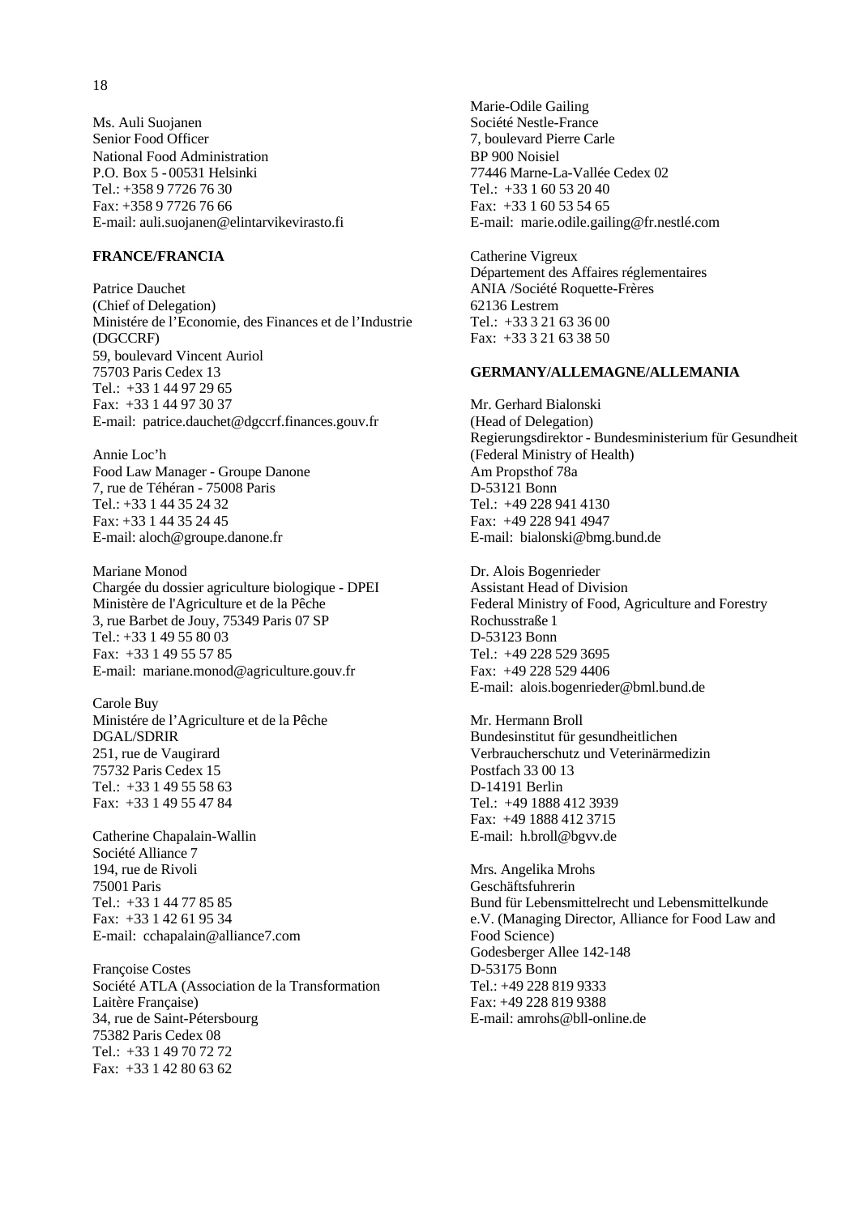Ms. Auli Suojanen
Senior Food Officer
National Food Administration
P.O. Box 5 - 00531 Helsinki
Tel.: +358 9 7726 76 30
Fax: +358 9 7726 76 66
E-mail: auli.suojanen@elintarvikevirasto.fi

**FRANCE/FRANCIA**

Patrice Dauchet
(Chief of Delegation)
Ministére de l'Economie, des Finances et de l'Industrie (DGCCRF)
59, boulevard Vincent Auriol
75703 Paris Cedex 13
Tel.: +33 1 44 97 29 65
Fax: +33 1 44 97 30 37
E-mail: patrice.dauchet@dgccrf.finances.gouv.fr

Annie Loc'h
Food Law Manager - Groupe Danone
7, rue de Téhéran - 75008 Paris
Tel.: +33 1 44 35 24 32
Fax: +33 1 44 35 24 45
E-mail: aloch@groupe.danone.fr

Mariane Monod
Chargée du dossier agriculture biologique - DPEI
Ministère de l'Agriculture et de la Pêche
3, rue Barbet de Jouy, 75349 Paris 07 SP
Tel.: +33 1 49 55 80 03
Fax: +33 1 49 55 57 85
E-mail: mariane.monod@agriculture.gouv.fr

Carole Buy
Ministére de l'Agriculture et de la Pêche
DGAL/SDRIR
251, rue de Vaugirard
75732 Paris Cedex 15
Tel.: +33 1 49 55 58 63
Fax: +33 1 49 55 47 84

Catherine Chapalain-Wallin
Société Alliance 7
194, rue de Rivoli
75001 Paris
Tel.: +33 1 44 77 85 85
Fax: +33 1 42 61 95 34
E-mail: cchapalain@alliance7.com

Françoise Costes
Société ATLA (Association de la Transformation Laitère Française)
34, rue de Saint-Pétersbourg
75382 Paris Cedex 08
Tel.: +33 1 49 70 72 72
Fax: +33 1 42 80 63 62

Marie-Odile Gailing
Société Nestle-France
7, boulevard Pierre Carle
BP 900 Noisiel
77446 Marne-La-Vallée Cedex 02
Tel.: +33 1 60 53 20 40
Fax: +33 1 60 53 54 65
E-mail: marie.odile.gailing@fr.nestlé.com

Catherine Vigreux
Département des Affaires réglementaires
ANIA /Société Roquette-Frères
62136 Lestrem
Tel.: +33 3 21 63 36 00
Fax: +33 3 21 63 38 50

**GERMANY/ALLEMAGNE/ALLEMANIA**

Mr. Gerhard Bialonski
(Head of Delegation)
Regierungsdirektor - Bundesministerium für Gesundheit (Federal Ministry of Health)
Am Propsthof 78a
D-53121 Bonn
Tel.: +49 228 941 4130
Fax: +49 228 941 4947
E-mail: bialonski@bmg.bund.de

Dr. Alois Bogenrieder
Assistant Head of Division
Federal Ministry of Food, Agriculture and Forestry
Rochusstraße 1
D-53123 Bonn
Tel.: +49 228 529 3695
Fax: +49 228 529 4406
E-mail: alois.bogenrieder@bml.bund.de

Mr. Hermann Broll
Bundesinstitut für gesundheitlichen Verbraucherschutz und Veterinärmedizin
Postfach 33 00 13
D-14191 Berlin
Tel.: +49 1888 412 3939
Fax: +49 1888 412 3715
E-mail: h.broll@bgvv.de

Mrs. Angelika Mrohs
Geschäftsfuhrerin
Bund für Lebensmittelrecht und Lebensmittelkunde e.V. (Managing Director, Alliance for Food Law and Food Science)
Godesberger Allee 142-148
D-53175 Bonn
Tel.: +49 228 819 9333
Fax: +49 228 819 9388
E-mail: amrohs@bll-online.de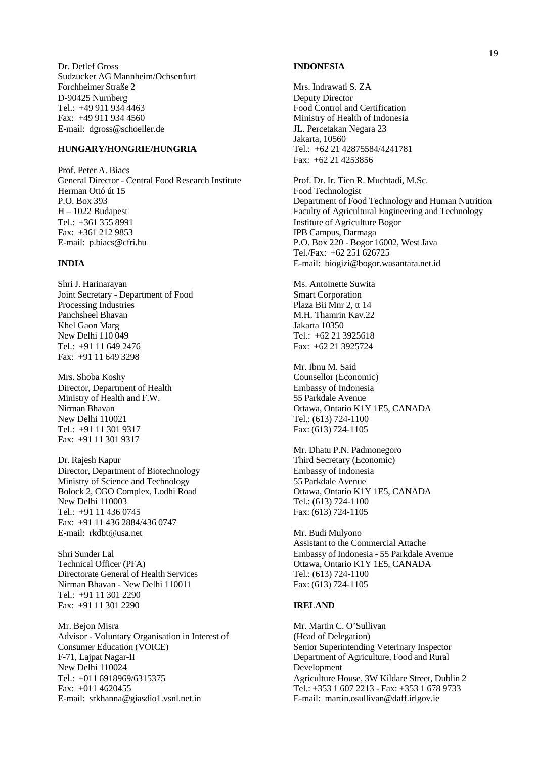Dr. Detlef Gross
Sudzucker AG Mannheim/Ochsenfurt
Forchheimer Straße 2
D-90425 Nurnberg
Tel.: +49 911 934 4463
Fax: +49 911 934 4560
E-mail: dgross@schoeller.de

**HUNGARY/HONGRIE/HUNGRIA**

Prof. Peter A. Biacs
General Director - Central Food Research Institute
Herman Ottó út 15
P.O. Box 393
H – 1022 Budapest
Tel.: +361 355 8991
Fax: +361 212 9853
E-mail: p.biacs@cfri.hu

**INDIA**

Shri J. Harinarayan
Joint Secretary - Department of Food Processing Industries
Panchsheel Bhavan
Khel Gaon Marg
New Delhi 110 049
Tel.: +91 11 649 2476
Fax: +91 11 649 3298

Mrs. Shoba Koshy
Director, Department of Health
Ministry of Health and F.W.
Nirman Bhavan
New Delhi 110021
Tel.: +91 11 301 9317
Fax: +91 11 301 9317

Dr. Rajesh Kapur
Director, Department of Biotechnology
Ministry of Science and Technology
Bolock 2, CGO Complex, Lodhi Road
New Delhi 110003
Tel.: +91 11 436 0745
Fax: +91 11 436 2884/436 0747
E-mail: rkdbt@usa.net

Shri Sunder Lal
Technical Officer (PFA)
Directorate General of Health Services
Nirman Bhavan - New Delhi 110011
Tel.: +91 11 301 2290
Fax: +91 11 301 2290

Mr. Bejon Misra
Advisor - Voluntary Organisation in Interest of Consumer Education (VOICE)
F-71, Lajpat Nagar-II
New Delhi 110024
Tel.: +011 6918969/6315375
Fax: +011 4620455
E-mail: srkhanna@giasdio1.vsnl.net.in

**INDONESIA**

Mrs. Indrawati S. ZA
Deputy Director
Food Control and Certification
Ministry of Health of Indonesia
JL. Percetakan Negara 23
Jakarta, 10560
Tel.: +62 21 42875584/4241781
Fax: +62 21 4253856

Prof. Dr. Ir. Tien R. Muchtadi, M.Sc.
Food Technologist
Department of Food Technology and Human Nutrition
Faculty of Agricultural Engineering and Technology
Institute of Agriculture Bogor
IPB Campus, Darmaga
P.O. Box 220 - Bogor 16002, West Java
Tel./Fax: +62 251 626725
E-mail: biogizi@bogor.wasantara.net.id

Ms. Antoinette Suwita
Smart Corporation
Plaza Bii Mnr 2, tt 14
M.H. Thamrin Kav.22
Jakarta 10350
Tel.: +62 21 3925618
Fax: +62 21 3925724

Mr. Ibnu M. Said
Counsellor (Economic)
Embassy of Indonesia
55 Parkdale Avenue
Ottawa, Ontario K1Y 1E5, CANADA
Tel.: (613) 724-1100
Fax: (613) 724-1105

Mr. Dhatu P.N. Padmonegoro
Third Secretary (Economic)
Embassy of Indonesia
55 Parkdale Avenue
Ottawa, Ontario K1Y 1E5, CANADA
Tel.: (613) 724-1100
Fax: (613) 724-1105

Mr. Budi Mulyono
Assistant to the Commercial Attache
Embassy of Indonesia - 55 Parkdale Avenue
Ottawa, Ontario K1Y 1E5, CANADA
Tel.: (613) 724-1100
Fax: (613) 724-1105

**IRELAND**

Mr. Martin C. O'Sullivan
(Head of Delegation)
Senior Superintending Veterinary Inspector
Department of Agriculture, Food and Rural Development
Agriculture House, 3W Kildare Street, Dublin 2
Tel.: +353 1 607 2213 - Fax: +353 1 678 9733
E-mail: martin.osullivan@daff.irlgov.ie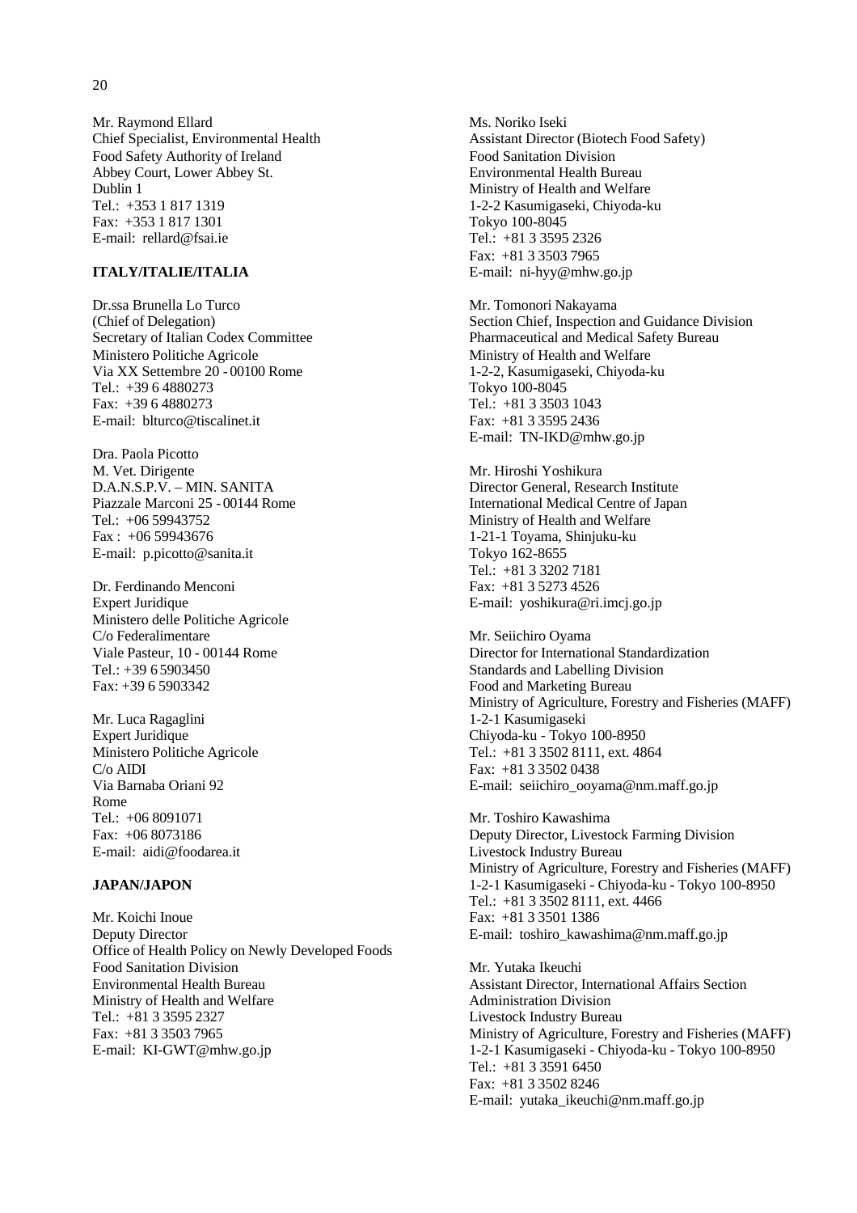Mr. Raymond Ellard
Chief Specialist, Environmental Health
Food Safety Authority of Ireland
Abbey Court, Lower Abbey St.
Dublin 1
Tel.: +353 1 817 1319
Fax: +353 1 817 1301
E-mail: rellard@fsai.ie

**ITALY/ITALIE/ITALIA**

Dr.ssa Brunella Lo Turco
(Chief of Delegation)
Secretary of Italian Codex Committee
Ministero Politiche Agricole
Via XX Settembre 20 - 00100 Rome
Tel.: +39 6 4880273
Fax: +39 6 4880273
E-mail: blturco@tiscalinet.it

Dra. Paola Picotto
M. Vet. Dirigente
D.A.N.S.P.V. – MIN. SANITA
Piazzale Marconi 25 - 00144 Rome
Tel.: +06 59943752
Fax : +06 59943676
E-mail: p.picotto@sanita.it

Dr. Ferdinando Menconi
Expert Juridique
Ministero delle Politiche Agricole
C/o Federalimentare
Viale Pasteur, 10 - 00144 Rome
Tel.: +39 6 5903450
Fax: +39 6 5903342

Mr. Luca Ragaglini
Expert Juridique
Ministero Politiche Agricole
C/o AIDI
Via Barnaba Oriani 92
Rome
Tel.: +06 8091071
Fax: +06 8073186
E-mail: aidi@foodarea.it

**JAPAN/JAPON**

Mr. Koichi Inoue
Deputy Director
Office of Health Policy on Newly Developed Foods
Food Sanitation Division
Environmental Health Bureau
Ministry of Health and Welfare
Tel.: +81 3 3595 2327
Fax: +81 3 3503 7965
E-mail: KI-GWT@mhw.go.jp

Ms. Noriko Iseki
Assistant Director (Biotech Food Safety)
Food Sanitation Division
Environmental Health Bureau
Ministry of Health and Welfare
1-2-2 Kasumigaseki, Chiyoda-ku
Tokyo 100-8045
Tel.: +81 3 3595 2326
Fax: +81 3 3503 7965
E-mail: ni-hyy@mhw.go.jp

Mr. Tomonori Nakayama
Section Chief, Inspection and Guidance Division
Pharmaceutical and Medical Safety Bureau
Ministry of Health and Welfare
1-2-2, Kasumigaseki, Chiyoda-ku
Tokyo 100-8045
Tel.: +81 3 3503 1043
Fax: +81 3 3595 2436
E-mail: TN-IKD@mhw.go.jp

Mr. Hiroshi Yoshikura
Director General, Research Institute
International Medical Centre of Japan
Ministry of Health and Welfare
1-21-1 Toyama, Shinjuku-ku
Tokyo 162-8655
Tel.: +81 3 3202 7181
Fax: +81 3 5273 4526
E-mail: yoshikura@ri.imcj.go.jp

Mr. Seiichiro Oyama
Director for International Standardization
Standards and Labelling Division
Food and Marketing Bureau
Ministry of Agriculture, Forestry and Fisheries (MAFF)
1-2-1 Kasumigaseki
Chiyoda-ku - Tokyo 100-8950
Tel.: +81 3 3502 8111, ext. 4864
Fax: +81 3 3502 0438
E-mail: seiichiro_ooyama@nm.maff.go.jp

Mr. Toshiro Kawashima
Deputy Director, Livestock Farming Division
Livestock Industry Bureau
Ministry of Agriculture, Forestry and Fisheries (MAFF)
1-2-1 Kasumigaseki - Chiyoda-ku - Tokyo 100-8950
Tel.: +81 3 3502 8111, ext. 4466
Fax: +81 3 3501 1386
E-mail: toshiro_kawashima@nm.maff.go.jp

Mr. Yutaka Ikeuchi
Assistant Director, International Affairs Section
Administration Division
Livestock Industry Bureau
Ministry of Agriculture, Forestry and Fisheries (MAFF)
1-2-1 Kasumigaseki - Chiyoda-ku - Tokyo 100-8950
Tel.: +81 3 3591 6450
Fax: +81 3 3502 8246
E-mail: yutaka_ikeuchi@nm.maff.go.jp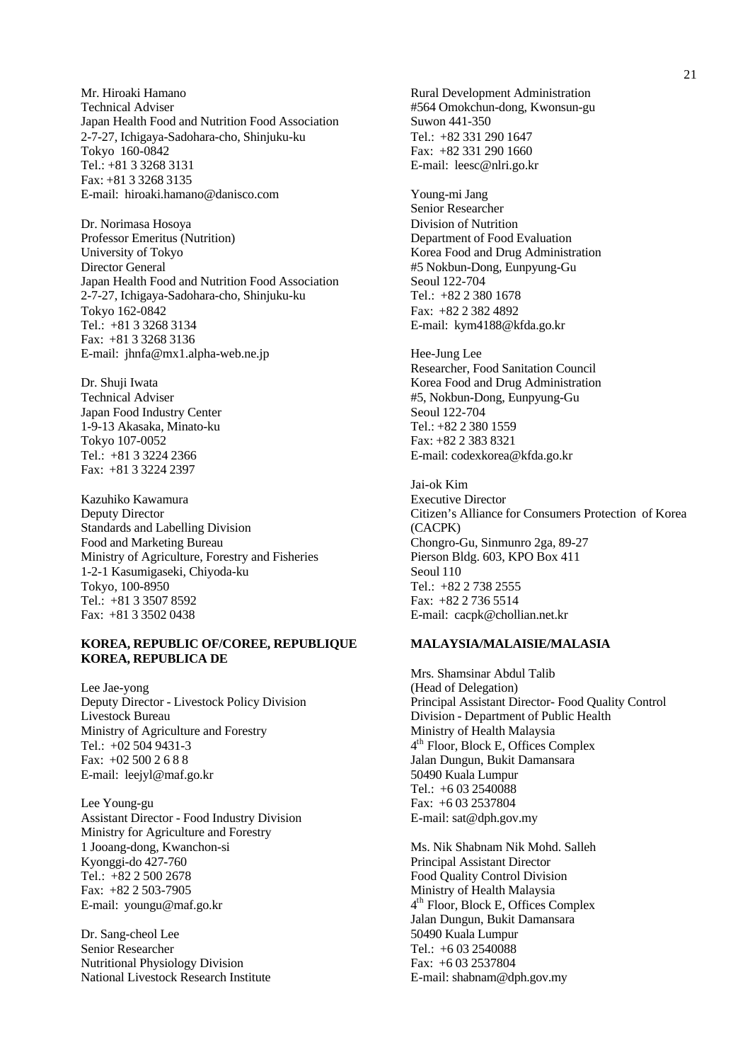Mr. Hiroaki Hamano
Technical Adviser
Japan Health Food and Nutrition Food Association
2-7-27, Ichigaya-Sadohara-cho, Shinjuku-ku
Tokyo 160-0842
Tel.: +81 3 3268 3131
Fax: +81 3 3268 3135
E-mail: hiroaki.hamano@danisco.com

Dr. Norimasa Hosoya
Professor Emeritus (Nutrition)
University of Tokyo
Director General
Japan Health Food and Nutrition Food Association
2-7-27, Ichigaya-Sadohara-cho, Shinjuku-ku
Tokyo 162-0842
Tel.: +81 3 3268 3134
Fax: +81 3 3268 3136
E-mail: jhnfa@mx1.alpha-web.ne.jp

Dr. Shuji Iwata
Technical Adviser
Japan Food Industry Center
1-9-13 Akasaka, Minato-ku
Tokyo 107-0052
Tel.: +81 3 3224 2366
Fax: +81 3 3224 2397

Kazuhiko Kawamura
Deputy Director
Standards and Labelling Division
Food and Marketing Bureau
Ministry of Agriculture, Forestry and Fisheries
1-2-1 Kasumigaseki, Chiyoda-ku
Tokyo, 100-8950
Tel.: +81 3 3507 8592
Fax: +81 3 3502 0438

**KOREA, REPUBLIC OF/COREE, REPUBLIQUE KOREA, REPUBLICA DE**

Lee Jae-yong
Deputy Director - Livestock Policy Division
Livestock Bureau
Ministry of Agriculture and Forestry
Tel.: +02 504 9431-3
Fax: +02 500 2 6 8 8
E-mail: leejyl@maf.go.kr

Lee Young-gu
Assistant Director - Food Industry Division
Ministry for Agriculture and Forestry
1 Jooang-dong, Kwanchon-si
Kyonggi-do 427-760
Tel.: +82 2 500 2678
Fax: +82 2 503-7905
E-mail: youngu@maf.go.kr

Dr. Sang-cheol Lee
Senior Researcher
Nutritional Physiology Division
National Livestock Research Institute
Rural Development Administration
#564 Omokchun-dong, Kwonsun-gu
Suwon 441-350
Tel.: +82 331 290 1647
Fax: +82 331 290 1660
E-mail: leesc@nlri.go.kr

Young-mi Jang
Senior Researcher
Division of Nutrition
Department of Food Evaluation
Korea Food and Drug Administration
#5 Nokbun-Dong, Eunpyung-Gu
Seoul 122-704
Tel.: +82 2 380 1678
Fax: +82 2 382 4892
E-mail: kym4188@kfda.go.kr

Hee-Jung Lee
Researcher, Food Sanitation Council
Korea Food and Drug Administration
#5, Nokbun-Dong, Eunpyung-Gu
Seoul 122-704
Tel.: +82 2 380 1559
Fax: +82 2 383 8321
E-mail: codexkorea@kfda.go.kr

Jai-ok Kim
Executive Director
Citizen's Alliance for Consumers Protection of Korea (CACPK)
Chongro-Gu, Sinmunro 2ga, 89-27
Pierson Bldg. 603, KPO Box 411
Seoul 110
Tel.: +82 2 738 2555
Fax: +82 2 736 5514
E-mail: cacpk@chollian.net.kr

**MALAYSIA/MALAISIE/MALASIA**

Mrs. Shamsinar Abdul Talib
(Head of Delegation)
Principal Assistant Director- Food Quality Control Division - Department of Public Health
Ministry of Health Malaysia
4th Floor, Block E, Offices Complex
Jalan Dungun, Bukit Damansara
50490 Kuala Lumpur
Tel.: +6 03 2540088
Fax: +6 03 2537804
E-mail: sat@dph.gov.my

Ms. Nik Shabnam Nik Mohd. Salleh
Principal Assistant Director
Food Quality Control Division
Ministry of Health Malaysia
4th Floor, Block E, Offices Complex
Jalan Dungun, Bukit Damansara
50490 Kuala Lumpur
Tel.: +6 03 2540088
Fax: +6 03 2537804
E-mail: shabnam@dph.gov.my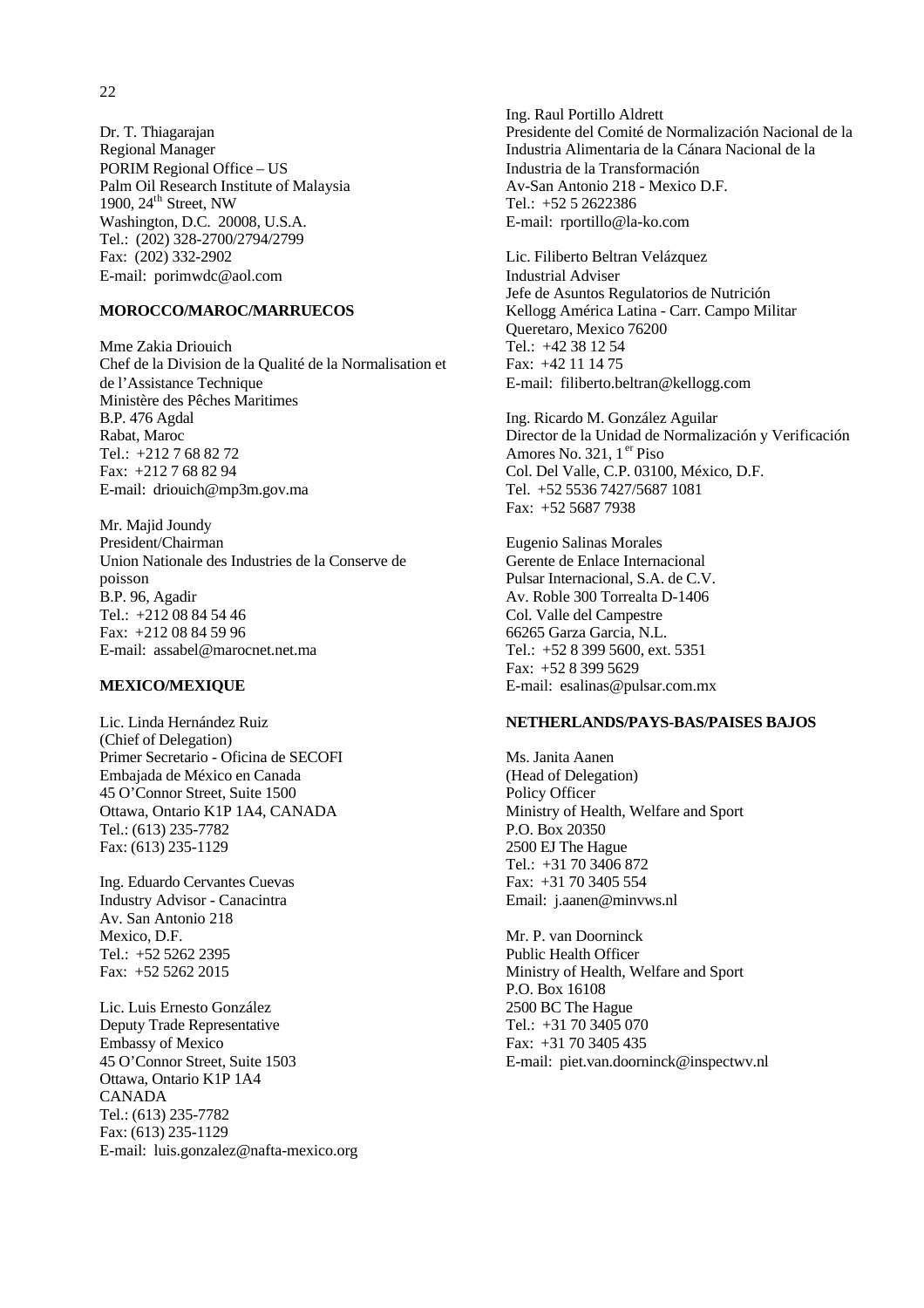Dr. T. Thiagarajan
Regional Manager
PORIM Regional Office – US
Palm Oil Research Institute of Malaysia
1900, 24th Street, NW
Washington, D.C. 20008, U.S.A.
Tel.: (202) 328-2700/2794/2799
Fax: (202) 332-2902
E-mail: porimwdc@aol.com

**MOROCCO/MAROC/MARRUECOS**

Mme Zakia Driouich
Chef de la Division de la Qualité de la Normalisation et de l'Assistance Technique
Ministère des Pêches Maritimes
B.P. 476 Agdal
Rabat, Maroc
Tel.: +212 7 68 82 72
Fax: +212 7 68 82 94
E-mail: driouich@mp3m.gov.ma

Mr. Majid Joundy
President/Chairman
Union Nationale des Industries de la Conserve de poisson
B.P. 96, Agadir
Tel.: +212 08 84 54 46
Fax: +212 08 84 59 96
E-mail: assabel@marocnet.net.ma

**MEXICO/MEXIQUE**

Lic. Linda Hernández Ruiz
(Chief of Delegation)
Primer Secretario - Oficina de SECOFI
Embajada de México en Canada
45 O'Connor Street, Suite 1500
Ottawa, Ontario K1P 1A4, CANADA
Tel.: (613) 235-7782
Fax: (613) 235-1129

Ing. Eduardo Cervantes Cuevas
Industry Advisor - Canacintra
Av. San Antonio 218
Mexico, D.F.
Tel.: +52 5262 2395
Fax: +52 5262 2015

Lic. Luis Ernesto González
Deputy Trade Representative
Embassy of Mexico
45 O'Connor Street, Suite 1503
Ottawa, Ontario K1P 1A4
CANADA
Tel.: (613) 235-7782
Fax: (613) 235-1129
E-mail: luis.gonzalez@nafta-mexico.org

Ing. Raul Portillo Aldrett
Presidente del Comité de Normalización Nacional de la Industria Alimentaria de la Cánara Nacional de la Industria de la Transformación
Av-San Antonio 218 - Mexico D.F.
Tel.: +52 5 2622386
E-mail: rportillo@la-ko.com

Lic. Filiberto Beltran Velázquez
Industrial Adviser
Jefe de Asuntos Regulatorios de Nutrición
Kellogg América Latina - Carr. Campo Militar
Queretaro, Mexico 76200
Tel.: +42 38 12 54
Fax: +42 11 14 75
E-mail: filiberto.beltran@kellogg.com

Ing. Ricardo M. González Aguilar
Director de la Unidad de Normalización y Verificación
Amores No. 321, 1er Piso
Col. Del Valle, C.P. 03100, México, D.F.
Tel. +52 5536 7427/5687 1081
Fax: +52 5687 7938

Eugenio Salinas Morales
Gerente de Enlace Internacional
Pulsar Internacional, S.A. de C.V.
Av. Roble 300 Torrealta D-1406
Col. Valle del Campestre
66265 Garza Garcia, N.L.
Tel.: +52 8 399 5600, ext. 5351
Fax: +52 8 399 5629
E-mail: esalinas@pulsar.com.mx

**NETHERLANDS/PAYS-BAS/PAISES BAJOS**

Ms. Janita Aanen
(Head of Delegation)
Policy Officer
Ministry of Health, Welfare and Sport
P.O. Box 20350
2500 EJ The Hague
Tel.: +31 70 3406 872
Fax: +31 70 3405 554
Email: j.aanen@minvws.nl

Mr. P. van Doorninck
Public Health Officer
Ministry of Health, Welfare and Sport
P.O. Box 16108
2500 BC The Hague
Tel.: +31 70 3405 070
Fax: +31 70 3405 435
E-mail: piet.van.doorninck@inspectwv.nl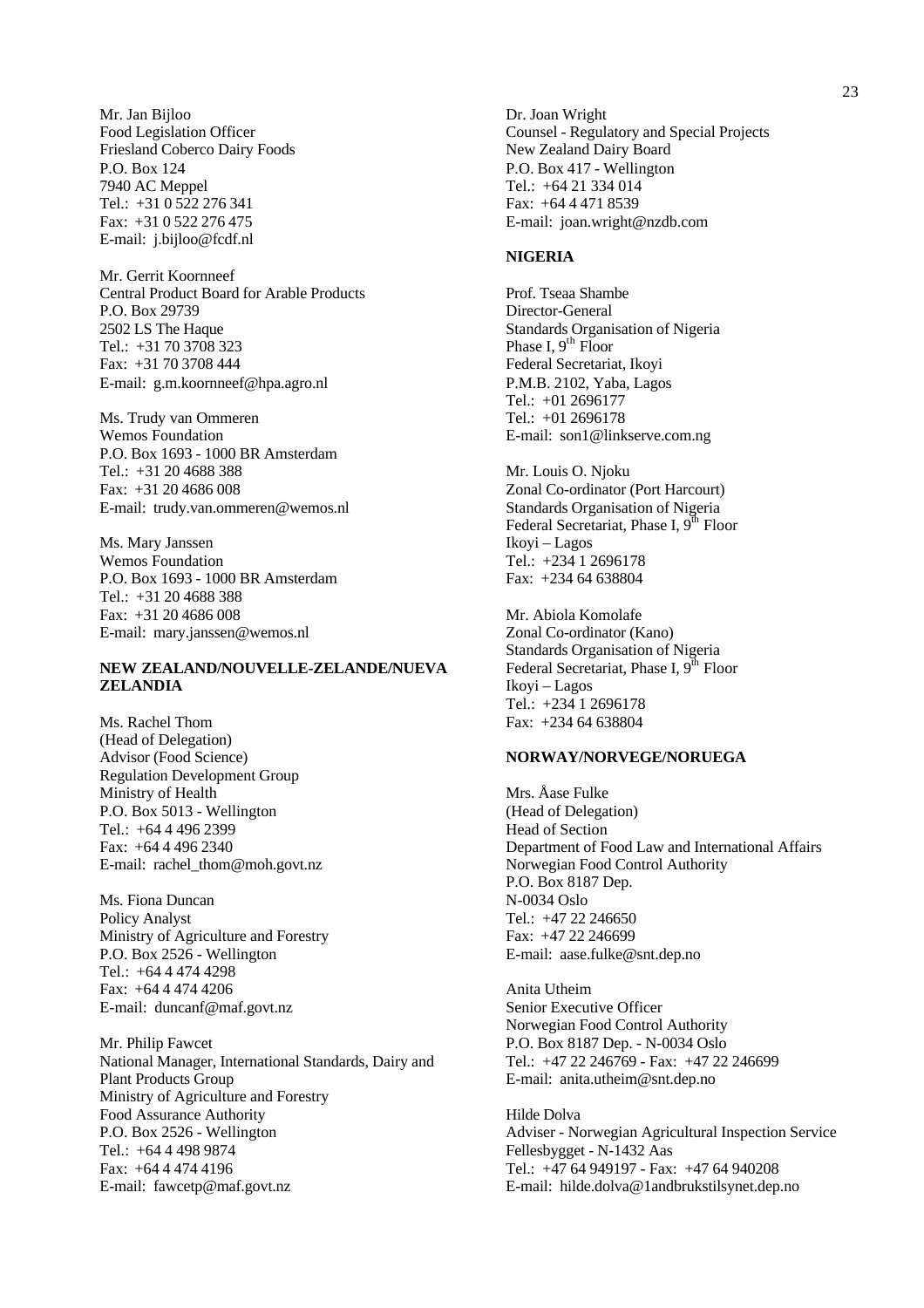Mr. Jan Bijloo
Food Legislation Officer
Friesland Coberco Dairy Foods
P.O. Box 124
7940 AC Meppel
Tel.: +31 0 522 276 341
Fax: +31 0 522 276 475
E-mail: j.bijloo@fcdf.nl

Mr. Gerrit Koornneef
Central Product Board for Arable Products
P.O. Box 29739
2502 LS The Haque
Tel.: +31 70 3708 323
Fax: +31 70 3708 444
E-mail: g.m.koornneef@hpa.agro.nl

Ms. Trudy van Ommeren
Wemos Foundation
P.O. Box 1693 - 1000 BR Amsterdam
Tel.: +31 20 4688 388
Fax: +31 20 4686 008
E-mail: trudy.van.ommeren@wemos.nl

Ms. Mary Janssen
Wemos Foundation
P.O. Box 1693 - 1000 BR Amsterdam
Tel.: +31 20 4688 388
Fax: +31 20 4686 008
E-mail: mary.janssen@wemos.nl

**NEW ZEALAND/NOUVELLE-ZELANDE/NUEVA ZELANDIA**

Ms. Rachel Thom
(Head of Delegation)
Advisor (Food Science)
Regulation Development Group
Ministry of Health
P.O. Box 5013 - Wellington
Tel.: +64 4 496 2399
Fax: +64 4 496 2340
E-mail: rachel_thom@moh.govt.nz

Ms. Fiona Duncan
Policy Analyst
Ministry of Agriculture and Forestry
P.O. Box 2526 - Wellington
Tel.: +64 4 474 4298
Fax: +64 4 474 4206
E-mail: duncanf@maf.govt.nz

Mr. Philip Fawcet
National Manager, International Standards, Dairy and Plant Products Group
Ministry of Agriculture and Forestry
Food Assurance Authority
P.O. Box 2526 - Wellington
Tel.: +64 4 498 9874
Fax: +64 4 474 4196
E-mail: fawcetp@maf.govt.nz

Dr. Joan Wright
Counsel - Regulatory and Special Projects
New Zealand Dairy Board
P.O. Box 417 - Wellington
Tel.: +64 21 334 014
Fax: +64 4 471 8539
E-mail: joan.wright@nzdb.com

**NIGERIA**

Prof. Tseaa Shambe
Director-General
Standards Organisation of Nigeria
Phase I, 9th Floor
Federal Secretariat, Ikoyi
P.M.B. 2102, Yaba, Lagos
Tel.: +01 2696177
Tel.: +01 2696178
E-mail: son1@linkserve.com.ng

Mr. Louis O. Njoku
Zonal Co-ordinator (Port Harcourt)
Standards Organisation of Nigeria
Federal Secretariat, Phase I, 9th Floor
Ikoyi – Lagos
Tel.: +234 1 2696178
Fax: +234 64 638804

Mr. Abiola Komolafe
Zonal Co-ordinator (Kano)
Standards Organisation of Nigeria
Federal Secretariat, Phase I, 9th Floor
Ikoyi – Lagos
Tel.: +234 1 2696178
Fax: +234 64 638804

**NORWAY/NORVEGE/NORUEGA**

Mrs. Åase Fulke
(Head of Delegation)
Head of Section
Department of Food Law and International Affairs
Norwegian Food Control Authority
P.O. Box 8187 Dep.
N-0034 Oslo
Tel.: +47 22 246650
Fax: +47 22 246699
E-mail: aase.fulke@snt.dep.no

Anita Utheim
Senior Executive Officer
Norwegian Food Control Authority
P.O. Box 8187 Dep. - N-0034 Oslo
Tel.: +47 22 246769 - Fax: +47 22 246699
E-mail: anita.utheim@snt.dep.no

Hilde Dolva
Adviser - Norwegian Agricultural Inspection Service
Fellesbygget - N-1432 Aas
Tel.: +47 64 949197 - Fax: +47 64 940208
E-mail: hilde.dolva@1andbrukstilsynet.dep.no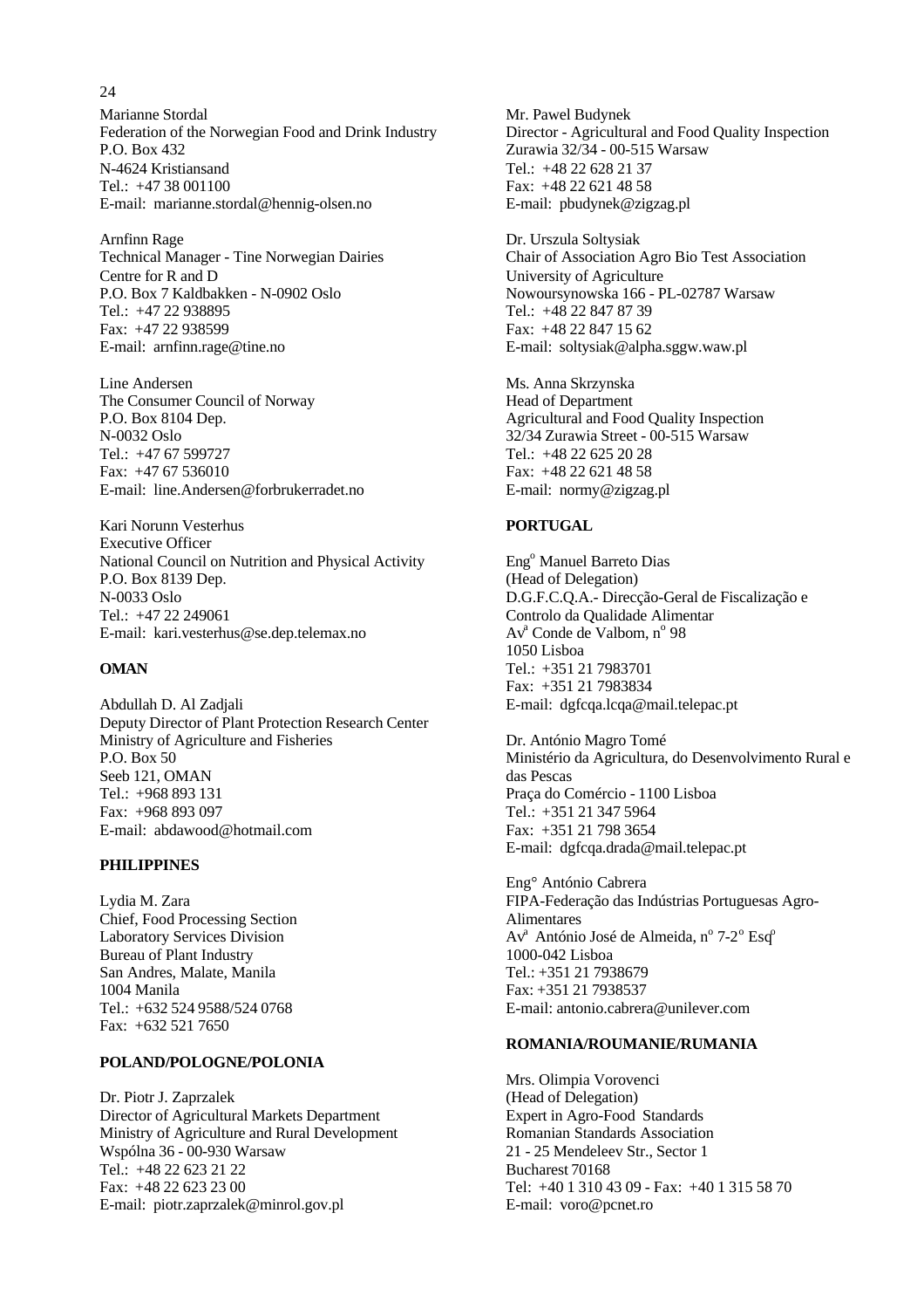Marianne Stordal
Federation of the Norwegian Food and Drink Industry
P.O. Box 432
N-4624 Kristiansand
Tel.: +47 38 001100
E-mail: marianne.stordal@hennig-olsen.no

Arnfinn Rage
Technical Manager - Tine Norwegian Dairies
Centre for R and D
P.O. Box 7 Kaldbakken - N-0902 Oslo
Tel.: +47 22 938895
Fax: +47 22 938599
E-mail: arnfinn.rage@tine.no

Line Andersen
The Consumer Council of Norway
P.O. Box 8104 Dep.
N-0032 Oslo
Tel.: +47 67 599727
Fax: +47 67 536010
E-mail: line.Andersen@forbrukerradet.no

Kari Norunn Vesterhus
Executive Officer
National Council on Nutrition and Physical Activity
P.O. Box 8139 Dep.
N-0033 Oslo
Tel.: +47 22 249061
E-mail: kari.vesterhus@se.dep.telemax.no

**OMAN**

Abdullah D. Al Zadjali
Deputy Director of Plant Protection Research Center
Ministry of Agriculture and Fisheries
P.O. Box 50
Seeb 121, OMAN
Tel.: +968 893 131
Fax: +968 893 097
E-mail: abdawood@hotmail.com

**PHILIPPINES**

Lydia M. Zara
Chief, Food Processing Section
Laboratory Services Division
Bureau of Plant Industry
San Andres, Malate, Manila
1004 Manila
Tel.: +632 524 9588/524 0768
Fax: +632 521 7650

**POLAND/POLOGNE/POLONIA**

Dr. Piotr J. Zaprzalek
Director of Agricultural Markets Department
Ministry of Agriculture and Rural Development
Wspólna 36 - 00-930 Warsaw
Tel.: +48 22 623 21 22
Fax: +48 22 623 23 00
E-mail: piotr.zaprzalek@minrol.gov.pl

Mr. Pawel Budynek
Director - Agricultural and Food Quality Inspection
Zurawia 32/34 - 00-515 Warsaw
Tel.: +48 22 628 21 37
Fax: +48 22 621 48 58
E-mail: pbudynek@zigzag.pl

Dr. Urszula Soltysiak
Chair of Association Agro Bio Test Association
University of Agriculture
Nowoursynowska 166 - PL-02787 Warsaw
Tel.: +48 22 847 87 39
Fax: +48 22 847 15 62
E-mail: soltysiak@alpha.sggw.waw.pl

Ms. Anna Skrzynska
Head of Department
Agricultural and Food Quality Inspection
32/34 Zurawia Street - 00-515 Warsaw
Tel.: +48 22 625 20 28
Fax: +48 22 621 48 58
E-mail: normy@zigzag.pl

**PORTUGAL**

Eng[o] Manuel Barreto Dias
(Head of Delegation)
D.G.F.C.Q.A.- Direcção-Geral de Fiscalização e Controlo da Qualidade Alimentar
Av[a] Conde de Valbom, n[o] 98
1050 Lisboa
Tel.: +351 21 7983701
Fax: +351 21 7983834
E-mail: dgfcqa.lcqa@mail.telepac.pt

Dr. António Magro Tomé
Ministério da Agricultura, do Desenvolvimento Rural e das Pescas
Praça do Comércio - 1100 Lisboa
Tel.: +351 21 347 5964
Fax: +351 21 798 3654
E-mail: dgfcqa.drada@mail.telepac.pt

Eng° António Cabrera
FIPA-Federação das Indústrias Portuguesas Agro-Alimentares
Av[a] António José de Almeida, n[o] 7-2[o] Esq[o]
1000-042 Lisboa
Tel.: +351 21 7938679
Fax: +351 21 7938537
E-mail: antonio.cabrera@unilever.com

**ROMANIA/ROUMANIE/RUMANIA**

Mrs. Olimpia Vorovenci
(Head of Delegation)
Expert in Agro-Food Standards
Romanian Standards Association
21 - 25 Mendeleev Str., Sector 1
Bucharest 70168
Tel: +40 1 310 43 09 - Fax: +40 1 315 58 70
E-mail: voro@pcnet.ro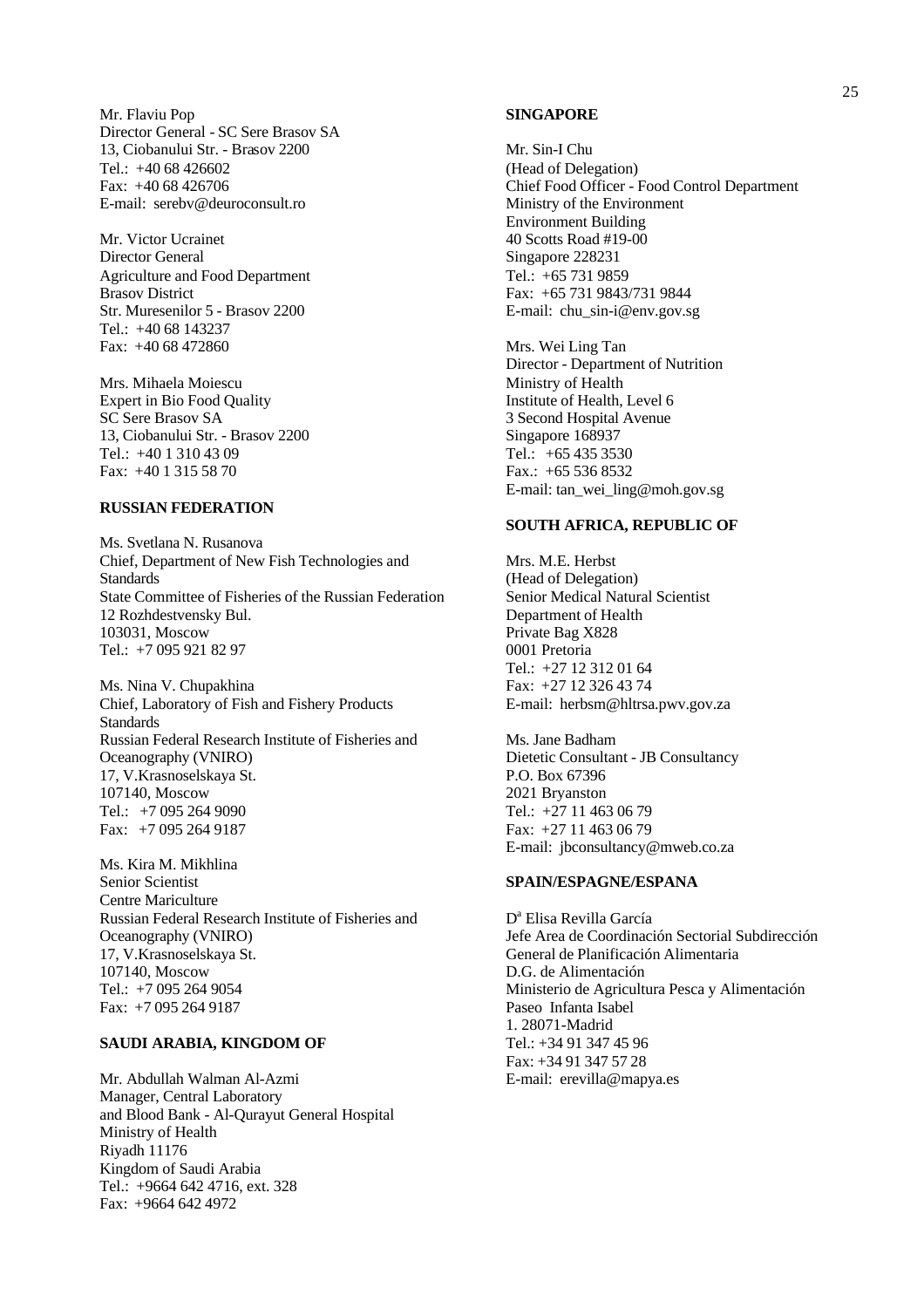Mr. Flaviu Pop
Director General - SC Sere Brasov SA
13, Ciobanului Str. - Brasov 2200
Tel.: +40 68 426602
Fax: +40 68 426706
E-mail: serebv@deuroconsult.ro

Mr. Victor Ucrainet
Director General
Agriculture and Food Department
Brasov District
Str. Muresenilor 5 - Brasov 2200
Tel.: +40 68 143237
Fax: +40 68 472860

Mrs. Mihaela Moiescu
Expert in Bio Food Quality
SC Sere Brasov SA
13, Ciobanului Str. - Brasov 2200
Tel.: +40 1 310 43 09
Fax: +40 1 315 58 70

**RUSSIAN FEDERATION**

Ms. Svetlana N. Rusanova
Chief, Department of New Fish Technologies and Standards
State Committee of Fisheries of the Russian Federation
12 Rozhdestvensky Bul.
103031, Moscow
Tel.: +7 095 921 82 97

Ms. Nina V. Chupakhina
Chief, Laboratory of Fish and Fishery Products Standards
Russian Federal Research Institute of Fisheries and Oceanography (VNIRO)
17, V.Krasnoselskaya St.
107140, Moscow
Tel.: +7 095 264 9090
Fax: +7 095 264 9187

Ms. Kira M. Mikhlina
Senior Scientist
Centre Mariculture
Russian Federal Research Institute of Fisheries and Oceanography (VNIRO)
17, V.Krasnoselskaya St.
107140, Moscow
Tel.: +7 095 264 9054
Fax: +7 095 264 9187

**SAUDI ARABIA, KINGDOM OF**

Mr. Abdullah Walman Al-Azmi
Manager, Central Laboratory
and Blood Bank - Al-Qurayut General Hospital
Ministry of Health
Riyadh 11176
Kingdom of Saudi Arabia
Tel.: +9664 642 4716, ext. 328
Fax: +9664 642 4972

**SINGAPORE**

Mr. Sin-I Chu
(Head of Delegation)
Chief Food Officer - Food Control Department
Ministry of the Environment
Environment Building
40 Scotts Road #19-00
Singapore 228231
Tel.: +65 731 9859
Fax: +65 731 9843/731 9844
E-mail: chu_sin-i@env.gov.sg

Mrs. Wei Ling Tan
Director - Department of Nutrition
Ministry of Health
Institute of Health, Level 6
3 Second Hospital Avenue
Singapore 168937
Tel.: +65 435 3530
Fax.: +65 536 8532
E-mail: tan_wei_ling@moh.gov.sg

**SOUTH AFRICA, REPUBLIC OF**

Mrs. M.E. Herbst
(Head of Delegation)
Senior Medical Natural Scientist
Department of Health
Private Bag X828
0001 Pretoria
Tel.: +27 12 312 01 64
Fax: +27 12 326 43 74
E-mail: herbsm@hltrsa.pwv.gov.za

Ms. Jane Badham
Dietetic Consultant - JB Consultancy
P.O. Box 67396
2021 Bryanston
Tel.: +27 11 463 06 79
Fax: +27 11 463 06 79
E-mail: jbconsultancy@mweb.co.za

**SPAIN/ESPAGNE/ESPANA**

D[a] Elisa Revilla García
Jefe Area de Coordinación Sectorial Subdirección General de Planificación Alimentaria
D.G. de Alimentación
Ministerio de Agricultura Pesca y Alimentación
Paseo Infanta Isabel
1. 28071-Madrid
Tel.: +34 91 347 45 96
Fax: +34 91 347 57 28
E-mail: erevilla@mapya.es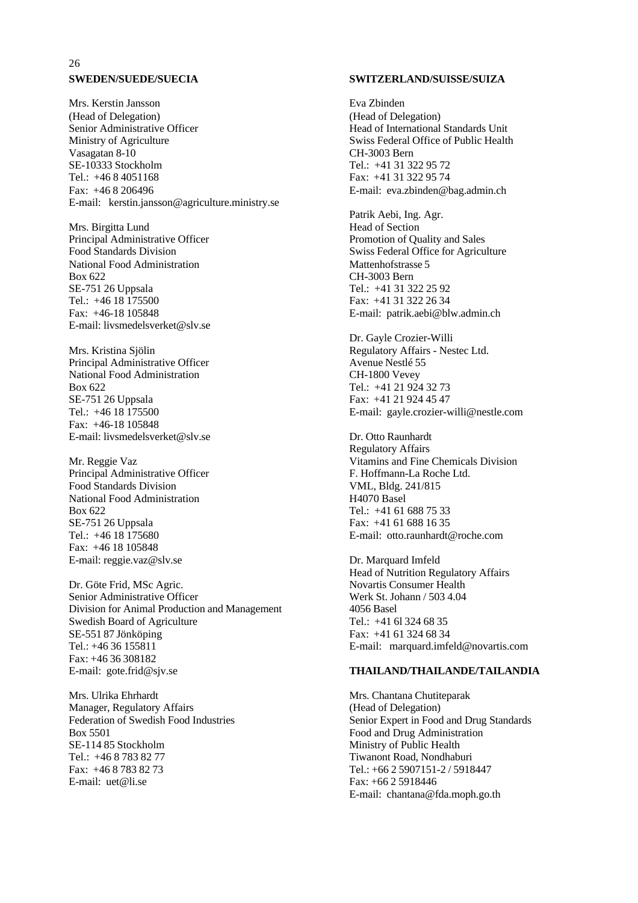**SWEDEN/SUEDE/SUECIA**

Mrs. Kerstin Jansson
(Head of Delegation)
Senior Administrative Officer
Ministry of Agriculture
Vasagatan 8-10
SE-10333 Stockholm
Tel.: +46 8 4051168
Fax: +46 8 206496
E-mail: kerstin.jansson@agriculture.ministry.se

Mrs. Birgitta Lund
Principal Administrative Officer
Food Standards Division
National Food Administration
Box 622
SE-751 26 Uppsala
Tel.: +46 18 175500
Fax: +46-18 105848
E-mail: livsmedelsverket@slv.se

Mrs. Kristina Sjölin
Principal Administrative Officer
National Food Administration
Box 622
SE-751 26 Uppsala
Tel.: +46 18 175500
Fax: +46-18 105848
E-mail: livsmedelsverket@slv.se

Mr. Reggie Vaz
Principal Administrative Officer
Food Standards Division
National Food Administration
Box 622
SE-751 26 Uppsala
Tel.: +46 18 175680
Fax: +46 18 105848
E-mail: reggie.vaz@slv.se

Dr. Göte Frid, MSc Agric.
Senior Administrative Officer
Division for Animal Production and Management
Swedish Board of Agriculture
SE-551 87 Jönköping
Tel.: +46 36 155811
Fax: +46 36 308182
E-mail: gote.frid@sjv.se

Mrs. Ulrika Ehrhardt
Manager, Regulatory Affairs
Federation of Swedish Food Industries
Box 5501
SE-114 85 Stockholm
Tel.: +46 8 783 82 77
Fax: +46 8 783 82 73
E-mail: uet@li.se

**SWITZERLAND/SUISSE/SUIZA**

Eva Zbinden
(Head of Delegation)
Head of International Standards Unit
Swiss Federal Office of Public Health
CH-3003 Bern
Tel.: +41 31 322 95 72
Fax: +41 31 322 95 74
E-mail: eva.zbinden@bag.admin.ch

Patrik Aebi, Ing. Agr.
Head of Section
Promotion of Quality and Sales
Swiss Federal Office for Agriculture
Mattenhofstrasse 5
CH-3003 Bern
Tel.: +41 31 322 25 92
Fax: +41 31 322 26 34
E-mail: patrik.aebi@blw.admin.ch

Dr. Gayle Crozier-Willi
Regulatory Affairs - Nestec Ltd.
Avenue Nestlé 55
CH-1800 Vevey
Tel.: +41 21 924 32 73
Fax: +41 21 924 45 47
E-mail: gayle.crozier-willi@nestle.com

Dr. Otto Raunhardt
Regulatory Affairs
Vitamins and Fine Chemicals Division
F. Hoffmann-La Roche Ltd.
VML, Bldg. 241/815
H4070 Basel
Tel.: +41 61 688 75 33
Fax: +41 61 688 16 35
E-mail: otto.raunhardt@roche.com

Dr. Marquard Imfeld
Head of Nutrition Regulatory Affairs
Novartis Consumer Health
Werk St. Johann / 503 4.04
4056 Basel
Tel.: +41 6l 324 68 35
Fax: +41 61 324 68 34
E-mail: marquard.imfeld@novartis.com

**THAILAND/THAILANDE/TAILANDIA**

Mrs. Chantana Chutiteparak
(Head of Delegation)
Senior Expert in Food and Drug Standards
Food and Drug Administration
Ministry of Public Health
Tiwanont Road, Nondhaburi
Tel.: +66 2 5907151-2 / 5918447
Fax: +66 2 5918446
E-mail: chantana@fda.moph.go.th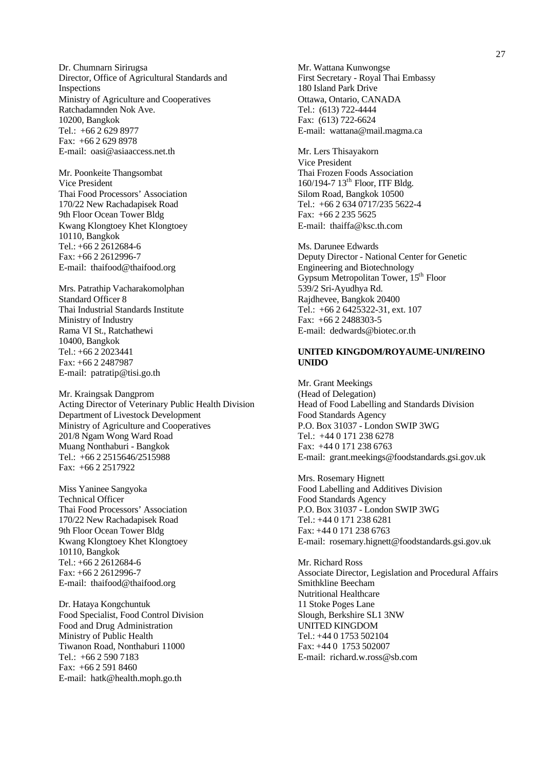Dr. Chumnarn Sirirugsa
Director, Office of Agricultural Standards and Inspections
Ministry of Agriculture and Cooperatives
Ratchadamnden Nok Ave.
10200, Bangkok
Tel.: +66 2 629 8977
Fax: +66 2 629 8978
E-mail: oasi@asiaaccess.net.th

Mr. Poonkeite Thangsombat
Vice President
Thai Food Processors' Association
170/22 New Rachadapisek Road
9th Floor Ocean Tower Bldg
Kwang Klongtoey Khet Klongtoey
10110, Bangkok
Tel.: +66 2 2612684-6
Fax: +66 2 2612996-7
E-mail: thaifood@thaifood.org

Mrs. Patrathip Vacharakomolphan
Standard Officer 8
Thai Industrial Standards Institute
Ministry of Industry
Rama VI St., Ratchathewi
10400, Bangkok
Tel.: +66 2 2023441
Fax: +66 2 2487987
E-mail: patratip@tisi.go.th

Mr. Kraingsak Dangprom
Acting Director of Veterinary Public Health Division
Department of Livestock Development
Ministry of Agriculture and Cooperatives
201/8 Ngam Wong Ward Road
Muang Nonthaburi - Bangkok
Tel.: +66 2 2515646/2515988
Fax: +66 2 2517922

Miss Yaninee Sangyoka
Technical Officer
Thai Food Processors' Association
170/22 New Rachadapisek Road
9th Floor Ocean Tower Bldg
Kwang Klongtoey Khet Klongtoey
10110, Bangkok
Tel.: +66 2 2612684-6
Fax: +66 2 2612996-7
E-mail: thaifood@thaifood.org

Dr. Hataya Kongchuntuk
Food Specialist, Food Control Division
Food and Drug Administration
Ministry of Public Health
Tiwanon Road, Nonthaburi 11000
Tel.: +66 2 590 7183
Fax: +66 2 591 8460
E-mail: hatk@health.moph.go.th

Mr. Wattana Kunwongse
First Secretary - Royal Thai Embassy
180 Island Park Drive
Ottawa, Ontario, CANADA
Tel.: (613) 722-4444
Fax: (613) 722-6624
E-mail: wattana@mail.magma.ca

Mr. Lers Thisayakorn
Vice President
Thai Frozen Foods Association
160/194-7 13th Floor, ITF Bldg.
Silom Road, Bangkok 10500
Tel.: +66 2 634 0717/235 5622-4
Fax: +66 2 235 5625
E-mail: thaiffa@ksc.th.com

Ms. Darunee Edwards
Deputy Director - National Center for Genetic Engineering and Biotechnology
Gypsum Metropolitan Tower, 15th Floor
539/2 Sri-Ayudhya Rd.
Rajdhevee, Bangkok 20400
Tel.: +66 2 6425322-31, ext. 107
Fax: +66 2 2488303-5
E-mail: dedwards@biotec.or.th

**UNITED KINGDOM/ROYAUME-UNI/REINO UNIDO**

Mr. Grant Meekings
(Head of Delegation)
Head of Food Labelling and Standards Division
Food Standards Agency
P.O. Box 31037 - London SWIP 3WG
Tel.: +44 0 171 238 6278
Fax: +44 0 171 238 6763
E-mail: grant.meekings@foodstandards.gsi.gov.uk

Mrs. Rosemary Hignett
Food Labelling and Additives Division
Food Standards Agency
P.O. Box 31037 - London SWIP 3WG
Tel.: +44 0 171 238 6281
Fax: +44 0 171 238 6763
E-mail: rosemary.hignett@foodstandards.gsi.gov.uk

Mr. Richard Ross
Associate Director, Legislation and Procedural Affairs
Smithkline Beecham
Nutritional Healthcare
11 Stoke Poges Lane
Slough, Berkshire SL1 3NW
UNITED KINGDOM
Tel.: +44 0 1753 502104
Fax: +44 0 1753 502007
E-mail: richard.w.ross@sb.com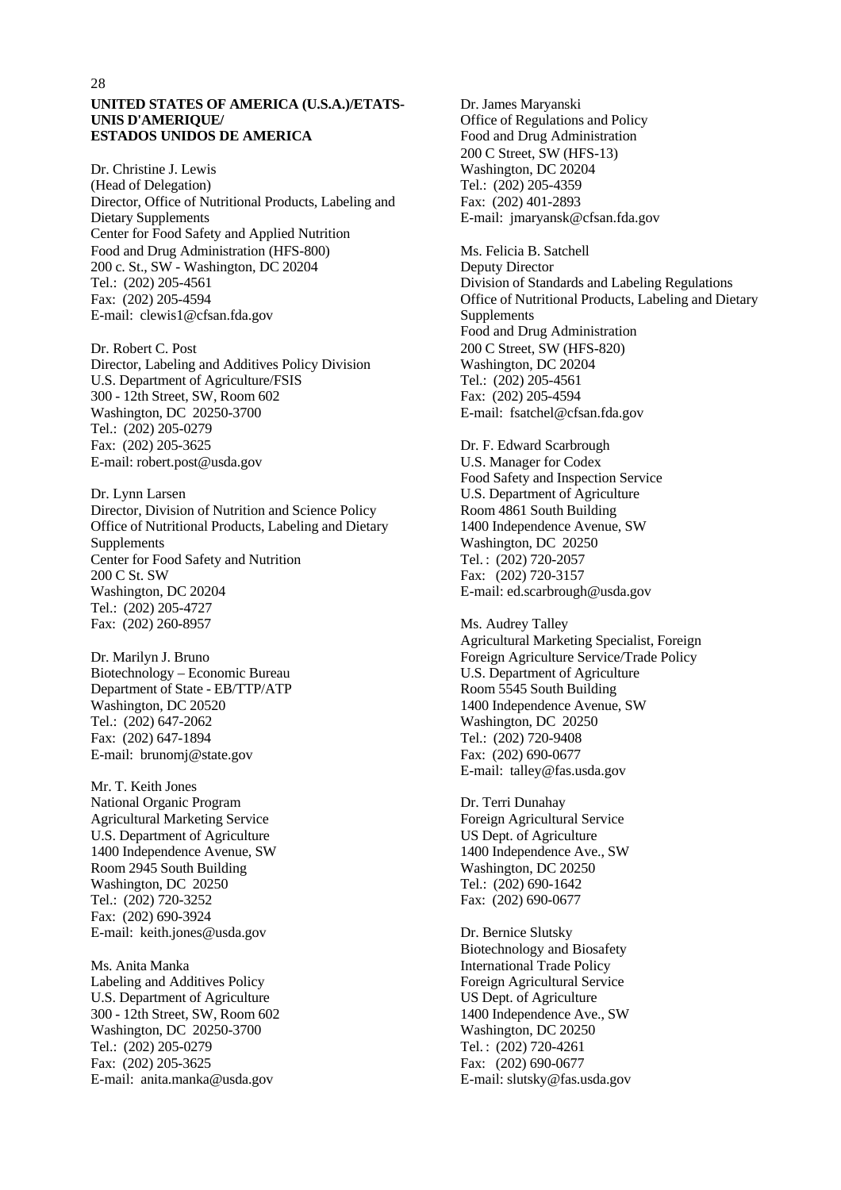**UNITED STATES OF AMERICA (U.S.A.)/ETATS-UNIS D'AMERIQUE/**
**ESTADOS UNIDOS DE AMERICA**

Dr. Christine J. Lewis
(Head of Delegation)
Director, Office of Nutritional Products, Labeling and Dietary Supplements
Center for Food Safety and Applied Nutrition
Food and Drug Administration (HFS-800)
200 c. St., SW - Washington, DC 20204
Tel.: (202) 205-4561
Fax: (202) 205-4594
E-mail: clewis1@cfsan.fda.gov

Dr. Robert C. Post
Director, Labeling and Additives Policy Division
U.S. Department of Agriculture/FSIS
300 - 12th Street, SW, Room 602
Washington, DC 20250-3700
Tel.: (202) 205-0279
Fax: (202) 205-3625
E-mail: robert.post@usda.gov

Dr. Lynn Larsen
Director, Division of Nutrition and Science Policy
Office of Nutritional Products, Labeling and Dietary Supplements
Center for Food Safety and Nutrition
200 C St. SW
Washington, DC 20204
Tel.: (202) 205-4727
Fax: (202) 260-8957

Dr. Marilyn J. Bruno
Biotechnology – Economic Bureau
Department of State - EB/TTP/ATP
Washington, DC 20520
Tel.: (202) 647-2062
Fax: (202) 647-1894
E-mail: brunomj@state.gov

Mr. T. Keith Jones
National Organic Program
Agricultural Marketing Service
U.S. Department of Agriculture
1400 Independence Avenue, SW
Room 2945 South Building
Washington, DC 20250
Tel.: (202) 720-3252
Fax: (202) 690-3924
E-mail: keith.jones@usda.gov

Ms. Anita Manka
Labeling and Additives Policy
U.S. Department of Agriculture
300 - 12th Street, SW, Room 602
Washington, DC 20250-3700
Tel.: (202) 205-0279
Fax: (202) 205-3625
E-mail: anita.manka@usda.gov

Dr. James Maryanski
Office of Regulations and Policy
Food and Drug Administration
200 C Street, SW (HFS-13)
Washington, DC 20204
Tel.: (202) 205-4359
Fax: (202) 401-2893
E-mail: jmaryansk@cfsan.fda.gov

Ms. Felicia B. Satchell
Deputy Director
Division of Standards and Labeling Regulations
Office of Nutritional Products, Labeling and Dietary Supplements
Food and Drug Administration
200 C Street, SW (HFS-820)
Washington, DC 20204
Tel.: (202) 205-4561
Fax: (202) 205-4594
E-mail: fsatchel@cfsan.fda.gov

Dr. F. Edward Scarbrough
U.S. Manager for Codex
Food Safety and Inspection Service
U.S. Department of Agriculture
Room 4861 South Building
1400 Independence Avenue, SW
Washington, DC 20250
Tel. : (202) 720-2057
Fax: (202) 720-3157
E-mail: ed.scarbrough@usda.gov

Ms. Audrey Talley
Agricultural Marketing Specialist, Foreign
Foreign Agriculture Service/Trade Policy
U.S. Department of Agriculture
Room 5545 South Building
1400 Independence Avenue, SW
Washington, DC 20250
Tel.: (202) 720-9408
Fax: (202) 690-0677
E-mail: talley@fas.usda.gov

Dr. Terri Dunahay
Foreign Agricultural Service
US Dept. of Agriculture
1400 Independence Ave., SW
Washington, DC 20250
Tel.: (202) 690-1642
Fax: (202) 690-0677

Dr. Bernice Slutsky
Biotechnology and Biosafety
International Trade Policy
Foreign Agricultural Service
US Dept. of Agriculture
1400 Independence Ave., SW
Washington, DC 20250
Tel. : (202) 720-4261
Fax: (202) 690-0677
E-mail: slutsky@fas.usda.gov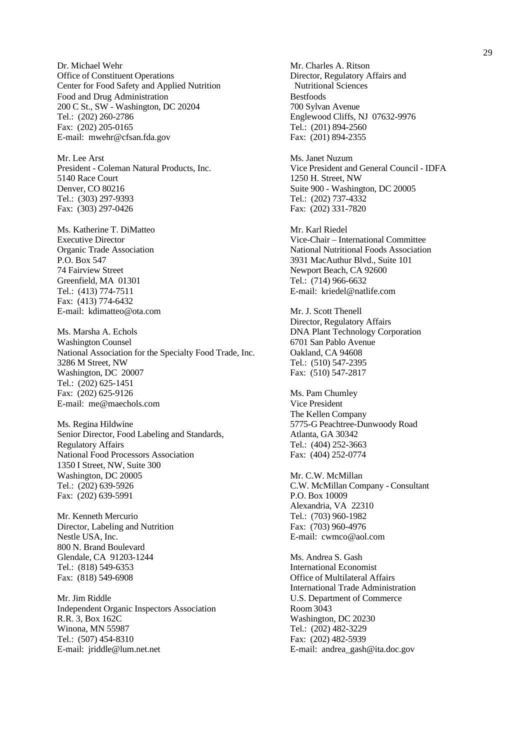Dr. Michael Wehr
Office of Constituent Operations
Center for Food Safety and Applied Nutrition
Food and Drug Administration
200 C St., SW - Washington, DC 20204
Tel.: (202) 260-2786
Fax: (202) 205-0165
E-mail: mwehr@cfsan.fda.gov

Mr. Lee Arst
President - Coleman Natural Products, Inc.
5140 Race Court
Denver, CO 80216
Tel.: (303) 297-9393
Fax: (303) 297-0426

Ms. Katherine T. DiMatteo
Executive Director
Organic Trade Association
P.O. Box 547
74 Fairview Street
Greenfield, MA 01301
Tel.: (413) 774-7511
Fax: (413) 774-6432
E-mail: kdimatteo@ota.com

Ms. Marsha A. Echols
Washington Counsel
National Association for the Specialty Food Trade, Inc.
3286 M Street, NW
Washington, DC 20007
Tel.: (202) 625-1451
Fax: (202) 625-9126
E-mail: me@maechols.com

Ms. Regina Hildwine
Senior Director, Food Labeling and Standards,
Regulatory Affairs
National Food Processors Association
1350 I Street, NW, Suite 300
Washington, DC 20005
Tel.: (202) 639-5926
Fax: (202) 639-5991

Mr. Kenneth Mercurio
Director, Labeling and Nutrition
Nestle USA, Inc.
800 N. Brand Boulevard
Glendale, CA 91203-1244
Tel.: (818) 549-6353
Fax: (818) 549-6908

Mr. Jim Riddle
Independent Organic Inspectors Association
R.R. 3, Box 162C
Winona, MN 55987
Tel.: (507) 454-8310
E-mail: jriddle@lum.net.net

Mr. Charles A. Ritson
Director, Regulatory Affairs and
Nutritional Sciences
Bestfoods
700 Sylvan Avenue
Englewood Cliffs, NJ 07632-9976
Tel.: (201) 894-2560
Fax: (201) 894-2355

Ms. Janet Nuzum
Vice President and General Council - IDFA
1250 H. Street, NW
Suite 900 - Washington, DC 20005
Tel.: (202) 737-4332
Fax: (202) 331-7820

Mr. Karl Riedel
Vice-Chair – International Committee
National Nutritional Foods Association
3931 MacAuthur Blvd., Suite 101
Newport Beach, CA 92600
Tel.: (714) 966-6632
E-mail: kriedel@natlife.com

Mr. J. Scott Thenell
Director, Regulatory Affairs
DNA Plant Technology Corporation
6701 San Pablo Avenue
Oakland, CA 94608
Tel.: (510) 547-2395
Fax: (510) 547-2817

Ms. Pam Chumley
Vice President
The Kellen Company
5775-G Peachtree-Dunwoody Road
Atlanta, GA 30342
Tel.: (404) 252-3663
Fax: (404) 252-0774

Mr. C.W. McMillan
C.W. McMillan Company - Consultant
P.O. Box 10009
Alexandria, VA 22310
Tel.: (703) 960-1982
Fax: (703) 960-4976
E-mail: cwmco@aol.com

Ms. Andrea S. Gash
International Economist
Office of Multilateral Affairs
International Trade Administration
U.S. Department of Commerce
Room 3043
Washington, DC 20230
Tel.: (202) 482-3229
Fax: (202) 482-5939
E-mail: andrea_gash@ita.doc.gov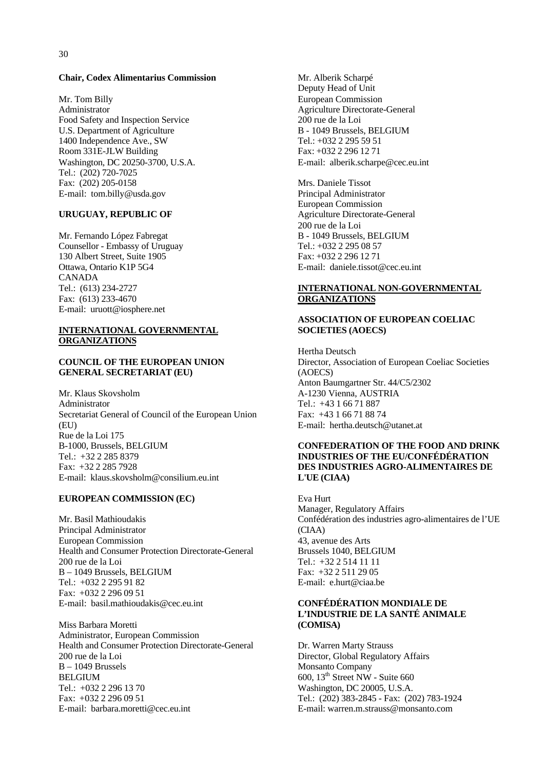**Chair, Codex Alimentarius Commission**

Mr. Tom Billy
Administrator
Food Safety and Inspection Service
U.S. Department of Agriculture
1400 Independence Ave., SW
Room 331E-JLW Building
Washington, DC 20250-3700, U.S.A.
Tel.: (202) 720-7025
Fax: (202) 205-0158
E-mail: tom.billy@usda.gov

**URUGUAY, REPUBLIC OF**

Mr. Fernando López Fabregat
Counsellor - Embassy of Uruguay
130 Albert Street, Suite 1905
Ottawa, Ontario K1P 5G4
CANADA
Tel.: (613) 234-2727
Fax: (613) 233-4670
E-mail: uruott@iosphere.net

**INTERNATIONAL GOVERNMENTAL ORGANIZATIONS**

**COUNCIL OF THE EUROPEAN UNION GENERAL SECRETARIAT (EU)**

Mr. Klaus Skovsholm
Administrator
Secretariat General of Council of the European Union (EU)
Rue de la Loi 175
B-1000, Brussels, BELGIUM
Tel.: +32 2 285 8379
Fax: +32 2 285 7928
E-mail: klaus.skovsholm@consilium.eu.int

**EUROPEAN COMMISSION (EC)**

Mr. Basil Mathioudakis
Principal Administrator
European Commission
Health and Consumer Protection Directorate-General
200 rue de la Loi
B – 1049 Brussels, BELGIUM
Tel.: +032 2 295 91 82
Fax: +032 2 296 09 51
E-mail: basil.mathioudakis@cec.eu.int

Miss Barbara Moretti
Administrator, European Commission
Health and Consumer Protection Directorate-General
200 rue de la Loi
B – 1049 Brussels
BELGIUM
Tel.: +032 2 296 13 70
Fax: +032 2 296 09 51
E-mail: barbara.moretti@cec.eu.int

Mr. Alberik Scharpé
Deputy Head of Unit
European Commission
Agriculture Directorate-General
200 rue de la Loi
B - 1049 Brussels, BELGIUM
Tel.: +032 2 295 59 51
Fax: +032 2 296 12 71
E-mail: alberik.scharpe@cec.eu.int

Mrs. Daniele Tissot
Principal Administrator
European Commission
Agriculture Directorate-General
200 rue de la Loi
B - 1049 Brussels, BELGIUM
Tel.: +032 2 295 08 57
Fax: +032 2 296 12 71
E-mail: daniele.tissot@cec.eu.int

**INTERNATIONAL NON-GOVERNMENTAL ORGANIZATIONS**

**ASSOCIATION OF EUROPEAN COELIAC SOCIETIES (AOECS)**

Hertha Deutsch
Director, Association of European Coeliac Societies (AOECS)
Anton Baumgartner Str. 44/C5/2302
A-1230 Vienna, AUSTRIA
Tel.: +43 1 66 71 887
Fax: +43 1 66 71 88 74
E-mail: hertha.deutsch@utanet.at

**CONFEDERATION OF THE FOOD AND DRINK INDUSTRIES OF THE EU/CONFÉDÉRATION DES INDUSTRIES AGRO-ALIMENTAIRES DE L'UE (CIAA)**

Eva Hurt
Manager, Regulatory Affairs
Confédération des industries agro-alimentaires de l'UE (CIAA)
43, avenue des Arts
Brussels 1040, BELGIUM
Tel.: +32 2 514 11 11
Fax: +32 2 511 29 05
E-mail: e.hurt@ciaa.be

**CONFÉDÉRATION MONDIALE DE L'INDUSTRIE DE LA SANTÉ ANIMALE (COMISA)**

Dr. Warren Marty Strauss
Director, Global Regulatory Affairs
Monsanto Company
600, 13th Street NW - Suite 660
Washington, DC 20005, U.S.A.
Tel.: (202) 383-2845 - Fax: (202) 783-1924
E-mail: warren.m.strauss@monsanto.com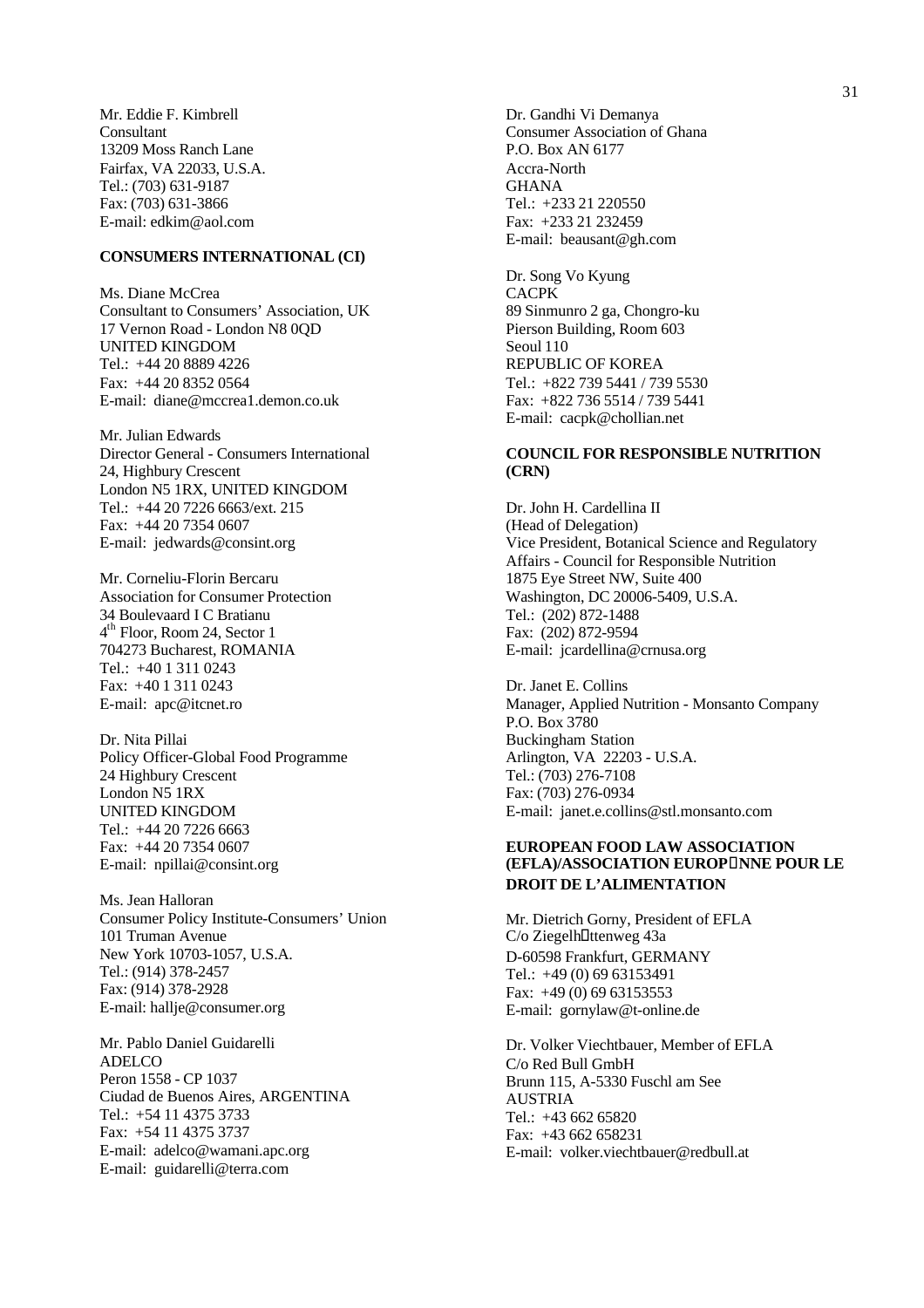Mr. Eddie F. Kimbrell
Consultant
13209 Moss Ranch Lane
Fairfax, VA 22033, U.S.A.
Tel.: (703) 631-9187
Fax: (703) 631-3866
E-mail: edkim@aol.com

**CONSUMERS INTERNATIONAL (CI)**

Ms. Diane McCrea
Consultant to Consumers' Association, UK
17 Vernon Road - London N8 0QD
UNITED KINGDOM
Tel.: +44 20 8889 4226
Fax: +44 20 8352 0564
E-mail: diane@mccrea1.demon.co.uk

Mr. Julian Edwards
Director General - Consumers International
24, Highbury Crescent
London N5 1RX, UNITED KINGDOM
Tel.: +44 20 7226 6663/ext. 215
Fax: +44 20 7354 0607
E-mail: jedwards@consint.org

Mr. Corneliu-Florin Bercaru
Association for Consumer Protection
34 Boulevaard I C Bratianu
4th Floor, Room 24, Sector 1
704273 Bucharest, ROMANIA
Tel.: +40 1 311 0243
Fax: +40 1 311 0243
E-mail: apc@itcnet.ro

Dr. Nita Pillai
Policy Officer-Global Food Programme
24 Highbury Crescent
London N5 1RX
UNITED KINGDOM
Tel.: +44 20 7226 6663
Fax: +44 20 7354 0607
E-mail: npillai@consint.org

Ms. Jean Halloran
Consumer Policy Institute-Consumers' Union
101 Truman Avenue
New York 10703-1057, U.S.A.
Tel.: (914) 378-2457
Fax: (914) 378-2928
E-mail: hallje@consumer.org

Mr. Pablo Daniel Guidarelli
ADELCO
Peron 1558 - CP 1037
Ciudad de Buenos Aires, ARGENTINA
Tel.: +54 11 4375 3733
Fax: +54 11 4375 3737
E-mail: adelco@wamani.apc.org
E-mail: guidarelli@terra.com

Dr. Gandhi Vi Demanya
Consumer Association of Ghana
P.O. Box AN 6177
Accra-North
GHANA
Tel.: +233 21 220550
Fax: +233 21 232459
E-mail: beausant@gh.com

Dr. Song Vo Kyung
CACPK
89 Sinmunro 2 ga, Chongro-ku
Pierson Building, Room 603
Seoul 110
REPUBLIC OF KOREA
Tel.: +822 739 5441 / 739 5530
Fax: +822 736 5514 / 739 5441
E-mail: cacpk@chollian.net

**COUNCIL FOR RESPONSIBLE NUTRITION (CRN)**

Dr. John H. Cardellina II
(Head of Delegation)
Vice President, Botanical Science and Regulatory Affairs - Council for Responsible Nutrition
1875 Eye Street NW, Suite 400
Washington, DC 20006-5409, U.S.A.
Tel.: (202) 872-1488
Fax: (202) 872-9594
E-mail: jcardellina@crnusa.org

Dr. Janet E. Collins
Manager, Applied Nutrition - Monsanto Company
P.O. Box 3780
Buckingham Station
Arlington, VA 22203 - U.S.A.
Tel.: (703) 276-7108
Fax: (703) 276-0934
E-mail: janet.e.collins@stl.monsanto.com

**EUROPEAN FOOD LAW ASSOCIATION (EFLA)/ASSOCIATION EUROPÉENNE POUR LE DROIT DE L'ALIMENTATION**

Mr. Dietrich Gorny, President of EFLA
C/o Ziegelhüttenweg 43a
D-60598 Frankfurt, GERMANY
Tel.: +49 (0) 69 63153491
Fax: +49 (0) 69 63153553
E-mail: gornylaw@t-online.de

Dr. Volker Viechtbauer, Member of EFLA
C/o Red Bull GmbH
Brunn 115, A-5330 Fuschl am See
AUSTRIA
Tel.: +43 662 65820
Fax: +43 662 658231
E-mail: volker.viechtbauer@redbull.at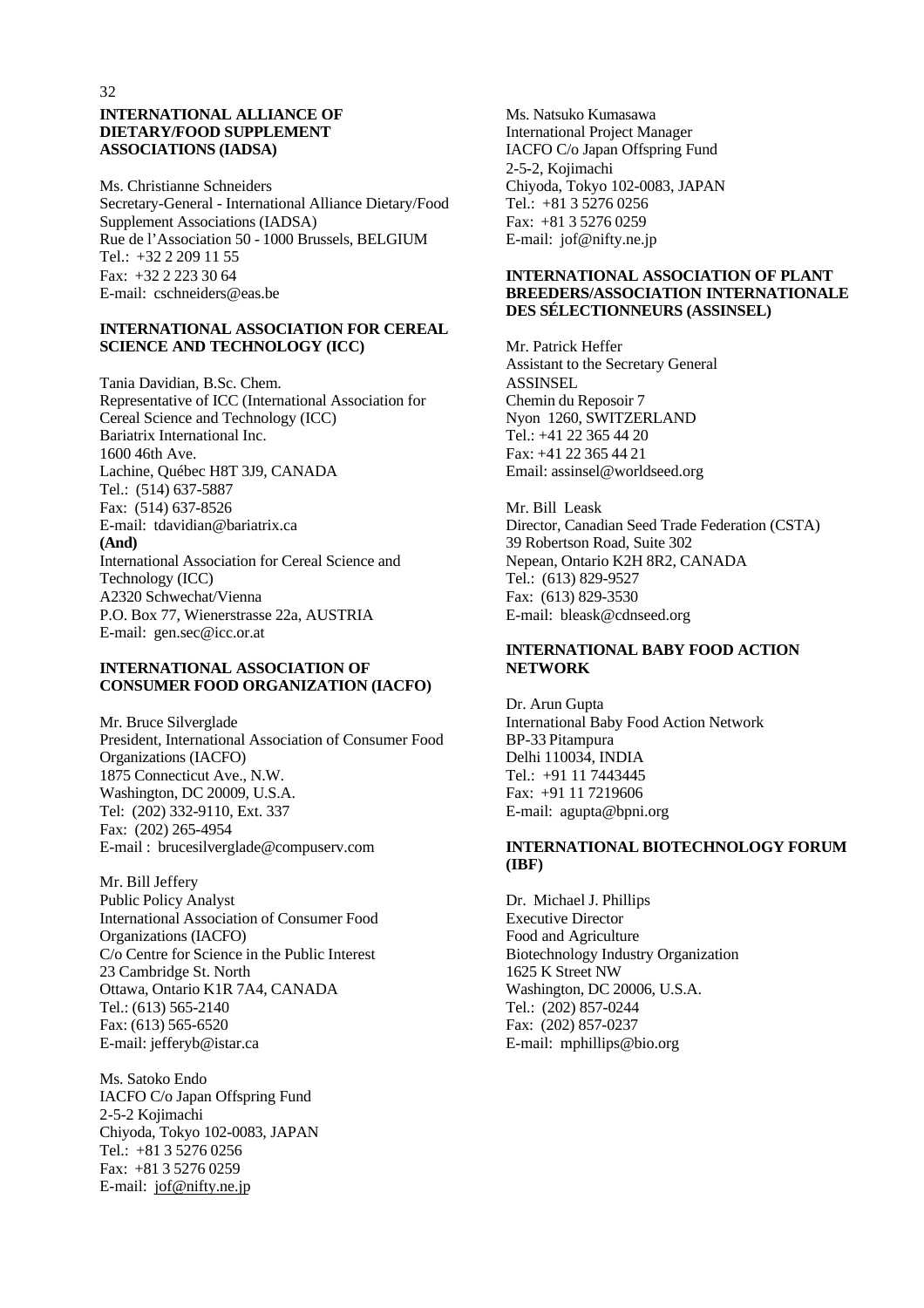## INTERNATIONAL ALLIANCE OF DIETARY/FOOD SUPPLEMENT ASSOCIATIONS (IADSA)

Ms. Christianne Schneiders
Secretary-General - International Alliance Dietary/Food Supplement Associations (IADSA)
Rue de l'Association 50 - 1000 Brussels, BELGIUM
Tel.: +32 2 209 11 55
Fax: +32 2 223 30 64
E-mail: cschneiders@eas.be

## INTERNATIONAL ASSOCIATION FOR CEREAL SCIENCE AND TECHNOLOGY (ICC)

Tania Davidian, B.Sc. Chem.
Representative of ICC (International Association for Cereal Science and Technology (ICC)
Bariatrix International Inc.
1600 46th Ave.
Lachine, Québec H8T 3J9, CANADA
Tel.: (514) 637-5887
Fax: (514) 637-8526
E-mail: tdavidian@bariatrix.ca
**(And)**
International Association for Cereal Science and Technology (ICC)
A2320 Schwechat/Vienna
P.O. Box 77, Wienerstrasse 22a, AUSTRIA
E-mail: gen.sec@icc.or.at

## INTERNATIONAL ASSOCIATION OF CONSUMER FOOD ORGANIZATION (IACFO)

Mr. Bruce Silverglade
President, International Association of Consumer Food Organizations (IACFO)
1875 Connecticut Ave., N.W.
Washington, DC 20009, U.S.A.
Tel: (202) 332-9110, Ext. 337
Fax: (202) 265-4954
E-mail : brucesilverglade@compuserv.com

Mr. Bill Jeffery
Public Policy Analyst
International Association of Consumer Food Organizations (IACFO)
C/o Centre for Science in the Public Interest
23 Cambridge St. North
Ottawa, Ontario K1R 7A4, CANADA
Tel.: (613) 565-2140
Fax: (613) 565-6520
E-mail: jefferyb@istar.ca

Ms. Satoko Endo
IACFO C/o Japan Offspring Fund
2-5-2 Kojimachi
Chiyoda, Tokyo 102-0083, JAPAN
Tel.: +81 3 5276 0256
Fax: +81 3 5276 0259
E-mail: jof@nifty.ne.jp

Ms. Natsuko Kumasawa
International Project Manager
IACFO C/o Japan Offspring Fund
2-5-2, Kojimachi
Chiyoda, Tokyo 102-0083, JAPAN
Tel.: +81 3 5276 0256
Fax: +81 3 5276 0259
E-mail: jof@nifty.ne.jp

## INTERNATIONAL ASSOCIATION OF PLANT BREEDERS/ASSOCIATION INTERNATIONALE DES SÉLECTIONNEURS (ASSINSEL)

Mr. Patrick Heffer
Assistant to the Secretary General
ASSINSEL
Chemin du Reposoir 7
Nyon 1260, SWITZERLAND
Tel.: +41 22 365 44 20
Fax: +41 22 365 44 21
Email: assinsel@worldseed.org

Mr. Bill Leask
Director, Canadian Seed Trade Federation (CSTA)
39 Robertson Road, Suite 302
Nepean, Ontario K2H 8R2, CANADA
Tel.: (613) 829-9527
Fax: (613) 829-3530
E-mail: bleask@cdnseed.org

## INTERNATIONAL BABY FOOD ACTION NETWORK

Dr. Arun Gupta
International Baby Food Action Network
BP-33 Pitampura
Delhi 110034, INDIA
Tel.: +91 11 7443445
Fax: +91 11 7219606
E-mail: agupta@bpni.org

## INTERNATIONAL BIOTECHNOLOGY FORUM (IBF)

Dr. Michael J. Phillips
Executive Director
Food and Agriculture
Biotechnology Industry Organization
1625 K Street NW
Washington, DC 20006, U.S.A.
Tel.: (202) 857-0244
Fax: (202) 857-0237
E-mail: mphillips@bio.org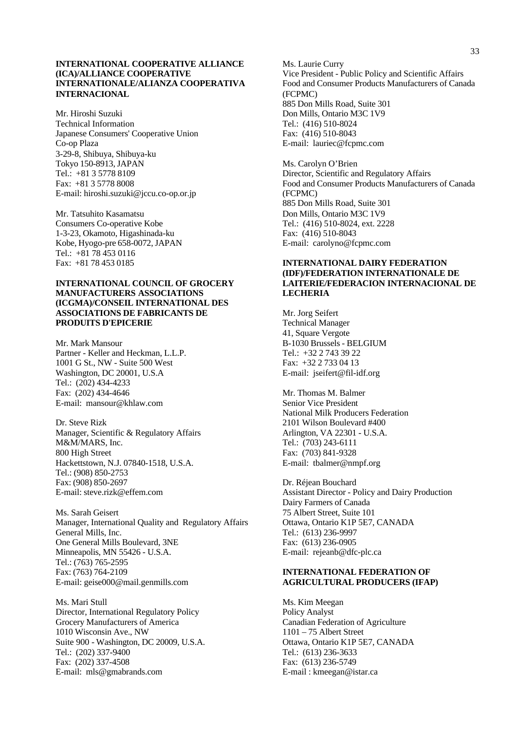**INTERNATIONAL COOPERATIVE ALLIANCE (ICA)/ALLIANCE COOPERATIVE INTERNATIONALE/ALIANZA COOPERATIVA INTERNACIONAL**

Mr. Hiroshi Suzuki
Technical Information
Japanese Consumers' Cooperative Union
Co-op Plaza
3-29-8, Shibuya, Shibuya-ku
Tokyo 150-8913, JAPAN
Tel.: +81 3 5778 8109
Fax: +81 3 5778 8008
E-mail: hiroshi.suzuki@jccu.co-op.or.jp

Mr. Tatsuhito Kasamatsu
Consumers Co-operative Kobe
1-3-23, Okamoto, Higashinada-ku
Kobe, Hyogo-pre 658-0072, JAPAN
Tel.: +81 78 453 0116
Fax: +81 78 453 0185

**INTERNATIONAL COUNCIL OF GROCERY MANUFACTURERS ASSOCIATIONS (ICGMA)/CONSEIL INTERNATIONAL DES ASSOCIATIONS DE FABRICANTS DE PRODUITS D'EPICERIE**

Mr. Mark Mansour
Partner - Keller and Heckman, L.L.P.
1001 G St., NW - Suite 500 West
Washington, DC 20001, U.S.A
Tel.: (202) 434-4233
Fax: (202) 434-4646
E-mail: mansour@khlaw.com

Dr. Steve Rizk
Manager, Scientific & Regulatory Affairs
M&M/MARS, Inc.
800 High Street
Hackettstown, N.J. 07840-1518, U.S.A.
Tel.: (908) 850-2753
Fax: (908) 850-2697
E-mail: steve.rizk@effem.com

Ms. Sarah Geisert
Manager, International Quality and Regulatory Affairs
General Mills, Inc.
One General Mills Boulevard, 3NE
Minneapolis, MN 55426 - U.S.A.
Tel.: (763) 765-2595
Fax: (763) 764-2109
E-mail: geise000@mail.genmills.com

Ms. Mari Stull
Director, International Regulatory Policy
Grocery Manufacturers of America
1010 Wisconsin Ave., NW
Suite 900 - Washington, DC 20009, U.S.A.
Tel.: (202) 337-9400
Fax: (202) 337-4508
E-mail: mls@gmabrands.com

Ms. Laurie Curry
Vice President - Public Policy and Scientific Affairs
Food and Consumer Products Manufacturers of Canada (FCPMC)
885 Don Mills Road, Suite 301
Don Mills, Ontario M3C 1V9
Tel.: (416) 510-8024
Fax: (416) 510-8043
E-mail: lauriec@fcpmc.com

Ms. Carolyn O'Brien
Director, Scientific and Regulatory Affairs
Food and Consumer Products Manufacturers of Canada (FCPMC)
885 Don Mills Road, Suite 301
Don Mills, Ontario M3C 1V9
Tel.: (416) 510-8024, ext. 2228
Fax: (416) 510-8043
E-mail: carolyno@fcpmc.com

**INTERNATIONAL DAIRY FEDERATION (IDF)/FEDERATION INTERNATIONALE DE LAITERIE/FEDERACION INTERNACIONAL DE LECHERIA**

Mr. Jorg Seifert
Technical Manager
41, Square Vergote
B-1030 Brussels - BELGIUM
Tel.: +32 2 743 39 22
Fax: +32 2 733 04 13
E-mail: jseifert@fil-idf.org

Mr. Thomas M. Balmer
Senior Vice President
National Milk Producers Federation
2101 Wilson Boulevard #400
Arlington, VA 22301 - U.S.A.
Tel.: (703) 243-6111
Fax: (703) 841-9328
E-mail: tbalmer@nmpf.org

Dr. Réjean Bouchard
Assistant Director - Policy and Dairy Production
Dairy Farmers of Canada
75 Albert Street, Suite 101
Ottawa, Ontario K1P 5E7, CANADA
Tel.: (613) 236-9997
Fax: (613) 236-0905
E-mail: rejeanb@dfc-plc.ca

**INTERNATIONAL FEDERATION OF AGRICULTURAL PRODUCERS (IFAP)**

Ms. Kim Meegan
Policy Analyst
Canadian Federation of Agriculture
1101 – 75 Albert Street
Ottawa, Ontario K1P 5E7, CANADA
Tel.: (613) 236-3633
Fax: (613) 236-5749
E-mail : kmeegan@istar.ca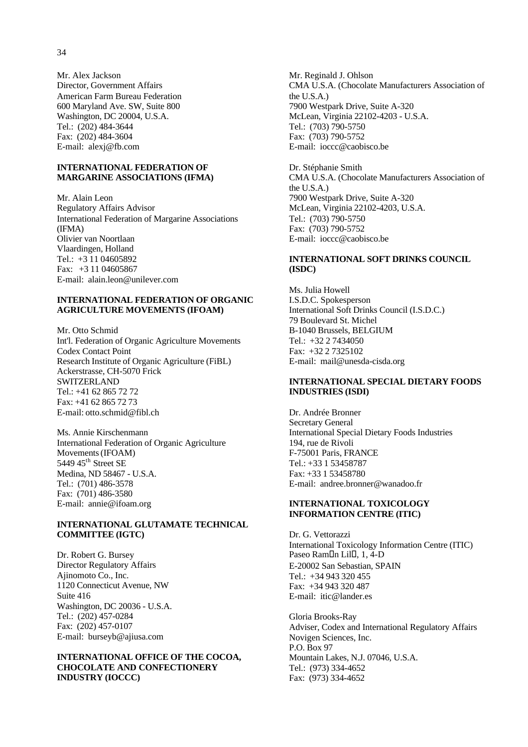Mr. Alex Jackson
Director, Government Affairs
American Farm Bureau Federation
600 Maryland Ave. SW, Suite 800
Washington, DC 20004, U.S.A.
Tel.: (202) 484-3644
Fax: (202) 484-3604
E-mail: alexj@fb.com

**INTERNATIONAL FEDERATION OF MARGARINE ASSOCIATIONS (IFMA)**

Mr. Alain Leon
Regulatory Affairs Advisor
International Federation of Margarine Associations (IFMA)
Olivier van Noortlaan
Vlaardingen, Holland
Tel.: +3 11 04605892
Fax: +3 11 04605867
E-mail: alain.leon@unilever.com

**INTERNATIONAL FEDERATION OF ORGANIC AGRICULTURE MOVEMENTS (IFOAM)**

Mr. Otto Schmid
Int'l. Federation of Organic Agriculture Movements
Codex Contact Point
Research Institute of Organic Agriculture (FiBL)
Ackerstrasse, CH-5070 Frick
SWITZERLAND
Tel.: +41 62 865 72 72
Fax: +41 62 865 72 73
E-mail: otto.schmid@fibl.ch

Ms. Annie Kirschenmann
International Federation of Organic Agriculture Movements (IFOAM)
5449 45th Street SE
Medina, ND 58467 - U.S.A.
Tel.: (701) 486-3578
Fax: (701) 486-3580
E-mail: annie@ifoam.org

**INTERNATIONAL GLUTAMATE TECHNICAL COMMITTEE (IGTC)**

Dr. Robert G. Bursey
Director Regulatory Affairs
Ajinomoto Co., Inc.
1120 Connecticut Avenue, NW
Suite 416
Washington, DC 20036 - U.S.A.
Tel.: (202) 457-0284
Fax: (202) 457-0107
E-mail: burseyb@ajiusa.com

**INTERNATIONAL OFFICE OF THE COCOA, CHOCOLATE AND CONFECTIONERY INDUSTRY (IOCCC)**

Mr. Reginald J. Ohlson
CMA U.S.A. (Chocolate Manufacturers Association of the U.S.A.)
7900 Westpark Drive, Suite A-320
McLean, Virginia 22102-4203 - U.S.A.
Tel.: (703) 790-5750
Fax: (703) 790-5752
E-mail: ioccc@caobisco.be

Dr. Stéphanie Smith
CMA U.S.A. (Chocolate Manufacturers Association of the U.S.A.)
7900 Westpark Drive, Suite A-320
McLean, Virginia 22102-4203, U.S.A.
Tel.: (703) 790-5750
Fax: (703) 790-5752
E-mail: ioccc@caobisco.be

**INTERNATIONAL SOFT DRINKS COUNCIL (ISDC)**

Ms. Julia Howell
I.S.D.C. Spokesperson
International Soft Drinks Council (I.S.D.C.)
79 Boulevard St. Michel
B-1040 Brussels, BELGIUM
Tel.: +32 2 7434050
Fax: +32 2 7325102
E-mail: mail@unesda-cisda.org

**INTERNATIONAL SPECIAL DIETARY FOODS INDUSTRIES (ISDI)**

Dr. Andrée Bronner
Secretary General
International Special Dietary Foods Industries
194, rue de Rivoli
F-75001 Paris, FRANCE
Tel.: +33 1 53458787
Fax: +33 1 53458780
E-mail: andree.bronner@wanadoo.fr

**INTERNATIONAL TOXICOLOGY INFORMATION CENTRE (ITIC)**

Dr. G. Vettorazzi
International Toxicology Information Centre (ITIC)
Paseo Ram□n Lil□, 1, 4-D
E-20002 San Sebastian, SPAIN
Tel.: +34 943 320 455
Fax: +34 943 320 487
E-mail: itic@lander.es

Gloria Brooks-Ray
Adviser, Codex and International Regulatory Affairs
Novigen Sciences, Inc.
P.O. Box 97
Mountain Lakes, N.J. 07046, U.S.A.
Tel.: (973) 334-4652
Fax: (973) 334-4652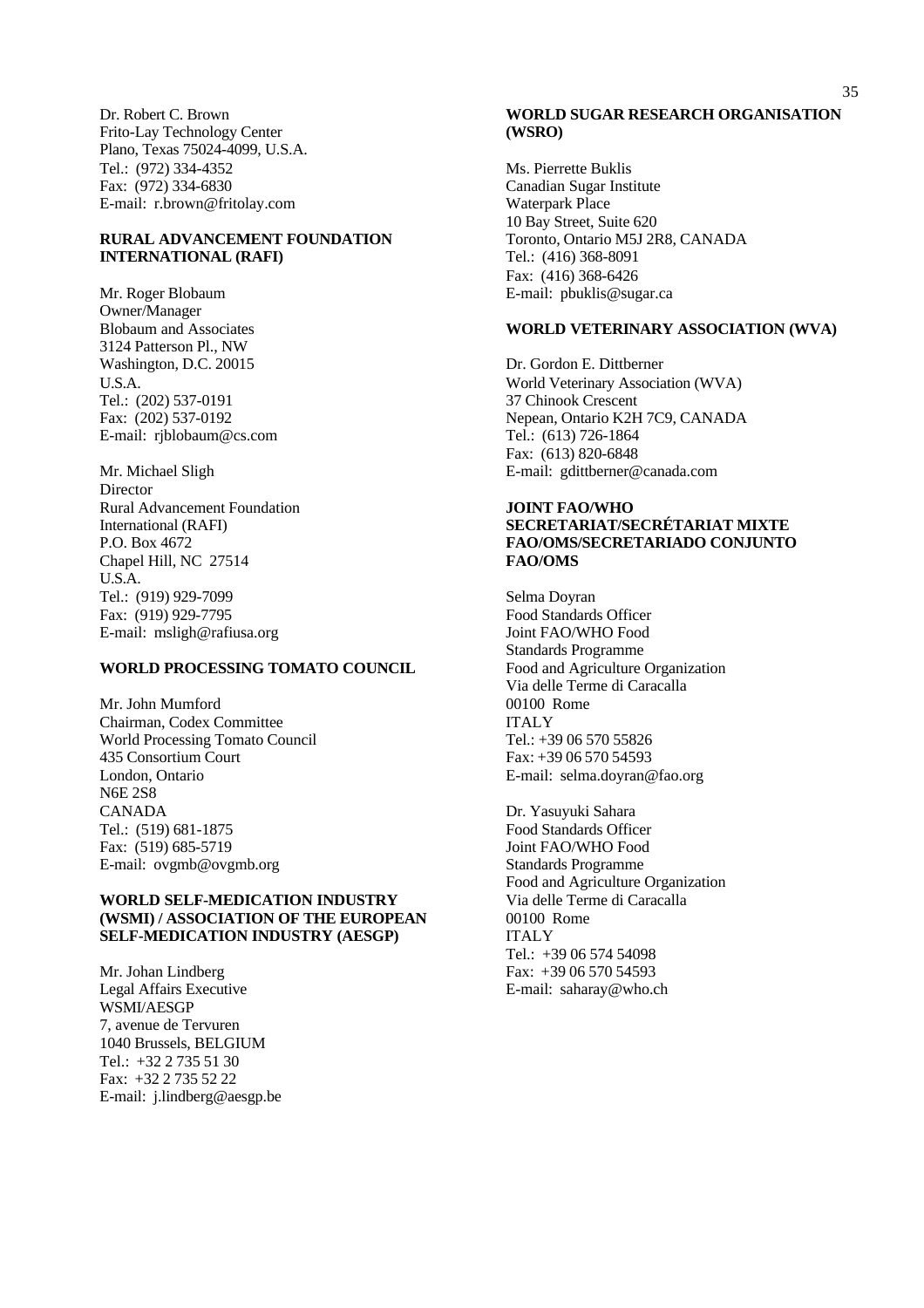Dr. Robert C. Brown
Frito-Lay Technology Center
Plano, Texas 75024-4099, U.S.A.
Tel.: (972) 334-4352
Fax: (972) 334-6830
E-mail: r.brown@fritolay.com

**RURAL ADVANCEMENT FOUNDATION INTERNATIONAL (RAFI)**

Mr. Roger Blobaum
Owner/Manager
Blobaum and Associates
3124 Patterson Pl., NW
Washington, D.C. 20015
U.S.A.
Tel.: (202) 537-0191
Fax: (202) 537-0192
E-mail: rjblobaum@cs.com

Mr. Michael Sligh
Director
Rural Advancement Foundation
International (RAFI)
P.O. Box 4672
Chapel Hill, NC 27514
U.S.A.
Tel.: (919) 929-7099
Fax: (919) 929-7795
E-mail: msligh@rafiusa.org

**WORLD PROCESSING TOMATO COUNCIL**

Mr. John Mumford
Chairman, Codex Committee
World Processing Tomato Council
435 Consortium Court
London, Ontario
N6E 2S8
CANADA
Tel.: (519) 681-1875
Fax: (519) 685-5719
E-mail: ovgmb@ovgmb.org

**WORLD SELF-MEDICATION INDUSTRY (WSMI) / ASSOCIATION OF THE EUROPEAN SELF-MEDICATION INDUSTRY (AESGP)**

Mr. Johan Lindberg
Legal Affairs Executive
WSMI/AESGP
7, avenue de Tervuren
1040 Brussels, BELGIUM
Tel.: +32 2 735 51 30
Fax: +32 2 735 52 22
E-mail: j.lindberg@aesgp.be

**WORLD SUGAR RESEARCH ORGANISATION (WSRO)**

Ms. Pierrette Buklis
Canadian Sugar Institute
Waterpark Place
10 Bay Street, Suite 620
Toronto, Ontario M5J 2R8, CANADA
Tel.: (416) 368-8091
Fax: (416) 368-6426
E-mail: pbuklis@sugar.ca

**WORLD VETERINARY ASSOCIATION (WVA)**

Dr. Gordon E. Dittberner
World Veterinary Association (WVA)
37 Chinook Crescent
Nepean, Ontario K2H 7C9, CANADA
Tel.: (613) 726-1864
Fax: (613) 820-6848
E-mail: gdittberner@canada.com

**JOINT FAO/WHO SECRETARIAT/SECRÉTARIAT MIXTE FAO/OMS/SECRETARIADO CONJUNTO FAO/OMS**

Selma Doyran
Food Standards Officer
Joint FAO/WHO Food
Standards Programme
Food and Agriculture Organization
Via delle Terme di Caracalla
00100 Rome
ITALY
Tel.: +39 06 570 55826
Fax: +39 06 570 54593
E-mail: selma.doyran@fao.org

Dr. Yasuyuki Sahara
Food Standards Officer
Joint FAO/WHO Food
Standards Programme
Food and Agriculture Organization
Via delle Terme di Caracalla
00100 Rome
ITALY
Tel.: +39 06 574 54098
Fax: +39 06 570 54593
E-mail: saharay@who.ch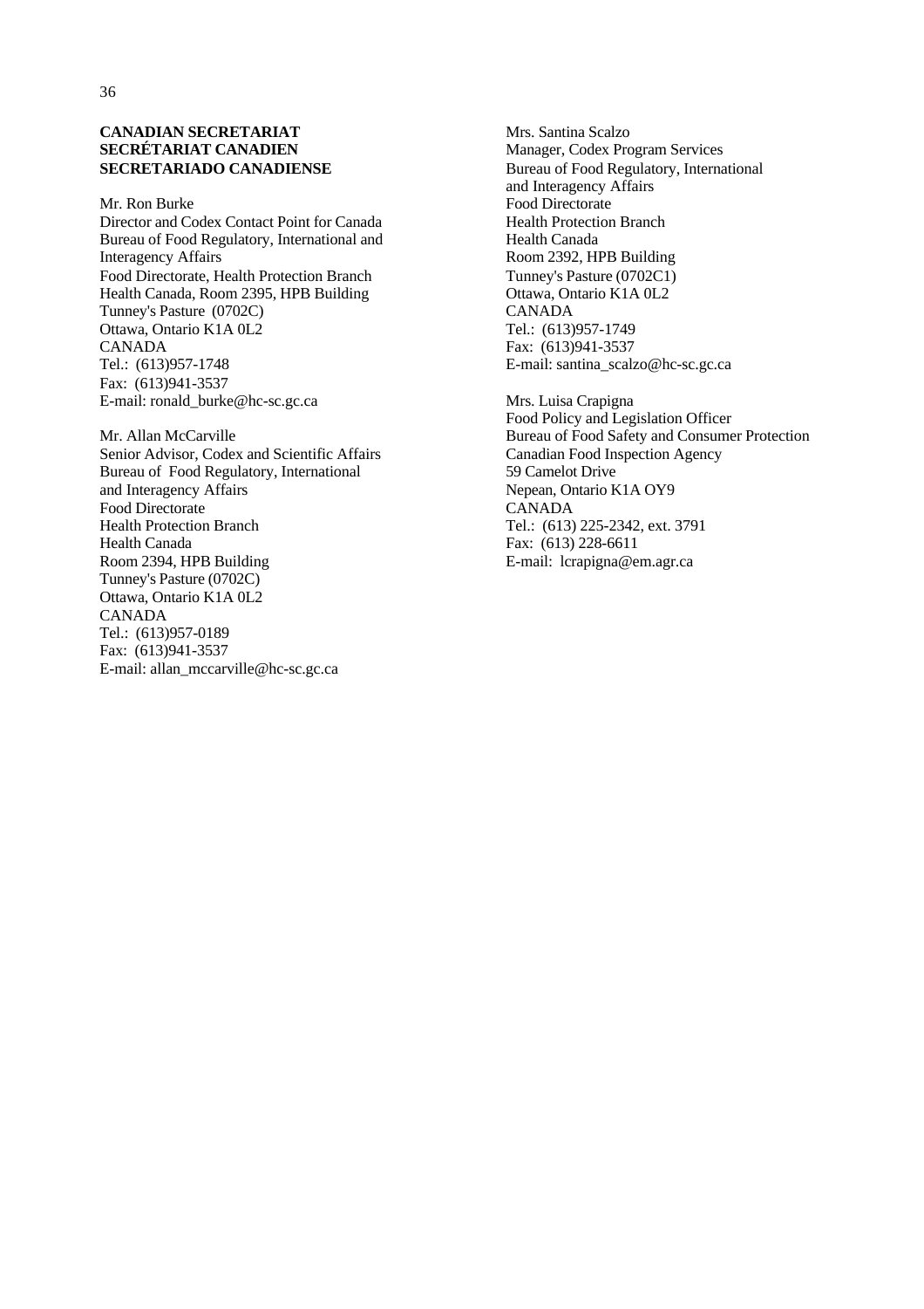**CANADIAN SECRETARIAT**
**SECRÉTARIAT CANADIEN**
**SECRETARIADO CANADIENSE**

Mr. Ron Burke
Director and Codex Contact Point for Canada
Bureau of Food Regulatory, International and Interagency Affairs
Food Directorate, Health Protection Branch
Health Canada, Room 2395, HPB Building
Tunney's Pasture (0702C)
Ottawa, Ontario K1A 0L2
CANADA
Tel.: (613)957-1748
Fax: (613)941-3537
E-mail: ronald_burke@hc-sc.gc.ca

Mr. Allan McCarville
Senior Advisor, Codex and Scientific Affairs
Bureau of Food Regulatory, International and Interagency Affairs
Food Directorate
Health Protection Branch
Health Canada
Room 2394, HPB Building
Tunney's Pasture (0702C)
Ottawa, Ontario K1A 0L2
CANADA
Tel.: (613)957-0189
Fax: (613)941-3537
E-mail: allan_mccarville@hc-sc.gc.ca

Mrs. Santina Scalzo
Manager, Codex Program Services
Bureau of Food Regulatory, International and Interagency Affairs
Food Directorate
Health Protection Branch
Health Canada
Room 2392, HPB Building
Tunney's Pasture (0702C1)
Ottawa, Ontario K1A 0L2
CANADA
Tel.: (613)957-1749
Fax: (613)941-3537
E-mail: santina_scalzo@hc-sc.gc.ca

Mrs. Luisa Crapigna
Food Policy and Legislation Officer
Bureau of Food Safety and Consumer Protection
Canadian Food Inspection Agency
59 Camelot Drive
Nepean, Ontario K1A OY9
CANADA
Tel.: (613) 225-2342, ext. 3791
Fax: (613) 228-6611
E-mail: lcrapigna@em.agr.ca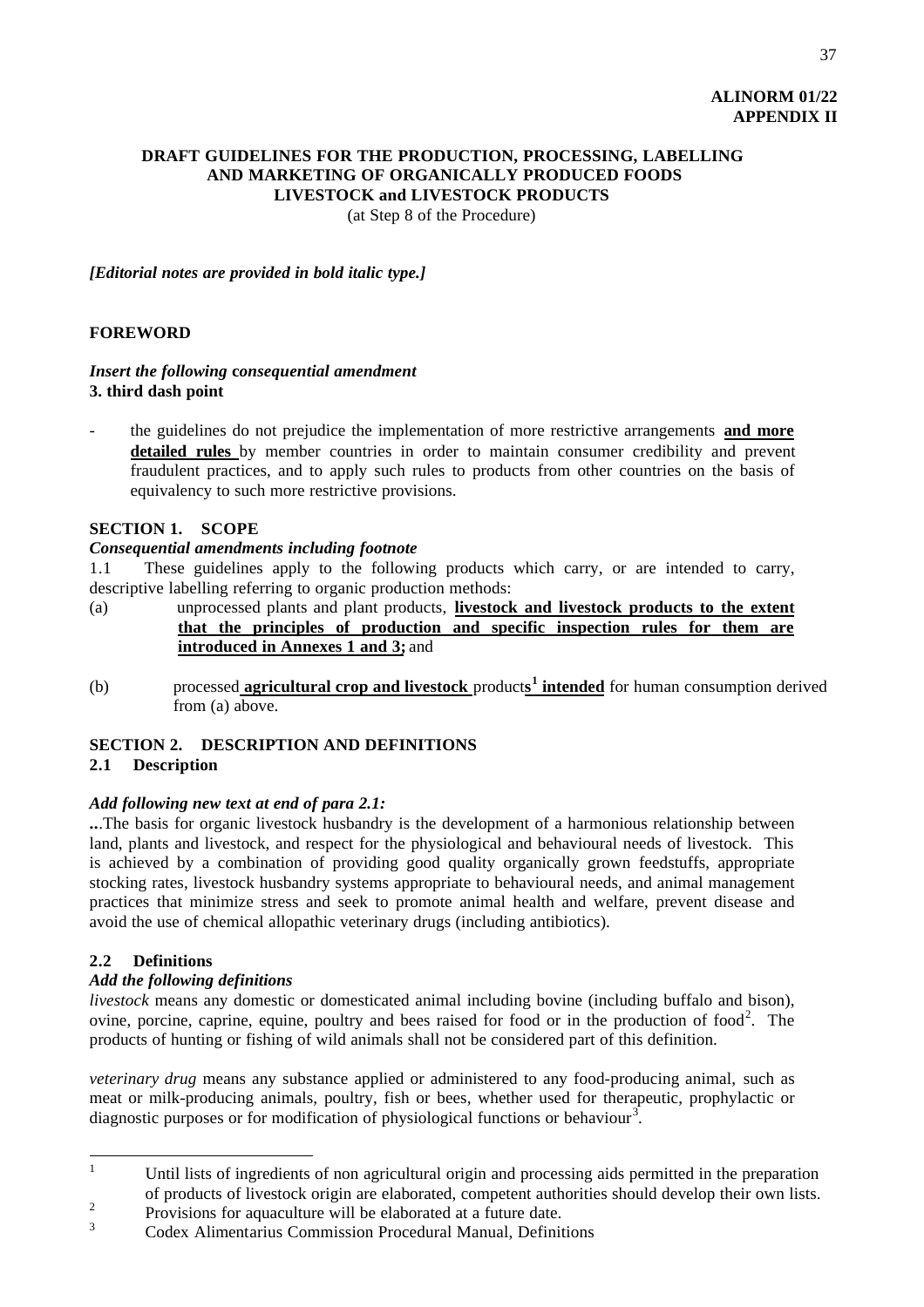**ALINORM 01/22**
**APPENDIX II**

**DRAFT GUIDELINES FOR THE PRODUCTION, PROCESSING, LABELLING AND MARKETING OF ORGANICALLY PRODUCED FOODS LIVESTOCK and LIVESTOCK PRODUCTS**
(at Step 8 of the Procedure)

***[Editorial notes are provided in bold italic type.]***

## FOREWORD

***Insert the following consequential amendment***
**3. third dash point**

- the guidelines do not prejudice the implementation of more restrictive arrangements **<u>and more detailed rules</u>** by member countries in order to maintain consumer credibility and prevent fraudulent practices, and to apply such rules to products from other countries on the basis of equivalency to such more restrictive provisions.

## SECTION 1. SCOPE

***Consequential amendments including footnote***

1.1 These guidelines apply to the following products which carry, or are intended to carry, descriptive labelling referring to organic production methods:

(a) unprocessed plants and plant products, **<u>livestock and livestock products to the extent that the principles of production and specific inspection rules for them are introduced in Annexes 1 and 3;</u>** and

(b) processed **<u>agricultural crop and livestock</u>** product**<u>s[1] intended</u>** for human consumption derived from (a) above.

## SECTION 2. DESCRIPTION AND DEFINITIONS

### 2.1 Description

***Add following new text at end of para 2.1:***

...The basis for organic livestock husbandry is the development of a harmonious relationship between land, plants and livestock, and respect for the physiological and behavioural needs of livestock. This is achieved by a combination of providing good quality organically grown feedstuffs, appropriate stocking rates, livestock husbandry systems appropriate to behavioural needs, and animal management practices that minimize stress and seek to promote animal health and welfare, prevent disease and avoid the use of chemical allopathic veterinary drugs (including antibiotics).

### 2.2 Definitions

***Add the following definitions***

*livestock* means any domestic or domesticated animal including bovine (including buffalo and bison), ovine, porcine, caprine, equine, poultry and bees raised for food or in the production of food[2]. The products of hunting or fishing of wild animals shall not be considered part of this definition.

*veterinary drug* means any substance applied or administered to any food-producing animal, such as meat or milk-producing animals, poultry, fish or bees, whether used for therapeutic, prophylactic or diagnostic purposes or for modification of physiological functions or behaviour[3].

---

[1] Until lists of ingredients of non agricultural origin and processing aids permitted in the preparation of products of livestock origin are elaborated, competent authorities should develop their own lists.

[2] Provisions for aquaculture will be elaborated at a future date.

[3] Codex Alimentarius Commission Procedural Manual, Definitions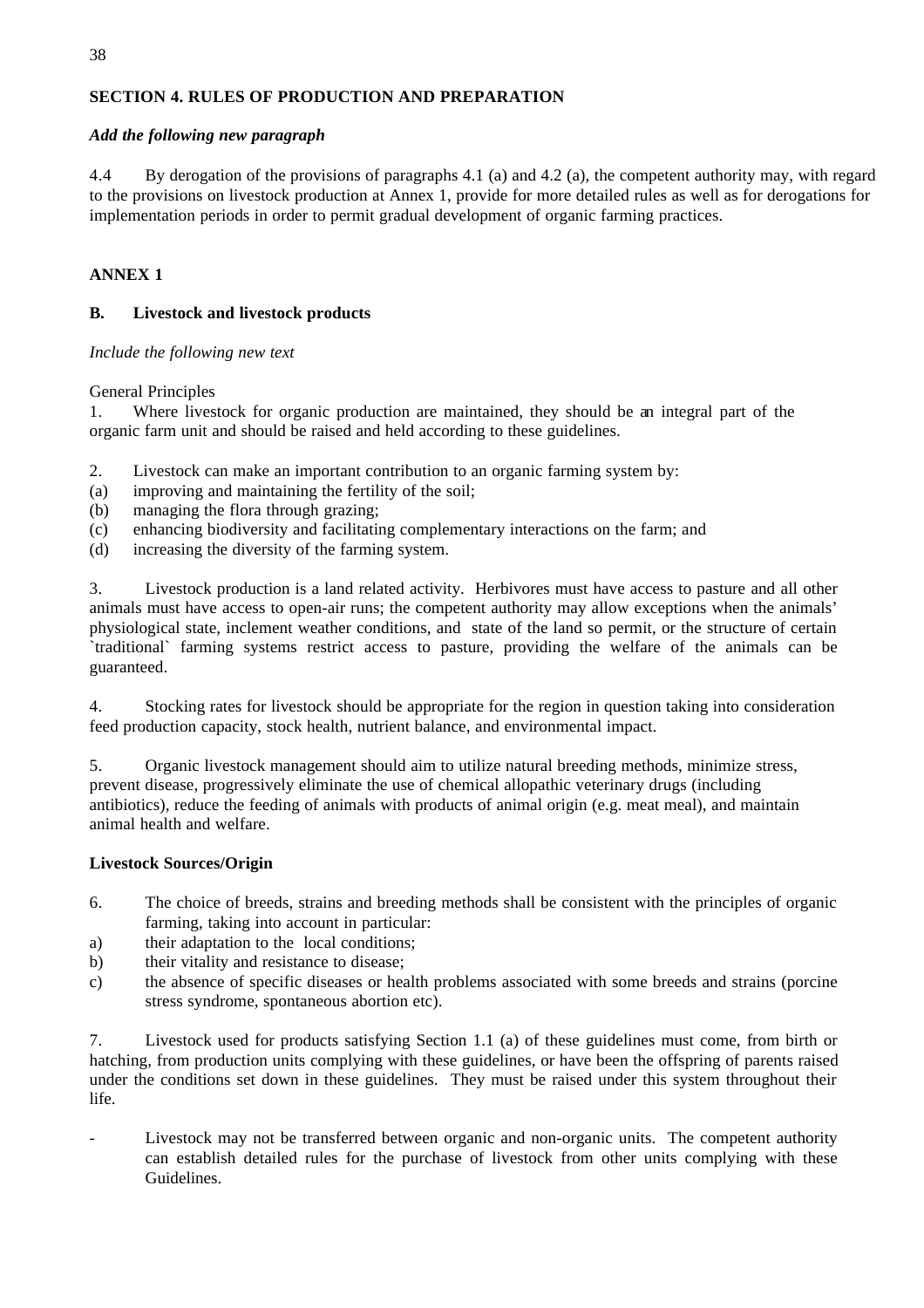**SECTION 4. RULES OF PRODUCTION AND PREPARATION**

***Add the following new paragraph***

4.4 By derogation of the provisions of paragraphs 4.1 (a) and 4.2 (a), the competent authority may, with regard to the provisions on livestock production at Annex 1, provide for more detailed rules as well as for derogations for implementation periods in order to permit gradual development of organic farming practices.

**ANNEX 1**

**B. Livestock and livestock products**

*Include the following new text*

General Principles

1. Where livestock for organic production are maintained, they should be an integral part of the organic farm unit and should be raised and held according to these guidelines.

2. Livestock can make an important contribution to an organic farming system by:
(a) improving and maintaining the fertility of the soil;
(b) managing the flora through grazing;
(c) enhancing biodiversity and facilitating complementary interactions on the farm; and
(d) increasing the diversity of the farming system.

3. Livestock production is a land related activity. Herbivores must have access to pasture and all other animals must have access to open-air runs; the competent authority may allow exceptions when the animals' physiological state, inclement weather conditions, and state of the land so permit, or the structure of certain `traditional` farming systems restrict access to pasture, providing the welfare of the animals can be guaranteed.

4. Stocking rates for livestock should be appropriate for the region in question taking into consideration feed production capacity, stock health, nutrient balance, and environmental impact.

5. Organic livestock management should aim to utilize natural breeding methods, minimize stress, prevent disease, progressively eliminate the use of chemical allopathic veterinary drugs (including antibiotics), reduce the feeding of animals with products of animal origin (e.g. meat meal), and maintain animal health and welfare.

**Livestock Sources/Origin**

6. The choice of breeds, strains and breeding methods shall be consistent with the principles of organic farming, taking into account in particular:
a) their adaptation to the local conditions;
b) their vitality and resistance to disease;
c) the absence of specific diseases or health problems associated with some breeds and strains (porcine stress syndrome, spontaneous abortion etc).

7. Livestock used for products satisfying Section 1.1 (a) of these guidelines must come, from birth or hatching, from production units complying with these guidelines, or have been the offspring of parents raised under the conditions set down in these guidelines. They must be raised under this system throughout their life.

- Livestock may not be transferred between organic and non-organic units. The competent authority can establish detailed rules for the purchase of livestock from other units complying with these Guidelines.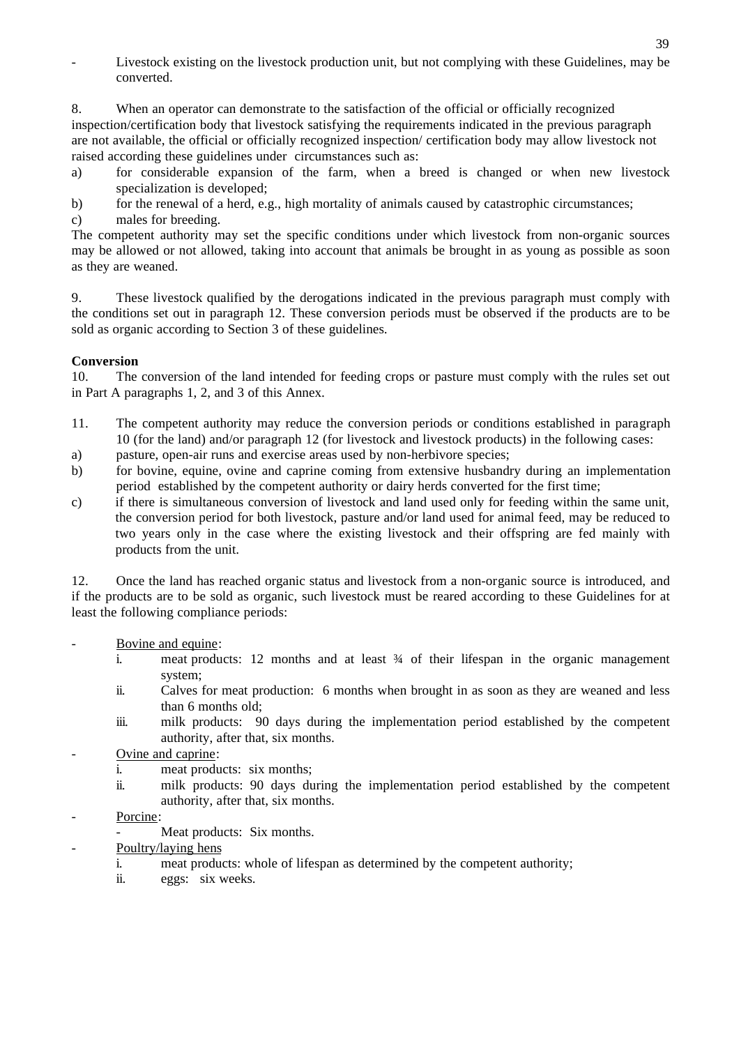- Livestock existing on the livestock production unit, but not complying with these Guidelines, may be converted.

8. When an operator can demonstrate to the satisfaction of the official or officially recognized inspection/certification body that livestock satisfying the requirements indicated in the previous paragraph are not available, the official or officially recognized inspection/ certification body may allow livestock not raised according these guidelines under circumstances such as:

a) for considerable expansion of the farm, when a breed is changed or when new livestock specialization is developed;
b) for the renewal of a herd, e.g., high mortality of animals caused by catastrophic circumstances;
c) males for breeding.

The competent authority may set the specific conditions under which livestock from non-organic sources may be allowed or not allowed, taking into account that animals be brought in as young as possible as soon as they are weaned.

9. These livestock qualified by the derogations indicated in the previous paragraph must comply with the conditions set out in paragraph 12. These conversion periods must be observed if the products are to be sold as organic according to Section 3 of these guidelines.

**Conversion**

10. The conversion of the land intended for feeding crops or pasture must comply with the rules set out in Part A paragraphs 1, 2, and 3 of this Annex.

11. The competent authority may reduce the conversion periods or conditions established in paragraph 10 (for the land) and/or paragraph 12 (for livestock and livestock products) in the following cases:

a) pasture, open-air runs and exercise areas used by non-herbivore species;
b) for bovine, equine, ovine and caprine coming from extensive husbandry during an implementation period established by the competent authority or dairy herds converted for the first time;
c) if there is simultaneous conversion of livestock and land used only for feeding within the same unit, the conversion period for both livestock, pasture and/or land used for animal feed, may be reduced to two years only in the case where the existing livestock and their offspring are fed mainly with products from the unit.

12. Once the land has reached organic status and livestock from a non-organic source is introduced, and if the products are to be sold as organic, such livestock must be reared according to these Guidelines for at least the following compliance periods:

- Bovine and equine:
  i. meat products: 12 months and at least ¾ of their lifespan in the organic management system;
  ii. Calves for meat production: 6 months when brought in as soon as they are weaned and less than 6 months old;
  iii. milk products: 90 days during the implementation period established by the competent authority, after that, six months.
- Ovine and caprine:
  i. meat products: six months;
  ii. milk products: 90 days during the implementation period established by the competent authority, after that, six months.
- Porcine:
  - Meat products: Six months.
- Poultry/laying hens
  i. meat products: whole of lifespan as determined by the competent authority;
  ii. eggs: six weeks.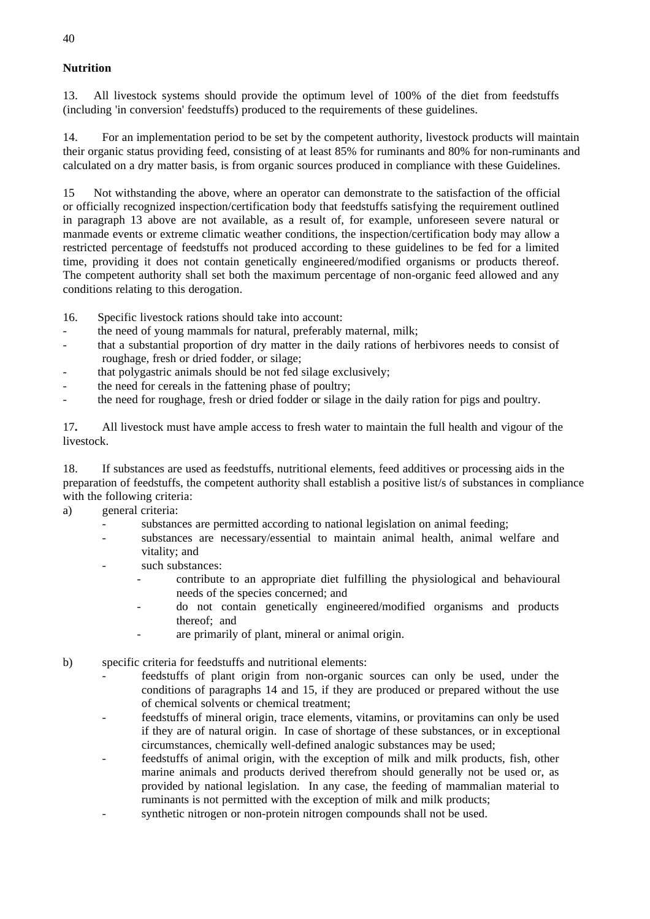**Nutrition**

13. All livestock systems should provide the optimum level of 100% of the diet from feedstuffs (including 'in conversion' feedstuffs) produced to the requirements of these guidelines.

14. For an implementation period to be set by the competent authority, livestock products will maintain their organic status providing feed, consisting of at least 85% for ruminants and 80% for non-ruminants and calculated on a dry matter basis, is from organic sources produced in compliance with these Guidelines.

15 Not withstanding the above, where an operator can demonstrate to the satisfaction of the official or officially recognized inspection/certification body that feedstuffs satisfying the requirement outlined in paragraph 13 above are not available, as a result of, for example, unforeseen severe natural or manmade events or extreme climatic weather conditions, the inspection/certification body may allow a restricted percentage of feedstuffs not produced according to these guidelines to be fed for a limited time, providing it does not contain genetically engineered/modified organisms or products thereof. The competent authority shall set both the maximum percentage of non-organic feed allowed and any conditions relating to this derogation.

16. Specific livestock rations should take into account:

- the need of young mammals for natural, preferably maternal, milk;
- that a substantial proportion of dry matter in the daily rations of herbivores needs to consist of roughage, fresh or dried fodder, or silage;
- that polygastric animals should be not fed silage exclusively;
- the need for cereals in the fattening phase of poultry;
- the need for roughage, fresh or dried fodder or silage in the daily ration for pigs and poultry.

17**.** All livestock must have ample access to fresh water to maintain the full health and vigour of the livestock.

18. If substances are used as feedstuffs, nutritional elements, feed additives or processing aids in the preparation of feedstuffs, the competent authority shall establish a positive list/s of substances in compliance with the following criteria:

a) general criteria:
   - substances are permitted according to national legislation on animal feeding;
   - substances are necessary/essential to maintain animal health, animal welfare and vitality; and
   - such substances:
     - contribute to an appropriate diet fulfilling the physiological and behavioural needs of the species concerned; and
     - do not contain genetically engineered/modified organisms and products thereof; and
     - are primarily of plant, mineral or animal origin.

b) specific criteria for feedstuffs and nutritional elements:
   - feedstuffs of plant origin from non-organic sources can only be used, under the conditions of paragraphs 14 and 15, if they are produced or prepared without the use of chemical solvents or chemical treatment;
   - feedstuffs of mineral origin, trace elements, vitamins, or provitamins can only be used if they are of natural origin. In case of shortage of these substances, or in exceptional circumstances, chemically well-defined analogic substances may be used;
   - feedstuffs of animal origin, with the exception of milk and milk products, fish, other marine animals and products derived therefrom should generally not be used or, as provided by national legislation. In any case, the feeding of mammalian material to ruminants is not permitted with the exception of milk and milk products;
   - synthetic nitrogen or non-protein nitrogen compounds shall not be used.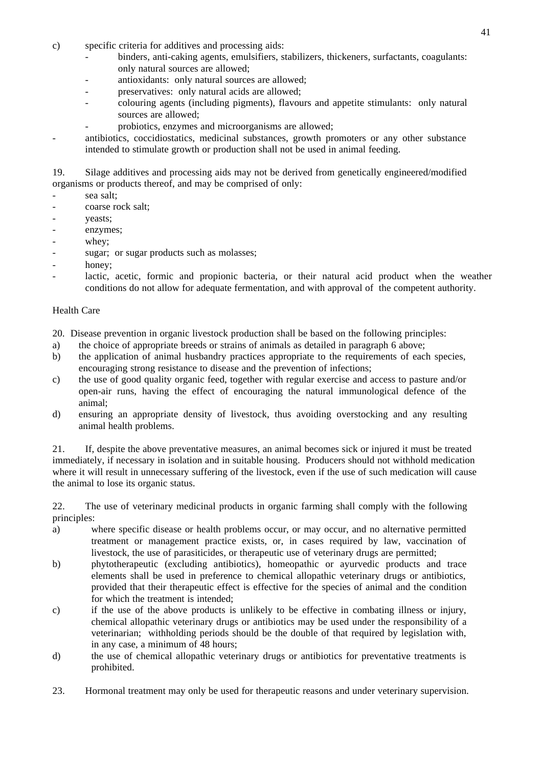c) specific criteria for additives and processing aids:

- binders, anti-caking agents, emulsifiers, stabilizers, thickeners, surfactants, coagulants: only natural sources are allowed;
- antioxidants: only natural sources are allowed;
- preservatives: only natural acids are allowed;
- colouring agents (including pigments), flavours and appetite stimulants: only natural sources are allowed;
- probiotics, enzymes and microorganisms are allowed;

- antibiotics, coccidiostatics, medicinal substances, growth promoters or any other substance intended to stimulate growth or production shall not be used in animal feeding.

19. Silage additives and processing aids may not be derived from genetically engineered/modified organisms or products thereof, and may be comprised of only:

- sea salt;
- coarse rock salt;
- yeasts;
- enzymes;
- whey;
- sugar; or sugar products such as molasses;
- honey;
- lactic, acetic, formic and propionic bacteria, or their natural acid product when the weather conditions do not allow for adequate fermentation, and with approval of the competent authority.

Health Care

20. Disease prevention in organic livestock production shall be based on the following principles:

a) the choice of appropriate breeds or strains of animals as detailed in paragraph 6 above;
b) the application of animal husbandry practices appropriate to the requirements of each species, encouraging strong resistance to disease and the prevention of infections;
c) the use of good quality organic feed, together with regular exercise and access to pasture and/or open-air runs, having the effect of encouraging the natural immunological defence of the animal;
d) ensuring an appropriate density of livestock, thus avoiding overstocking and any resulting animal health problems.

21. If, despite the above preventative measures, an animal becomes sick or injured it must be treated immediately, if necessary in isolation and in suitable housing. Producers should not withhold medication where it will result in unnecessary suffering of the livestock, even if the use of such medication will cause the animal to lose its organic status.

22. The use of veterinary medicinal products in organic farming shall comply with the following principles:

a) where specific disease or health problems occur, or may occur, and no alternative permitted treatment or management practice exists, or, in cases required by law, vaccination of livestock, the use of parasiticides, or therapeutic use of veterinary drugs are permitted;
b) phytotherapeutic (excluding antibiotics), homeopathic or ayurvedic products and trace elements shall be used in preference to chemical allopathic veterinary drugs or antibiotics, provided that their therapeutic effect is effective for the species of animal and the condition for which the treatment is intended;
c) if the use of the above products is unlikely to be effective in combating illness or injury, chemical allopathic veterinary drugs or antibiotics may be used under the responsibility of a veterinarian; withholding periods should be the double of that required by legislation with, in any case, a minimum of 48 hours;
d) the use of chemical allopathic veterinary drugs or antibiotics for preventative treatments is prohibited.

23. Hormonal treatment may only be used for therapeutic reasons and under veterinary supervision.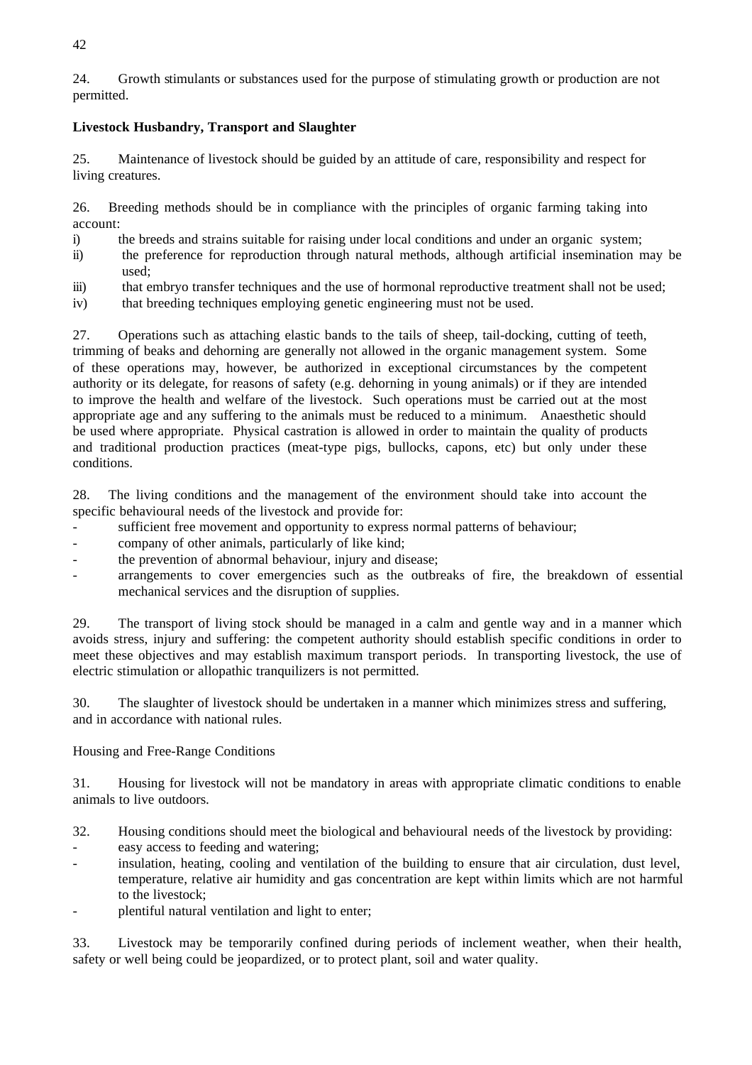24. Growth stimulants or substances used for the purpose of stimulating growth or production are not permitted.

**Livestock Husbandry, Transport and Slaughter**

25. Maintenance of livestock should be guided by an attitude of care, responsibility and respect for living creatures.

26. Breeding methods should be in compliance with the principles of organic farming taking into account:

i) the breeds and strains suitable for raising under local conditions and under an organic system;
ii) the preference for reproduction through natural methods, although artificial insemination may be used;
iii) that embryo transfer techniques and the use of hormonal reproductive treatment shall not be used;
iv) that breeding techniques employing genetic engineering must not be used.

27. Operations such as attaching elastic bands to the tails of sheep, tail-docking, cutting of teeth, trimming of beaks and dehorning are generally not allowed in the organic management system. Some of these operations may, however, be authorized in exceptional circumstances by the competent authority or its delegate, for reasons of safety (e.g. dehorning in young animals) or if they are intended to improve the health and welfare of the livestock. Such operations must be carried out at the most appropriate age and any suffering to the animals must be reduced to a minimum. Anaesthetic should be used where appropriate. Physical castration is allowed in order to maintain the quality of products and traditional production practices (meat-type pigs, bullocks, capons, etc) but only under these conditions.

28. The living conditions and the management of the environment should take into account the specific behavioural needs of the livestock and provide for:

- sufficient free movement and opportunity to express normal patterns of behaviour;
- company of other animals, particularly of like kind;
- the prevention of abnormal behaviour, injury and disease;
- arrangements to cover emergencies such as the outbreaks of fire, the breakdown of essential mechanical services and the disruption of supplies.

29. The transport of living stock should be managed in a calm and gentle way and in a manner which avoids stress, injury and suffering: the competent authority should establish specific conditions in order to meet these objectives and may establish maximum transport periods. In transporting livestock, the use of electric stimulation or allopathic tranquilizers is not permitted.

30. The slaughter of livestock should be undertaken in a manner which minimizes stress and suffering, and in accordance with national rules.

Housing and Free-Range Conditions

31. Housing for livestock will not be mandatory in areas with appropriate climatic conditions to enable animals to live outdoors.

32. Housing conditions should meet the biological and behavioural needs of the livestock by providing:

- easy access to feeding and watering;
- insulation, heating, cooling and ventilation of the building to ensure that air circulation, dust level, temperature, relative air humidity and gas concentration are kept within limits which are not harmful to the livestock;
- plentiful natural ventilation and light to enter;

33. Livestock may be temporarily confined during periods of inclement weather, when their health, safety or well being could be jeopardized, or to protect plant, soil and water quality.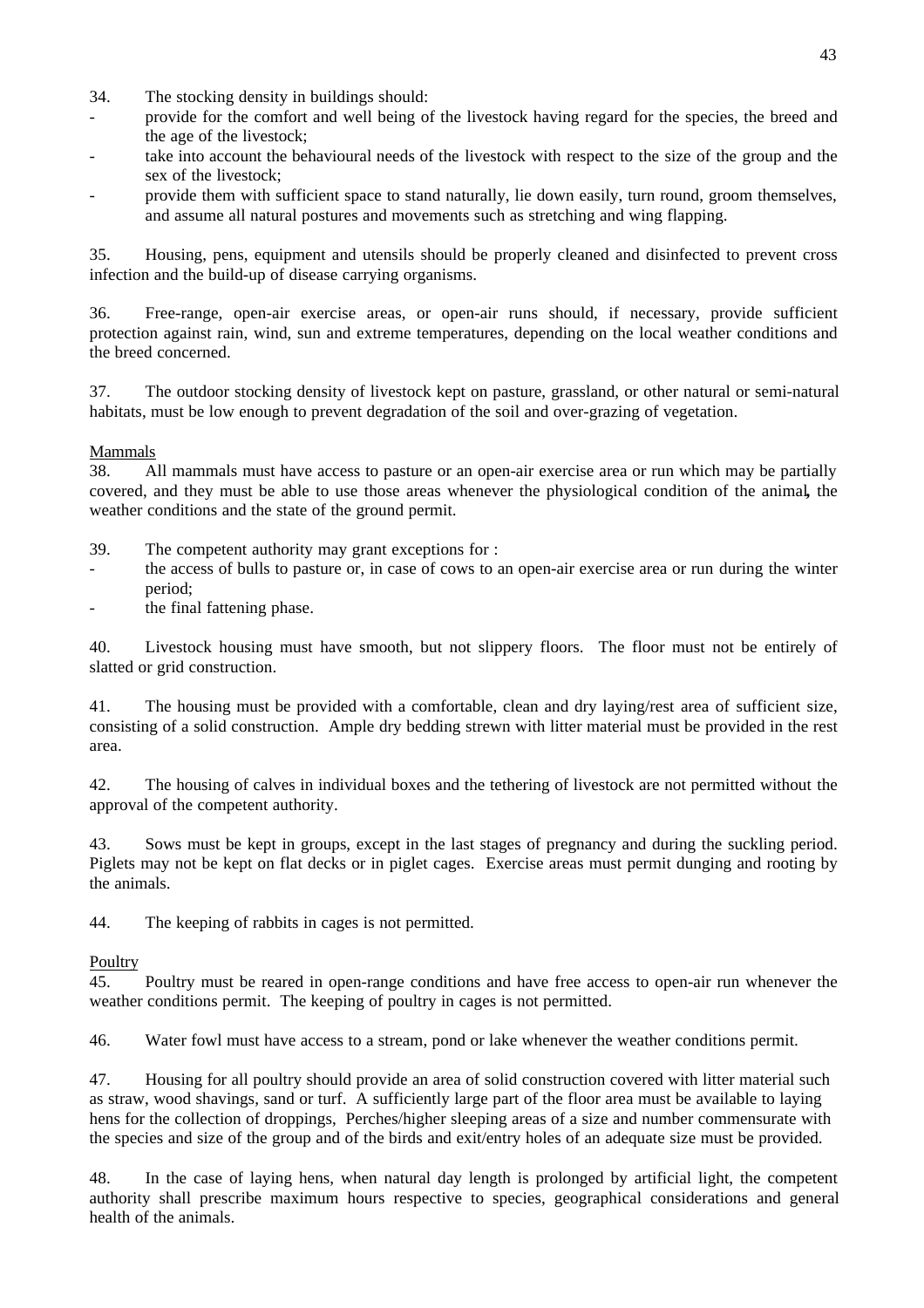34. The stocking density in buildings should:

- provide for the comfort and well being of the livestock having regard for the species, the breed and the age of the livestock;
- take into account the behavioural needs of the livestock with respect to the size of the group and the sex of the livestock;
- provide them with sufficient space to stand naturally, lie down easily, turn round, groom themselves, and assume all natural postures and movements such as stretching and wing flapping.

35. Housing, pens, equipment and utensils should be properly cleaned and disinfected to prevent cross infection and the build-up of disease carrying organisms.

36. Free-range, open-air exercise areas, or open-air runs should, if necessary, provide sufficient protection against rain, wind, sun and extreme temperatures, depending on the local weather conditions and the breed concerned.

37. The outdoor stocking density of livestock kept on pasture, grassland, or other natural or semi-natural habitats, must be low enough to prevent degradation of the soil and over-grazing of vegetation.

Mammals

38. All mammals must have access to pasture or an open-air exercise area or run which may be partially covered, and they must be able to use those areas whenever the physiological condition of the animal**,** the weather conditions and the state of the ground permit.

39. The competent authority may grant exceptions for :

- the access of bulls to pasture or, in case of cows to an open-air exercise area or run during the winter period;
- the final fattening phase.

40. Livestock housing must have smooth, but not slippery floors. The floor must not be entirely of slatted or grid construction.

41. The housing must be provided with a comfortable, clean and dry laying/rest area of sufficient size, consisting of a solid construction. Ample dry bedding strewn with litter material must be provided in the rest area.

42. The housing of calves in individual boxes and the tethering of livestock are not permitted without the approval of the competent authority.

43. Sows must be kept in groups, except in the last stages of pregnancy and during the suckling period. Piglets may not be kept on flat decks or in piglet cages. Exercise areas must permit dunging and rooting by the animals.

44. The keeping of rabbits in cages is not permitted.

Poultry

45. Poultry must be reared in open-range conditions and have free access to open-air run whenever the weather conditions permit. The keeping of poultry in cages is not permitted.

46. Water fowl must have access to a stream, pond or lake whenever the weather conditions permit.

47. Housing for all poultry should provide an area of solid construction covered with litter material such as straw, wood shavings, sand or turf. A sufficiently large part of the floor area must be available to laying hens for the collection of droppings, Perches/higher sleeping areas of a size and number commensurate with the species and size of the group and of the birds and exit/entry holes of an adequate size must be provided.

48. In the case of laying hens, when natural day length is prolonged by artificial light, the competent authority shall prescribe maximum hours respective to species, geographical considerations and general health of the animals.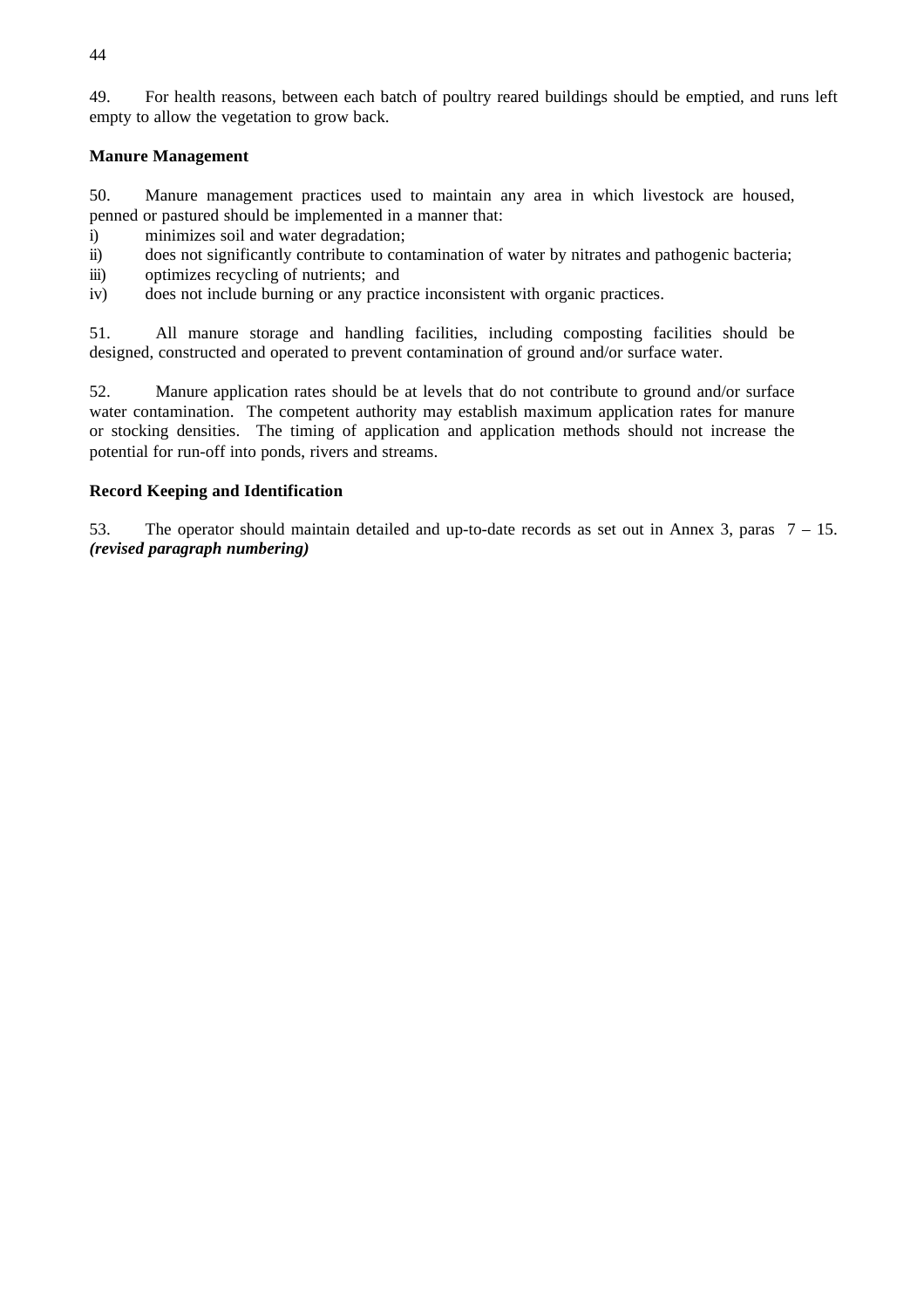49. For health reasons, between each batch of poultry reared buildings should be emptied, and runs left empty to allow the vegetation to grow back.

**Manure Management**

50. Manure management practices used to maintain any area in which livestock are housed, penned or pastured should be implemented in a manner that:

i) minimizes soil and water degradation;
ii) does not significantly contribute to contamination of water by nitrates and pathogenic bacteria;
iii) optimizes recycling of nutrients; and
iv) does not include burning or any practice inconsistent with organic practices.

51. All manure storage and handling facilities, including composting facilities should be designed, constructed and operated to prevent contamination of ground and/or surface water.

52. Manure application rates should be at levels that do not contribute to ground and/or surface water contamination. The competent authority may establish maximum application rates for manure or stocking densities. The timing of application and application methods should not increase the potential for run-off into ponds, rivers and streams.

**Record Keeping and Identification**

53. The operator should maintain detailed and up-to-date records as set out in Annex 3, paras 7 – 15. ***(revised paragraph numbering)***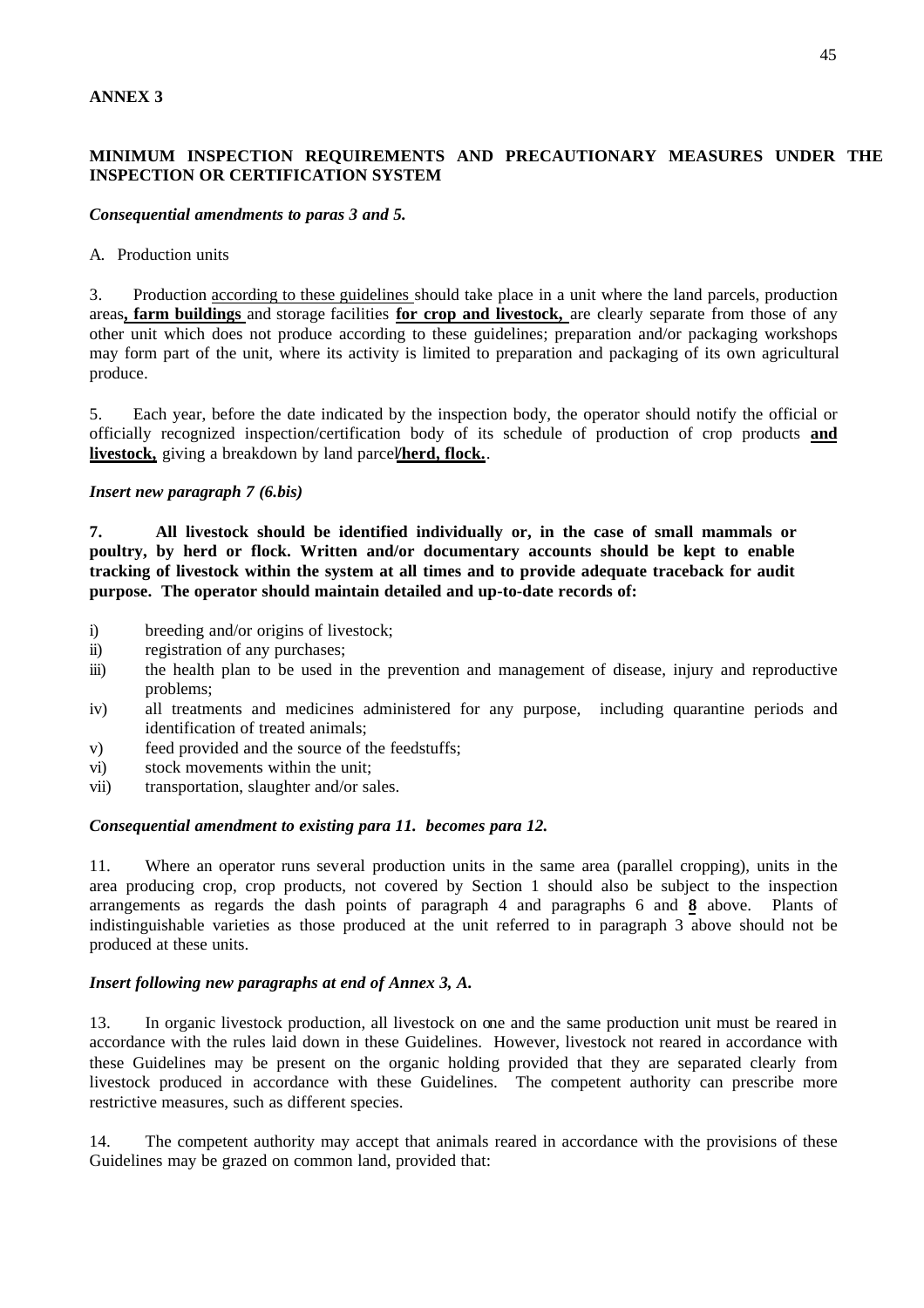**ANNEX 3**

**MINIMUM INSPECTION REQUIREMENTS AND PRECAUTIONARY MEASURES UNDER THE INSPECTION OR CERTIFICATION SYSTEM**

***Consequential amendments to paras 3 and 5.***

A. Production units

3. Production according to these guidelines should take place in a unit where the land parcels, production areas**, farm buildings** and storage facilities **for crop and livestock,** are clearly separate from those of any other unit which does not produce according to these guidelines; preparation and/or packaging workshops may form part of the unit, where its activity is limited to preparation and packaging of its own agricultural produce.

5. Each year, before the date indicated by the inspection body, the operator should notify the official or officially recognized inspection/certification body of its schedule of production of crop products **and livestock,** giving a breakdown by land parcel**/herd, flock.**.

***Insert new paragraph 7 (6.bis)***

**7. All livestock should be identified individually or, in the case of small mammals or poultry, by herd or flock. Written and/or documentary accounts should be kept to enable tracking of livestock within the system at all times and to provide adequate traceback for audit purpose. The operator should maintain detailed and up-to-date records of:**

i) breeding and/or origins of livestock;
ii) registration of any purchases;
iii) the health plan to be used in the prevention and management of disease, injury and reproductive problems;
iv) all treatments and medicines administered for any purpose, including quarantine periods and identification of treated animals;
v) feed provided and the source of the feedstuffs;
vi) stock movements within the unit;
vii) transportation, slaughter and/or sales.

***Consequential amendment to existing para 11. becomes para 12.***

11. Where an operator runs several production units in the same area (parallel cropping), units in the area producing crop, crop products, not covered by Section 1 should also be subject to the inspection arrangements as regards the dash points of paragraph 4 and paragraphs 6 and **8** above. Plants of indistinguishable varieties as those produced at the unit referred to in paragraph 3 above should not be produced at these units.

***Insert following new paragraphs at end of Annex 3, A.***

13. In organic livestock production, all livestock on one and the same production unit must be reared in accordance with the rules laid down in these Guidelines. However, livestock not reared in accordance with these Guidelines may be present on the organic holding provided that they are separated clearly from livestock produced in accordance with these Guidelines. The competent authority can prescribe more restrictive measures, such as different species.

14. The competent authority may accept that animals reared in accordance with the provisions of these Guidelines may be grazed on common land, provided that: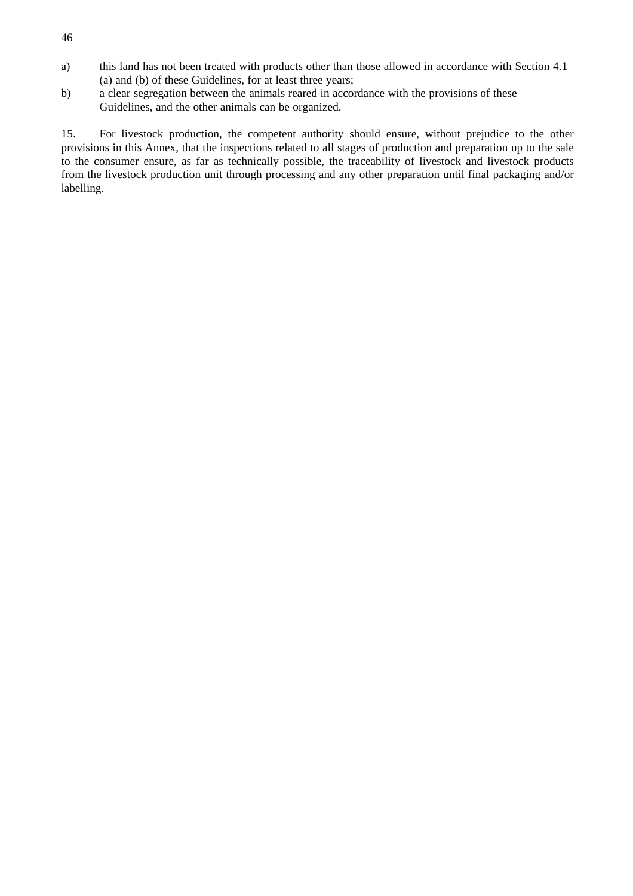a) this land has not been treated with products other than those allowed in accordance with Section 4.1 (a) and (b) of these Guidelines, for at least three years;

b) a clear segregation between the animals reared in accordance with the provisions of these Guidelines, and the other animals can be organized.

15. For livestock production, the competent authority should ensure, without prejudice to the other provisions in this Annex, that the inspections related to all stages of production and preparation up to the sale to the consumer ensure, as far as technically possible, the traceability of livestock and livestock products from the livestock production unit through processing and any other preparation until final packaging and/or labelling.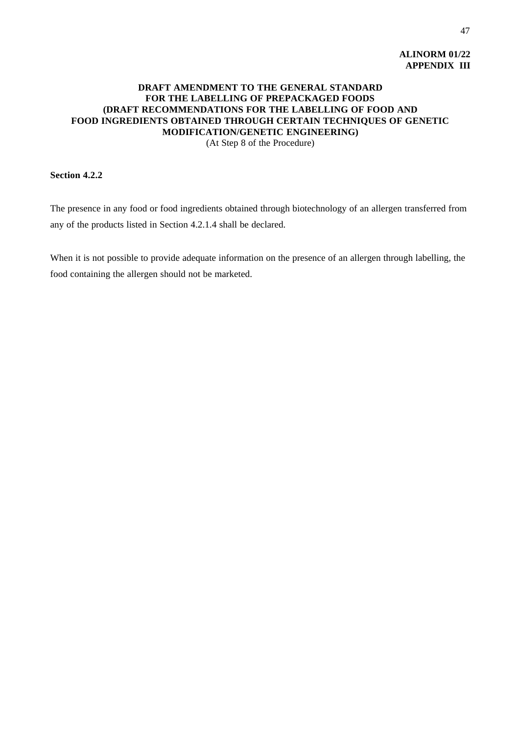**ALINORM 01/22**
**APPENDIX III**

# DRAFT AMENDMENT TO THE GENERAL STANDARD FOR THE LABELLING OF PREPACKAGED FOODS (DRAFT RECOMMENDATIONS FOR THE LABELLING OF FOOD AND FOOD INGREDIENTS OBTAINED THROUGH CERTAIN TECHNIQUES OF GENETIC MODIFICATION/GENETIC ENGINEERING)

(At Step 8 of the Procedure)

**Section 4.2.2**

The presence in any food or food ingredients obtained through biotechnology of an allergen transferred from any of the products listed in Section 4.2.1.4 shall be declared.

When it is not possible to provide adequate information on the presence of an allergen through labelling, the food containing the allergen should not be marketed.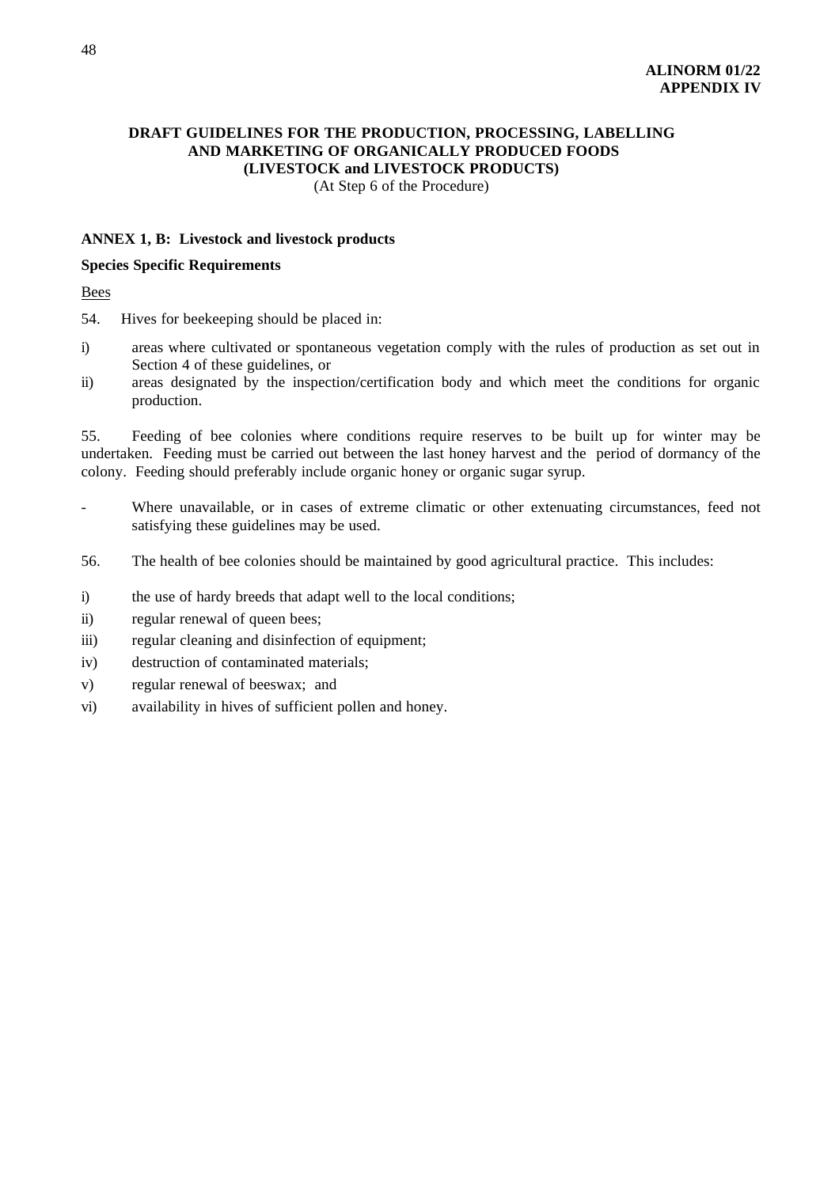**ALINORM 01/22**
**APPENDIX IV**

**DRAFT GUIDELINES FOR THE PRODUCTION, PROCESSING, LABELLING AND MARKETING OF ORGANICALLY PRODUCED FOODS (LIVESTOCK and LIVESTOCK PRODUCTS)**
(At Step 6 of the Procedure)

**ANNEX 1, B: Livestock and livestock products**

**Species Specific Requirements**

Bees

54. Hives for beekeeping should be placed in:

i) areas where cultivated or spontaneous vegetation comply with the rules of production as set out in Section 4 of these guidelines, or
ii) areas designated by the inspection/certification body and which meet the conditions for organic production.

55. Feeding of bee colonies where conditions require reserves to be built up for winter may be undertaken. Feeding must be carried out between the last honey harvest and the period of dormancy of the colony. Feeding should preferably include organic honey or organic sugar syrup.

- Where unavailable, or in cases of extreme climatic or other extenuating circumstances, feed not satisfying these guidelines may be used.

56. The health of bee colonies should be maintained by good agricultural practice. This includes:

i) the use of hardy breeds that adapt well to the local conditions;
ii) regular renewal of queen bees;
iii) regular cleaning and disinfection of equipment;
iv) destruction of contaminated materials;
v) regular renewal of beeswax; and
vi) availability in hives of sufficient pollen and honey.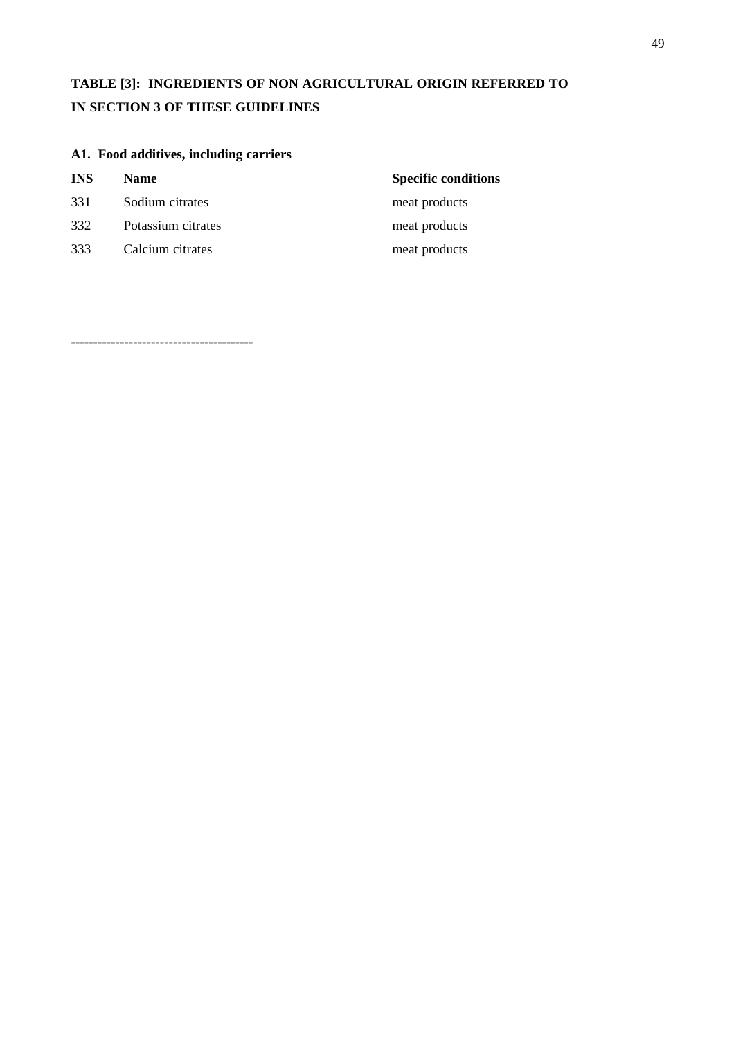## TABLE [3]: INGREDIENTS OF NON AGRICULTURAL ORIGIN REFERRED TO IN SECTION 3 OF THESE GUIDELINES

### A1. Food additives, including carriers

| INS | Name | Specific conditions |
|---|---|---|
| 331 | Sodium citrates | meat products |
| 332 | Potassium citrates | meat products |
| 333 | Calcium citrates | meat products |

----------------------------------------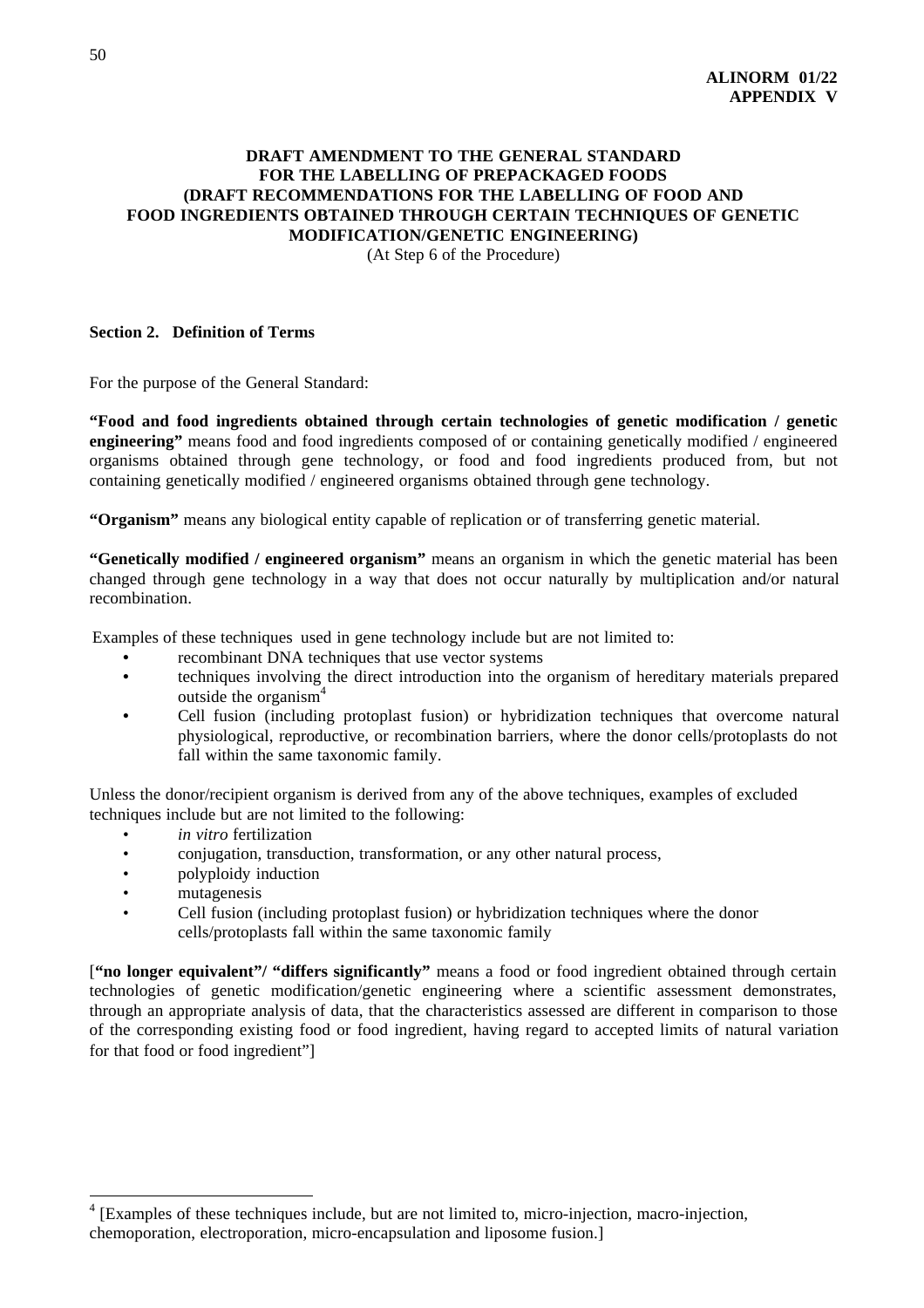**ALINORM 01/22**
**APPENDIX V**

## DRAFT AMENDMENT TO THE GENERAL STANDARD FOR THE LABELLING OF PREPACKAGED FOODS (DRAFT RECOMMENDATIONS FOR THE LABELLING OF FOOD AND FOOD INGREDIENTS OBTAINED THROUGH CERTAIN TECHNIQUES OF GENETIC MODIFICATION/GENETIC ENGINEERING)

(At Step 6 of the Procedure)

### Section 2. Definition of Terms

For the purpose of the General Standard:

**"Food and food ingredients obtained through certain technologies of genetic modification / genetic engineering"** means food and food ingredients composed of or containing genetically modified / engineered organisms obtained through gene technology, or food and food ingredients produced from, but not containing genetically modified / engineered organisms obtained through gene technology.

**"Organism"** means any biological entity capable of replication or of transferring genetic material.

**"Genetically modified / engineered organism"** means an organism in which the genetic material has been changed through gene technology in a way that does not occur naturally by multiplication and/or natural recombination.

Examples of these techniques used in gene technology include but are not limited to:

- recombinant DNA techniques that use vector systems
- techniques involving the direct introduction into the organism of hereditary materials prepared outside the organism[4]
- Cell fusion (including protoplast fusion) or hybridization techniques that overcome natural physiological, reproductive, or recombination barriers, where the donor cells/protoplasts do not fall within the same taxonomic family.

Unless the donor/recipient organism is derived from any of the above techniques, examples of excluded techniques include but are not limited to the following:

- *in vitro* fertilization
- conjugation, transduction, transformation, or any other natural process,
- polyploidy induction
- mutagenesis
- Cell fusion (including protoplast fusion) or hybridization techniques where the donor cells/protoplasts fall within the same taxonomic family

[**"no longer equivalent"/ "differs significantly"** means a food or food ingredient obtained through certain technologies of genetic modification/genetic engineering where a scientific assessment demonstrates, through an appropriate analysis of data, that the characteristics assessed are different in comparison to those of the corresponding existing food or food ingredient, having regard to accepted limits of natural variation for that food or food ingredient"]

---

[4] [Examples of these techniques include, but are not limited to, micro-injection, macro-injection, chemoporation, electroporation, micro-encapsulation and liposome fusion.]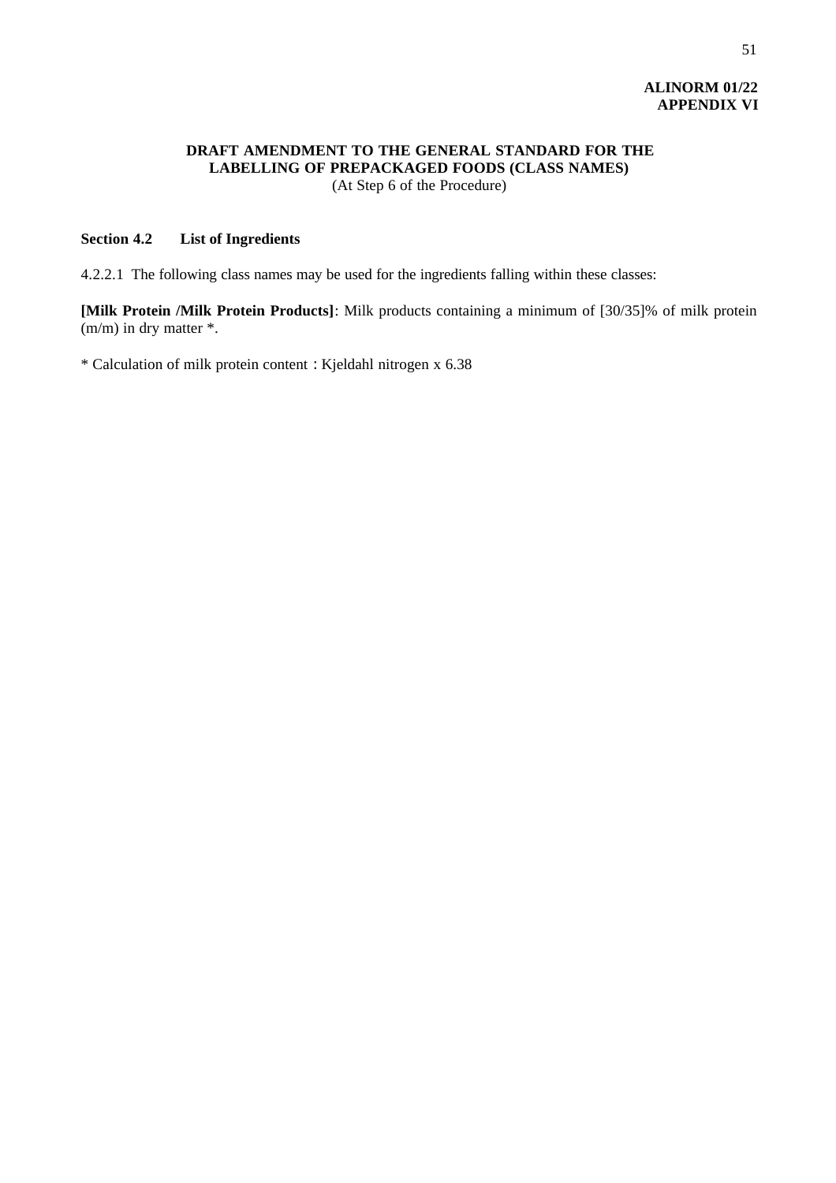**ALINORM 01/22**
**APPENDIX VI**

# DRAFT AMENDMENT TO THE GENERAL STANDARD FOR THE LABELLING OF PREPACKAGED FOODS (CLASS NAMES)

(At Step 6 of the Procedure)

## Section 4.2 List of Ingredients

4.2.2.1 The following class names may be used for the ingredients falling within these classes:

**[Milk Protein /Milk Protein Products]**: Milk products containing a minimum of [30/35]% of milk protein (m/m) in dry matter *.

* Calculation of milk protein content : Kjeldahl nitrogen x 6.38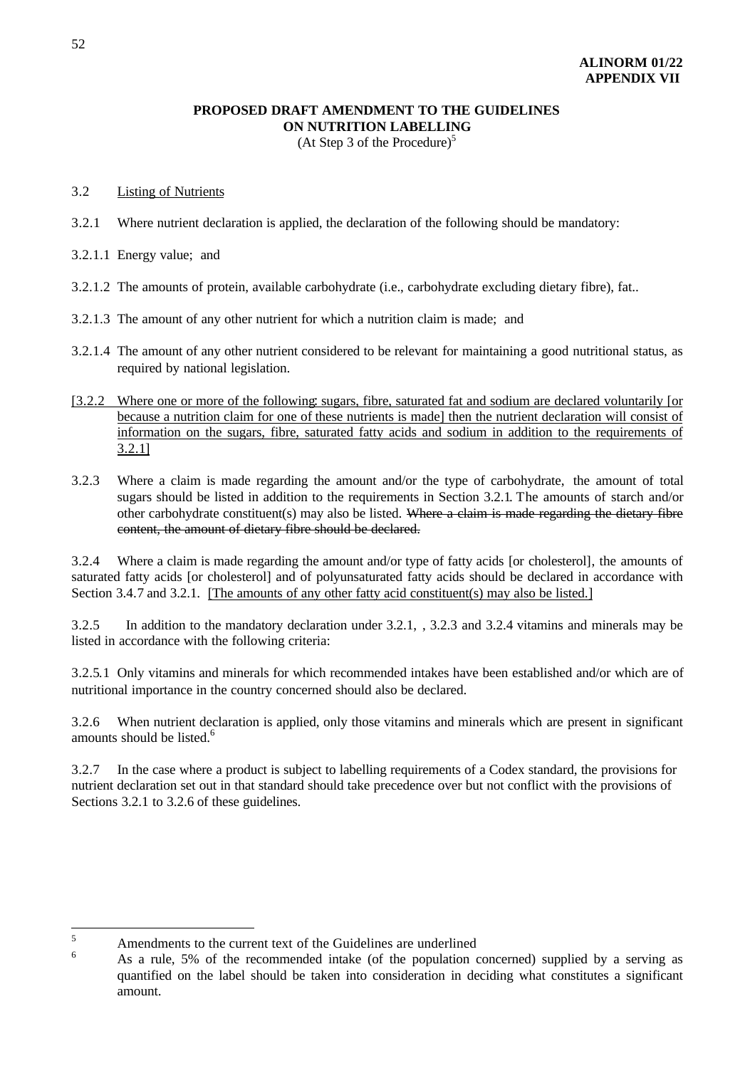**ALINORM 01/22**
**APPENDIX VII**

## PROPOSED DRAFT AMENDMENT TO THE GUIDELINES ON NUTRITION LABELLING

(At Step 3 of the Procedure)[5]

3.2 <u>Listing of Nutrients</u>

3.2.1 Where nutrient declaration is applied, the declaration of the following should be mandatory:

3.2.1.1 Energy value; and

3.2.1.2 The amounts of protein, available carbohydrate (i.e., carbohydrate excluding dietary fibre), fat..

3.2.1.3 The amount of any other nutrient for which a nutrition claim is made; and

3.2.1.4 The amount of any other nutrient considered to be relevant for maintaining a good nutritional status, as required by national legislation.

[<u>3.2.2 Where one or more of the following: sugars, fibre, saturated fat and sodium are declared voluntarily [or because a nutrition claim for one of these nutrients is made] then the nutrient declaration will consist of information on the sugars, fibre, saturated fatty acids and sodium in addition to the requirements of 3.2.1]</u>

3.2.3 Where a claim is made regarding the amount and/or the type of carbohydrate, the amount of total sugars should be listed in addition to the requirements in Section 3.2.1. The amounts of starch and/or other carbohydrate constituent(s) may also be listed. ~~Where a claim is made regarding the dietary fibre content, the amount of dietary fibre should be declared.~~

3.2.4 Where a claim is made regarding the amount and/or type of fatty acids [or cholesterol], the amounts of saturated fatty acids [or cholesterol] and of polyunsaturated fatty acids should be declared in accordance with Section 3.4.7 and 3.2.1. <u>[The amounts of any other fatty acid constituent(s) may also be listed.]</u>

3.2.5 In addition to the mandatory declaration under 3.2.1, , 3.2.3 and 3.2.4 vitamins and minerals may be listed in accordance with the following criteria:

3.2.5.1 Only vitamins and minerals for which recommended intakes have been established and/or which are of nutritional importance in the country concerned should also be declared.

3.2.6 When nutrient declaration is applied, only those vitamins and minerals which are present in significant amounts should be listed.[6]

3.2.7 In the case where a product is subject to labelling requirements of a Codex standard, the provisions for nutrient declaration set out in that standard should take precedence over but not conflict with the provisions of Sections 3.2.1 to 3.2.6 of these guidelines.

---

[5] Amendments to the current text of the Guidelines are underlined

[6] As a rule, 5% of the recommended intake (of the population concerned) supplied by a serving as quantified on the label should be taken into consideration in deciding what constitutes a significant amount.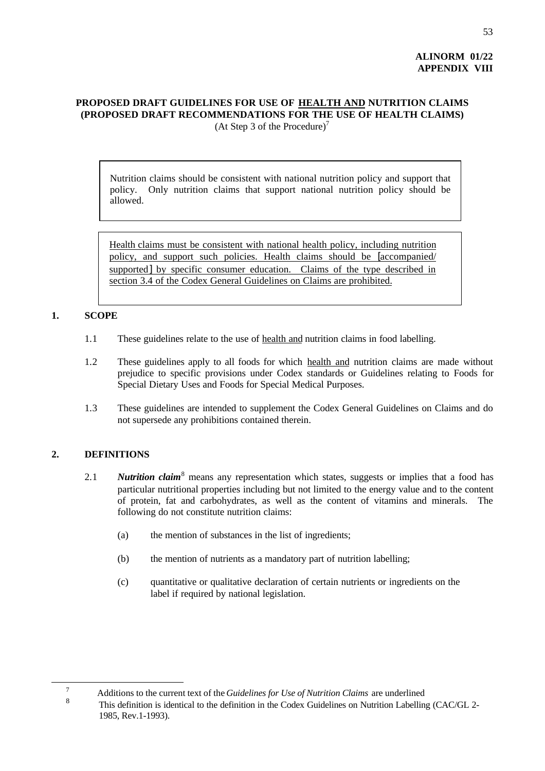**ALINORM 01/22**
**APPENDIX VIII**

**PROPOSED DRAFT GUIDELINES FOR USE OF <u>HEALTH AND</u> NUTRITION CLAIMS**
**(PROPOSED DRAFT RECOMMENDATIONS FOR THE USE OF HEALTH CLAIMS)**
(At Step 3 of the Procedure)[7]

> Nutrition claims should be consistent with national nutrition policy and support that policy. Only nutrition claims that support national nutrition policy should be allowed.

> <u>Health claims must be consistent with national health policy, including nutrition policy, and support such policies. Health claims should be [accompanied/ supported] by specific consumer education. Claims of the type described in section 3.4 of the Codex General Guidelines on Claims are prohibited.</u>

## 1. SCOPE

1.1 These guidelines relate to the use of <u>health and</u> nutrition claims in food labelling.

1.2 These guidelines apply to all foods for which <u>health and</u> nutrition claims are made without prejudice to specific provisions under Codex standards or Guidelines relating to Foods for Special Dietary Uses and Foods for Special Medical Purposes.

1.3 These guidelines are intended to supplement the Codex General Guidelines on Claims and do not supersede any prohibitions contained therein.

## 2. DEFINITIONS

2.1 ***Nutrition claim***[8] means any representation which states, suggests or implies that a food has particular nutritional properties including but not limited to the energy value and to the content of protein, fat and carbohydrates, as well as the content of vitamins and minerals. The following do not constitute nutrition claims:

(a) the mention of substances in the list of ingredients;

(b) the mention of nutrients as a mandatory part of nutrition labelling;

(c) quantitative or qualitative declaration of certain nutrients or ingredients on the label if required by national legislation.

---

[7] Additions to the current text of the *Guidelines for Use of Nutrition Claims* are underlined

[8] This definition is identical to the definition in the Codex Guidelines on Nutrition Labelling (CAC/GL 2-1985, Rev.1-1993).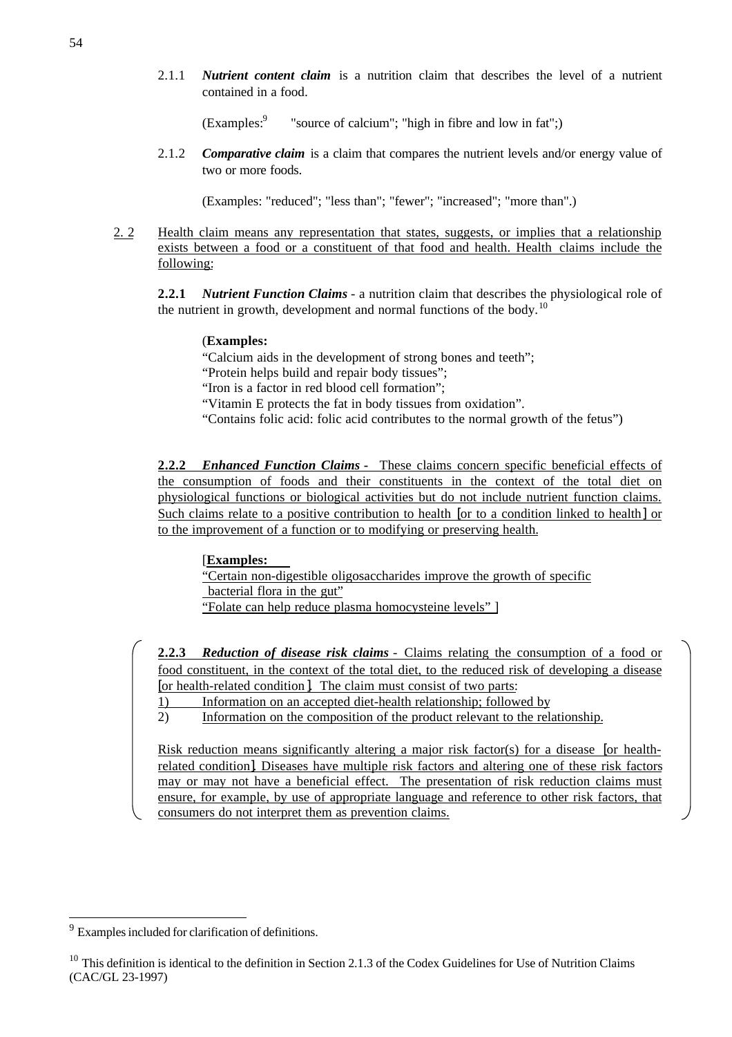2.1.1 ***Nutrient content claim*** is a nutrition claim that describes the level of a nutrient contained in a food.

(Examples:[9] "source of calcium"; "high in fibre and low in fat";)

2.1.2 ***Comparative claim*** is a claim that compares the nutrient levels and/or energy value of two or more foods.

(Examples: "reduced"; "less than"; "fewer"; "increased"; "more than".)

2. 2 Health claim means any representation that states, suggests, or implies that a relationship exists between a food or a constituent of that food and health. Health claims include the following:

**2.2.1** ***Nutrient Function Claims*** - a nutrition claim that describes the physiological role of the nutrient in growth, development and normal functions of the body.[10]

(**Examples:**
"Calcium aids in the development of strong bones and teeth";
"Protein helps build and repair body tissues";
"Iron is a factor in red blood cell formation";
"Vitamin E protects the fat in body tissues from oxidation".
"Contains folic acid: folic acid contributes to the normal growth of the fetus")

**2.2.2** ***Enhanced Function Claims*** **-** These claims concern specific beneficial effects of the consumption of foods and their constituents in the context of the total diet on physiological functions or biological activities but do not include nutrient function claims. Such claims relate to a positive contribution to health [or to a condition linked to health] or to the improvement of a function or to modifying or preserving health.

[**Examples:**
"Certain non-digestible oligosaccharides improve the growth of specific bacterial flora in the gut"
"Folate can help reduce plasma homocysteine levels" ]

**2.2.3** ***Reduction of disease risk claims*** - Claims relating the consumption of a food or food constituent, in the context of the total diet, to the reduced risk of developing a disease [or health-related condition]. The claim must consist of two parts:

1) Information on an accepted diet-health relationship; followed by
2) Information on the composition of the product relevant to the relationship.

Risk reduction means significantly altering a major risk factor(s) for a disease [or health-related condition]. Diseases have multiple risk factors and altering one of these risk factors may or may not have a beneficial effect. The presentation of risk reduction claims must ensure, for example, by use of appropriate language and reference to other risk factors, that consumers do not interpret them as prevention claims.

---

[9] Examples included for clarification of definitions.

[10] This definition is identical to the definition in Section 2.1.3 of the Codex Guidelines for Use of Nutrition Claims (CAC/GL 23-1997)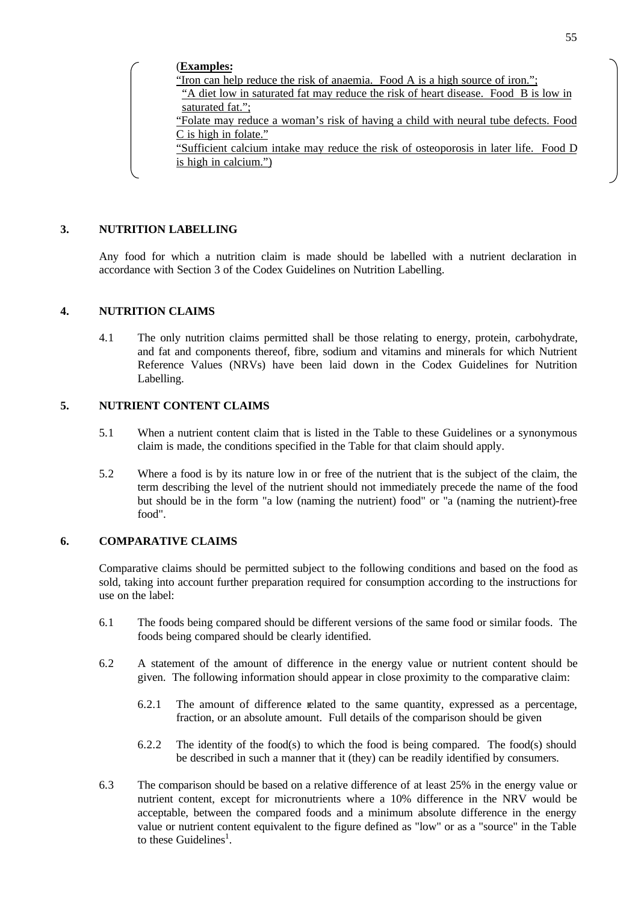(**Examples:**

"Iron can help reduce the risk of anaemia. Food A is a high source of iron.";

"A diet low in saturated fat may reduce the risk of heart disease. Food B is low in saturated fat.";

"Folate may reduce a woman's risk of having a child with neural tube defects. Food C is high in folate."

"Sufficient calcium intake may reduce the risk of osteoporosis in later life. Food D is high in calcium.")

## 3. NUTRITION LABELLING

Any food for which a nutrition claim is made should be labelled with a nutrient declaration in accordance with Section 3 of the Codex Guidelines on Nutrition Labelling.

## 4. NUTRITION CLAIMS

4.1 The only nutrition claims permitted shall be those relating to energy, protein, carbohydrate, and fat and components thereof, fibre, sodium and vitamins and minerals for which Nutrient Reference Values (NRVs) have been laid down in the Codex Guidelines for Nutrition Labelling.

## 5. NUTRIENT CONTENT CLAIMS

5.1 When a nutrient content claim that is listed in the Table to these Guidelines or a synonymous claim is made, the conditions specified in the Table for that claim should apply.

5.2 Where a food is by its nature low in or free of the nutrient that is the subject of the claim, the term describing the level of the nutrient should not immediately precede the name of the food but should be in the form "a low (naming the nutrient) food" or "a (naming the nutrient)-free food".

## 6. COMPARATIVE CLAIMS

Comparative claims should be permitted subject to the following conditions and based on the food as sold, taking into account further preparation required for consumption according to the instructions for use on the label:

6.1 The foods being compared should be different versions of the same food or similar foods. The foods being compared should be clearly identified.

6.2 A statement of the amount of difference in the energy value or nutrient content should be given. The following information should appear in close proximity to the comparative claim:

6.2.1 The amount of difference related to the same quantity, expressed as a percentage, fraction, or an absolute amount. Full details of the comparison should be given

6.2.2 The identity of the food(s) to which the food is being compared. The food(s) should be described in such a manner that it (they) can be readily identified by consumers.

6.3 The comparison should be based on a relative difference of at least 25% in the energy value or nutrient content, except for micronutrients where a 10% difference in the NRV would be acceptable, between the compared foods and a minimum absolute difference in the energy value or nutrient content equivalent to the figure defined as "low" or as a "source" in the Table to these Guidelines[1].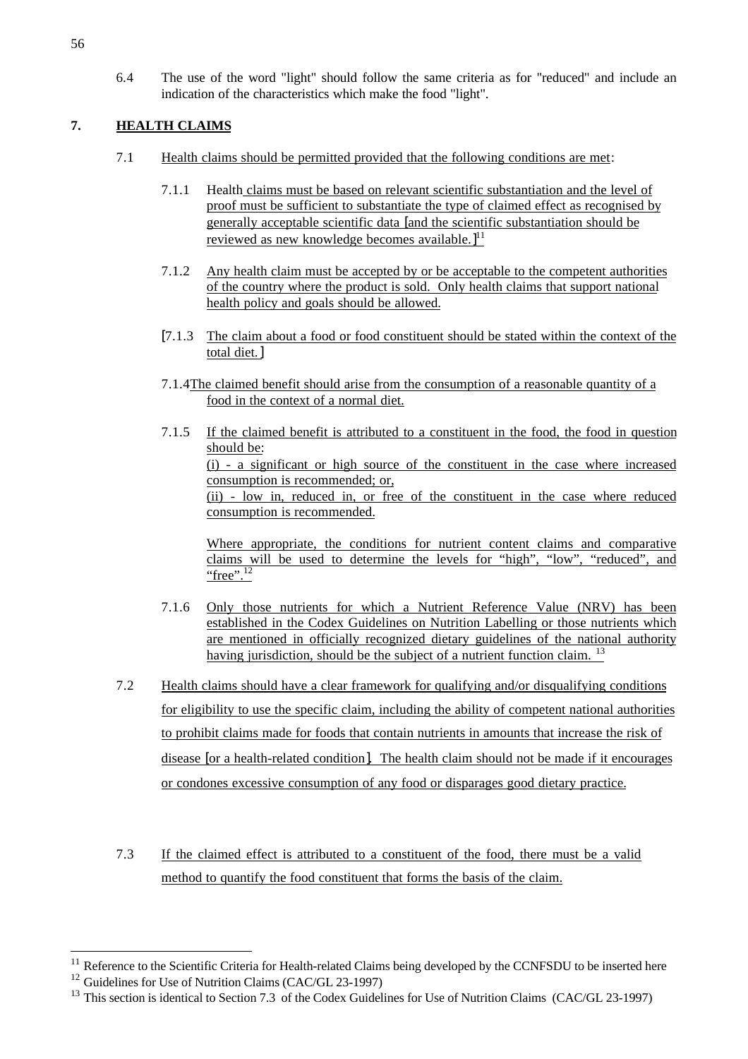6.4 The use of the word "light" should follow the same criteria as for "reduced" and include an indication of the characteristics which make the food "light".

## 7. HEALTH CLAIMS

7.1 Health claims should be permitted provided that the following conditions are met:

7.1.1 Health claims must be based on relevant scientific substantiation and the level of proof must be sufficient to substantiate the type of claimed effect as recognised by generally acceptable scientific data [and the scientific substantiation should be reviewed as new knowledge becomes available.][11]

7.1.2 Any health claim must be accepted by or be acceptable to the competent authorities of the country where the product is sold. Only health claims that support national health policy and goals should be allowed.

[7.1.3 The claim about a food or food constituent should be stated within the context of the total diet.]

7.1.4 The claimed benefit should arise from the consumption of a reasonable quantity of a food in the context of a normal diet.

7.1.5 If the claimed benefit is attributed to a constituent in the food, the food in question should be:
(i) - a significant or high source of the constituent in the case where increased consumption is recommended; or,
(ii) - low in, reduced in, or free of the constituent in the case where reduced consumption is recommended.

Where appropriate, the conditions for nutrient content claims and comparative claims will be used to determine the levels for "high", "low", "reduced", and "free".[12]

7.1.6 Only those nutrients for which a Nutrient Reference Value (NRV) has been established in the Codex Guidelines on Nutrition Labelling or those nutrients which are mentioned in officially recognized dietary guidelines of the national authority having jurisdiction, should be the subject of a nutrient function claim. [13]

7.2 Health claims should have a clear framework for qualifying and/or disqualifying conditions for eligibility to use the specific claim, including the ability of competent national authorities to prohibit claims made for foods that contain nutrients in amounts that increase the risk of disease [or a health-related condition]. The health claim should not be made if it encourages or condones excessive consumption of any food or disparages good dietary practice.

7.3 If the claimed effect is attributed to a constituent of the food, there must be a valid method to quantify the food constituent that forms the basis of the claim.

---

[11] Reference to the Scientific Criteria for Health-related Claims being developed by the CCNFSDU to be inserted here

[12] Guidelines for Use of Nutrition Claims (CAC/GL 23-1997)

[13] This section is identical to Section 7.3 of the Codex Guidelines for Use of Nutrition Claims (CAC/GL 23-1997)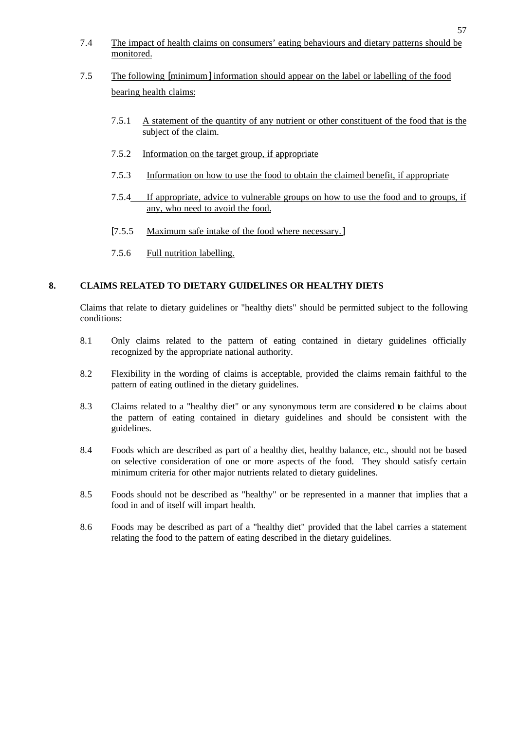7.4 The impact of health claims on consumers' eating behaviours and dietary patterns should be monitored.

7.5 The following [minimum] information should appear on the label or labelling of the food bearing health claims:

7.5.1 A statement of the quantity of any nutrient or other constituent of the food that is the subject of the claim.

7.5.2 Information on the target group, if appropriate

7.5.3 Information on how to use the food to obtain the claimed benefit, if appropriate

7.5.4 If appropriate, advice to vulnerable groups on how to use the food and to groups, if any, who need to avoid the food.

[7.5.5 Maximum safe intake of the food where necessary.]

7.5.6 Full nutrition labelling.

## 8. CLAIMS RELATED TO DIETARY GUIDELINES OR HEALTHY DIETS

Claims that relate to dietary guidelines or "healthy diets" should be permitted subject to the following conditions:

8.1 Only claims related to the pattern of eating contained in dietary guidelines officially recognized by the appropriate national authority.

8.2 Flexibility in the wording of claims is acceptable, provided the claims remain faithful to the pattern of eating outlined in the dietary guidelines.

8.3 Claims related to a "healthy diet" or any synonymous term are considered to be claims about the pattern of eating contained in dietary guidelines and should be consistent with the guidelines.

8.4 Foods which are described as part of a healthy diet, healthy balance, etc., should not be based on selective consideration of one or more aspects of the food. They should satisfy certain minimum criteria for other major nutrients related to dietary guidelines.

8.5 Foods should not be described as "healthy" or be represented in a manner that implies that a food in and of itself will impart health.

8.6 Foods may be described as part of a "healthy diet" provided that the label carries a statement relating the food to the pattern of eating described in the dietary guidelines.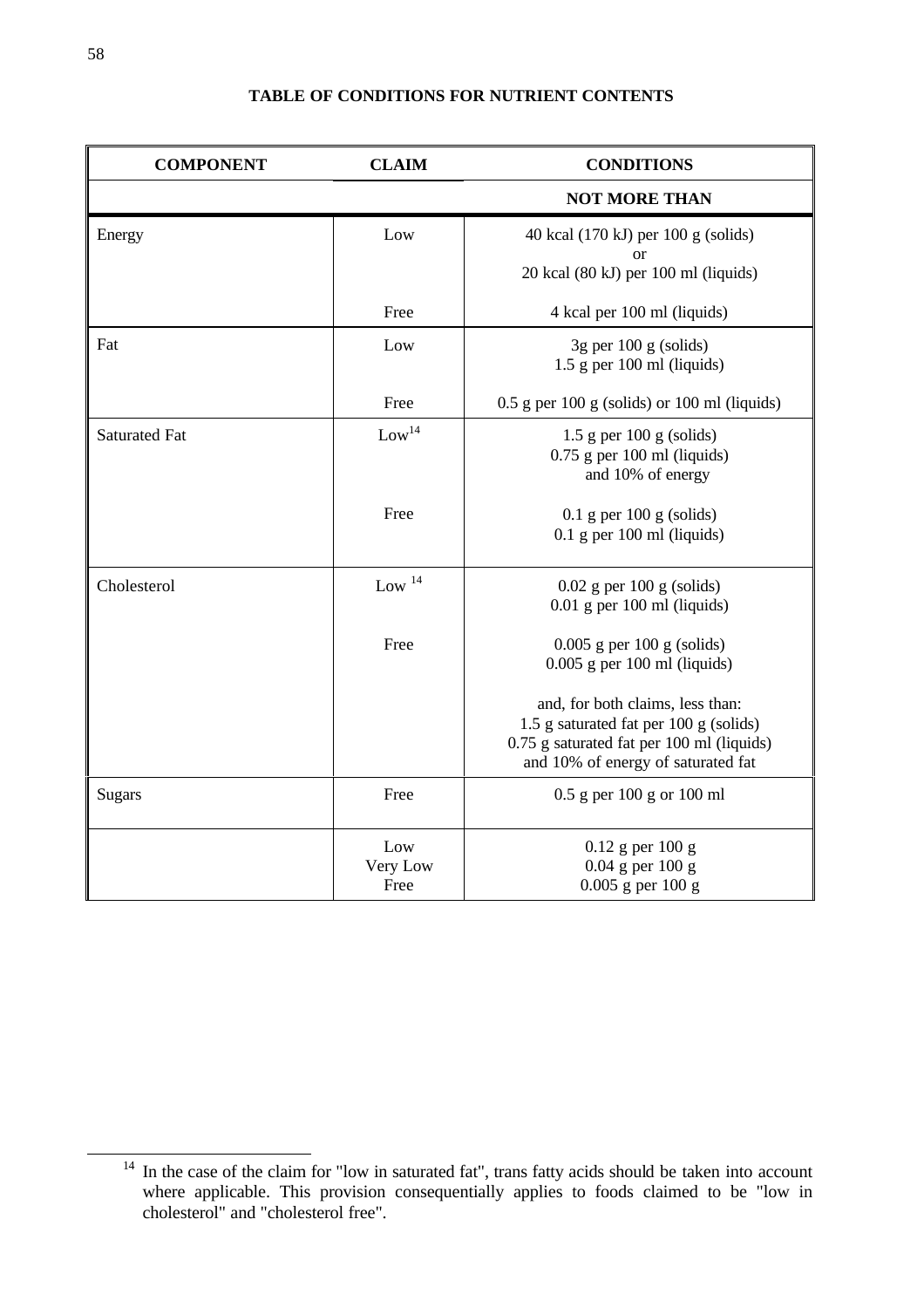**TABLE OF CONDITIONS FOR NUTRIENT CONTENTS**

| COMPONENT | CLAIM | CONDITIONS |
|---|---|---|
| | | **NOT MORE THAN** |
| Energy | Low | 40 kcal (170 kJ) per 100 g (solids)<br>or<br>20 kcal (80 kJ) per 100 ml (liquids) |
| | Free | 4 kcal per 100 ml (liquids) |
| Fat | Low | 3g per 100 g (solids)<br>1.5 g per 100 ml (liquids) |
| | Free | 0.5 g per 100 g (solids) or 100 ml (liquids) |
| Saturated Fat | Low[14] | 1.5 g per 100 g (solids)<br>0.75 g per 100 ml (liquids)<br>and 10% of energy |
| | Free | 0.1 g per 100 g (solids)<br>0.1 g per 100 ml (liquids) |
| Cholesterol | Low [14] | 0.02 g per 100 g (solids)<br>0.01 g per 100 ml (liquids) |
| | Free | 0.005 g per 100 g (solids)<br>0.005 g per 100 ml (liquids)<br><br>and, for both claims, less than:<br>1.5 g saturated fat per 100 g (solids)<br>0.75 g saturated fat per 100 ml (liquids)<br>and 10% of energy of saturated fat |
| Sugars | Free | 0.5 g per 100 g or 100 ml |
| | Low<br>Very Low<br>Free | 0.12 g per 100 g<br>0.04 g per 100 g<br>0.005 g per 100 g |

[14] In the case of the claim for "low in saturated fat", trans fatty acids should be taken into account where applicable. This provision consequentially applies to foods claimed to be "low in cholesterol" and "cholesterol free".